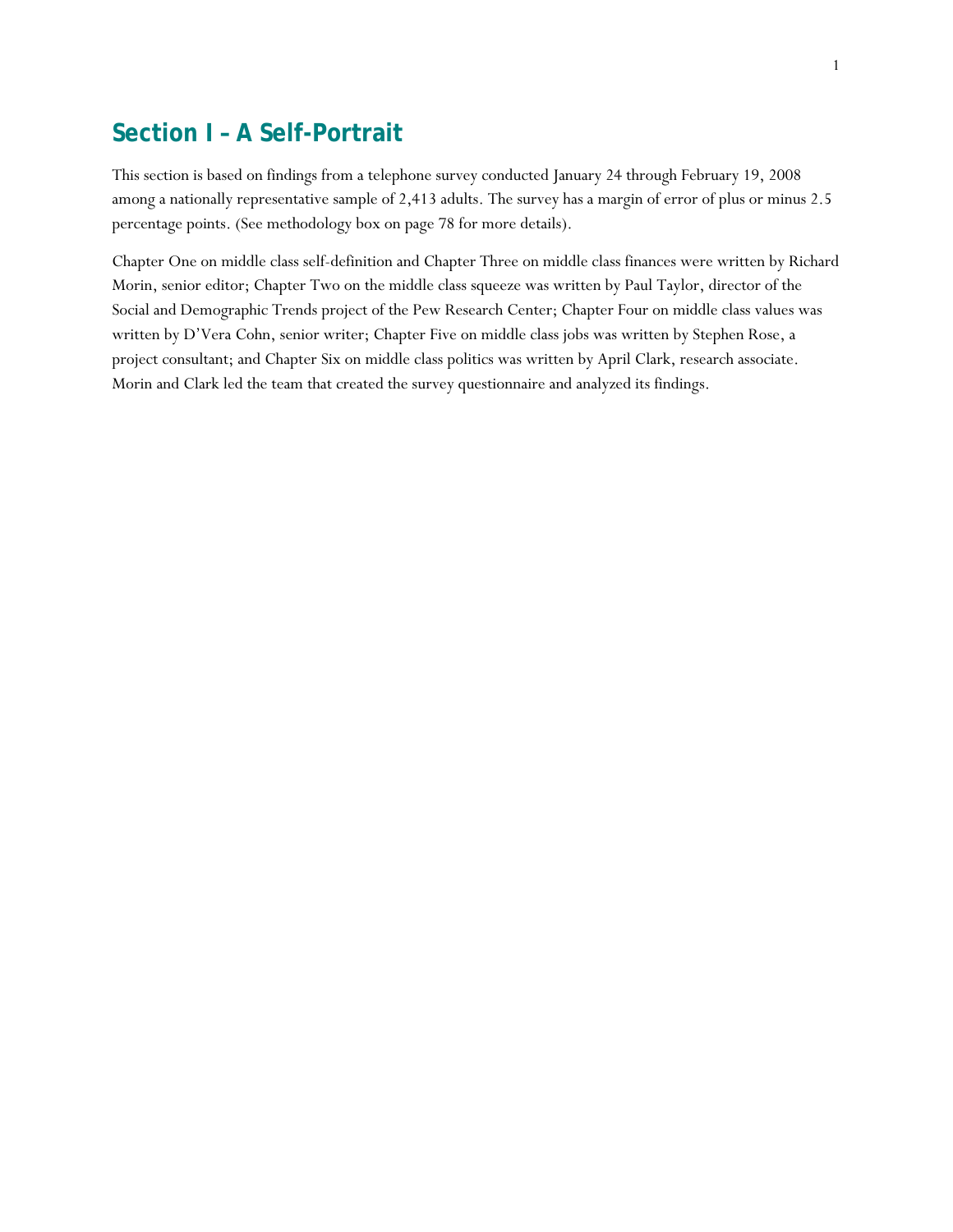# Section I – A Self-Portrait

This section is based on findings from a telephone survey conducted January 24 through February 19, 2008 among a nationally representative sample of 2,413 adults. The survey has a margin of error of plus or minus 2.5 percentage points. (See methodology box on page 78 for more details).

Chapter One on middle class self-definition and Chapter Three on middle class finances were written by Richard Morin, senior editor; Chapter Two on the middle class squeeze was written by Paul Taylor, director of the Social and Demographic Trends project of the Pew Research Center; Chapter Four on middle class values was written by D'Vera Cohn, senior writer; Chapter Five on middle class jobs was written by Stephen Rose, a project consultant; and Chapter Six on middle class politics was written by April Clark, research associate. Morin and Clark led the team that created the survey questionnaire and analyzed its findings.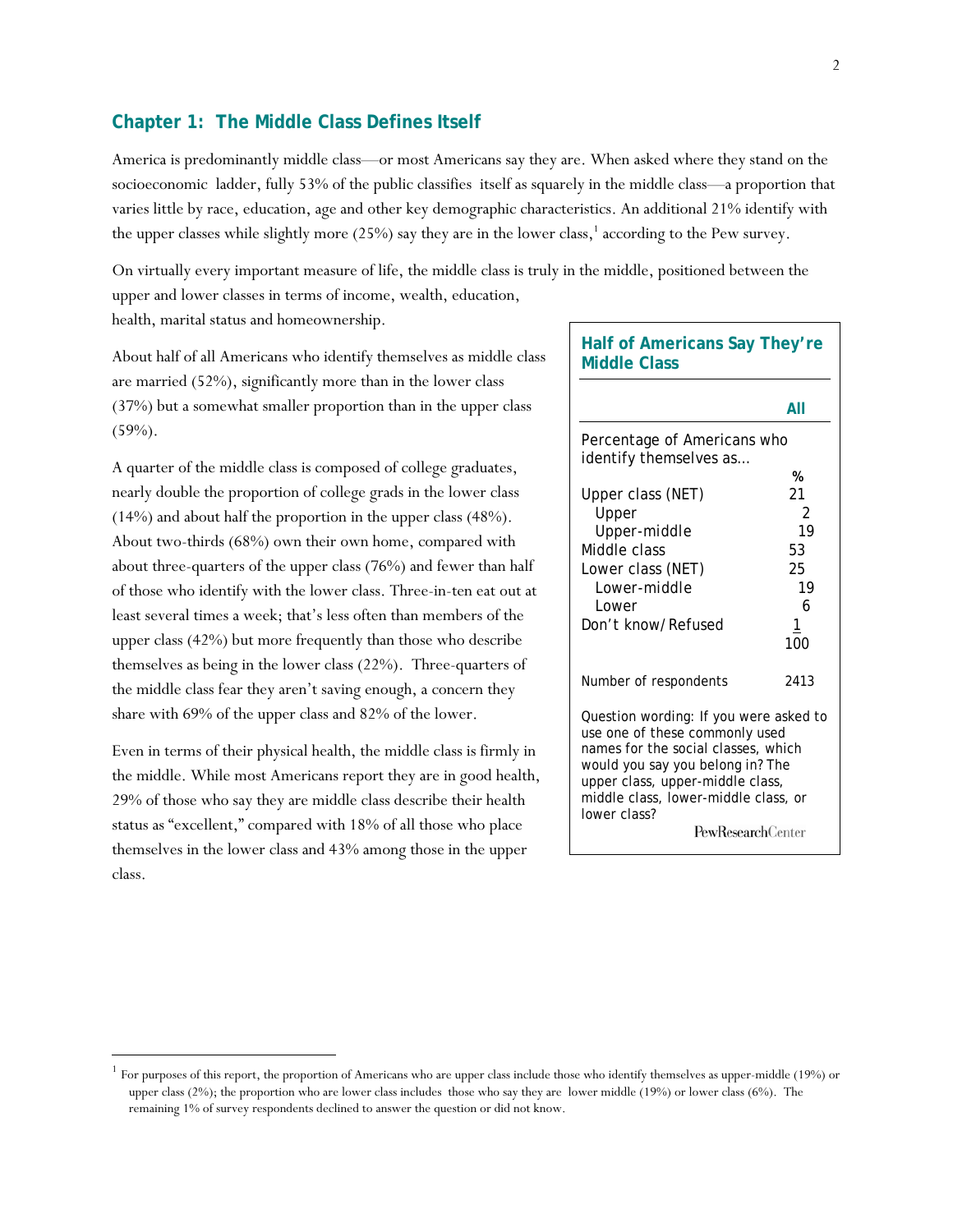## Chapter 1: The Middle Class Defines Itself

America is predominantly middle class—or most Americans say they are. When asked where they stand on the socioeconomic ladder, fully 53% of the public classifies itself as squarely in the middle class—a proportion that varies little by race, education, age and other key demographic characteristics. An additional 21% identify with the upper classes while slightly more (25%) say they are in the lower class,[1] according to the Pew survey.

On virtually every important measure of life, the middle class is truly in the middle, positioned between the upper and lower classes in terms of income, wealth, education, health, marital status and homeownership.

About half of all Americans who identify themselves as middle class are married (52%), significantly more than in the lower class (37%) but a somewhat smaller proportion than in the upper class (59%).

A quarter of the middle class is composed of college graduates, nearly double the proportion of college grads in the lower class (14%) and about half the proportion in the upper class (48%). About two-thirds (68%) own their own home, compared with about three-quarters of the upper class (76%) and fewer than half of those who identify with the lower class. Three-in-ten eat out at least several times a week; that's less often than members of the upper class (42%) but more frequently than those who describe themselves as being in the lower class (22%). Three-quarters of the middle class fear they aren't saving enough, a concern they share with 69% of the upper class and 82% of the lower.

Even in terms of their physical health, the middle class is firmly in the middle. While most Americans report they are in good health, 29% of those who say they are middle class describe their health status as "excellent," compared with 18% of all those who place themselves in the lower class and 43% among those in the upper class.

**Half of Americans Say They're Middle Class**

| Percentage of Americans who identify themselves as… | All (%) |
|---|---|
| Upper class (NET) | 21 |
| Upper | 2 |
| Upper-middle | 19 |
| Middle class | 53 |
| Lower class (NET) | 25 |
| Lower-middle | 19 |
| Lower | 6 |
| Don't know/Refused | 1 |
| | 100 |
| Number of respondents | 2413 |

Question wording: If you were asked to use one of these commonly used names for the social classes, which would you say you belong in? The upper class, upper-middle class, middle class, lower-middle class, or lower class?

PewResearchCenter

---

[1] For purposes of this report, the proportion of Americans who are upper class include those who identify themselves as upper-middle (19%) or upper class (2%); the proportion who are lower class includes those who say they are lower middle (19%) or lower class (6%). The remaining 1% of survey respondents declined to answer the question or did not know.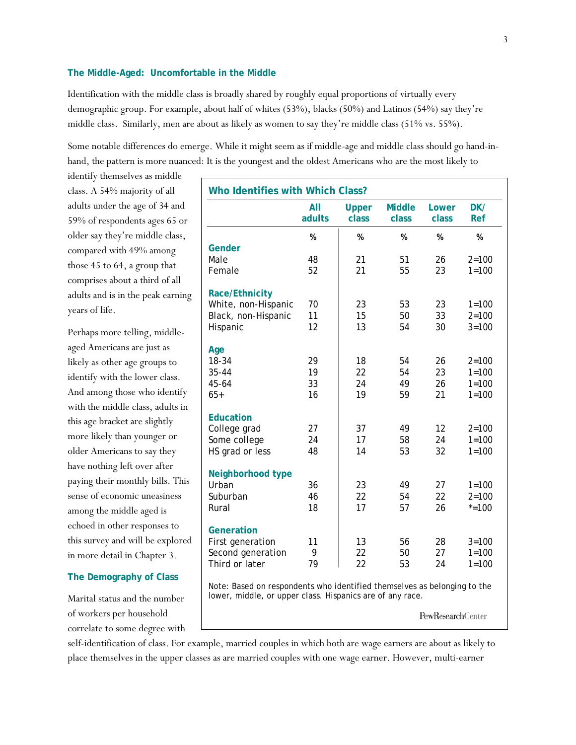### The Middle-Aged: Uncomfortable in the Middle

Identification with the middle class is broadly shared by roughly equal proportions of virtually every demographic group. For example, about half of whites (53%), blacks (50%) and Latinos (54%) say they're middle class. Similarly, men are about as likely as women to say they're middle class (51% vs. 55%).

Some notable differences do emerge. While it might seem as if middle-age and middle class should go hand-in-hand, the pattern is more nuanced: It is the youngest and the oldest Americans who are the most likely to identify themselves as middle class. A 54% majority of all adults under the age of 34 and 59% of respondents ages 65 or older say they're middle class, compared with 49% among those 45 to 64, a group that comprises about a third of all adults and is in the peak earning years of life.

Perhaps more telling, middle-aged Americans are just as likely as other age groups to identify with the lower class. And among those who identify with the middle class, adults in this age bracket are slightly more likely than younger or older Americans to say they have nothing left over after paying their monthly bills. This sense of economic uneasiness among the middle aged is echoed in other responses to this survey and will be explored in more detail in Chapter 3.

**Who Identifies with Which Class?**

| | All adults | Upper class | Middle class | Lower class | DK/Ref |
|---|---|---|---|---|---|
| | % | % | % | % | % |
| **Gender** | | | | | |
| Male | 48 | 21 | 51 | 26 | 2=100 |
| Female | 52 | 21 | 55 | 23 | 1=100 |
| **Race/Ethnicity** | | | | | |
| White, non-Hispanic | 70 | 23 | 53 | 23 | 1=100 |
| Black, non-Hispanic | 11 | 15 | 50 | 33 | 2=100 |
| Hispanic | 12 | 13 | 54 | 30 | 3=100 |
| **Age** | | | | | |
| 18-34 | 29 | 18 | 54 | 26 | 2=100 |
| 35-44 | 19 | 22 | 54 | 23 | 1=100 |
| 45-64 | 33 | 24 | 49 | 26 | 1=100 |
| 65+ | 16 | 19 | 59 | 21 | 1=100 |
| **Education** | | | | | |
| College grad | 27 | 37 | 49 | 12 | 2=100 |
| Some college | 24 | 17 | 58 | 24 | 1=100 |
| HS grad or less | 48 | 14 | 53 | 32 | 1=100 |
| **Neighborhood type** | | | | | |
| Urban | 36 | 23 | 49 | 27 | 1=100 |
| Suburban | 46 | 22 | 54 | 22 | 2=100 |
| Rural | 18 | 17 | 57 | 26 | *=100 |
| **Generation** | | | | | |
| First generation | 11 | 13 | 56 | 28 | 3=100 |
| Second generation | 9 | 22 | 50 | 27 | 1=100 |
| Third or later | 79 | 22 | 53 | 24 | 1=100 |

Note: Based on respondents who identified themselves as belonging to the lower, middle, or upper class. Hispanics are of any race.

PewResearchCenter

### The Demography of Class

Marital status and the number of workers per household correlate to some degree with self-identification of class. For example, married couples in which both are wage earners are about as likely to place themselves in the upper classes as are married couples with one wage earner. However, multi-earner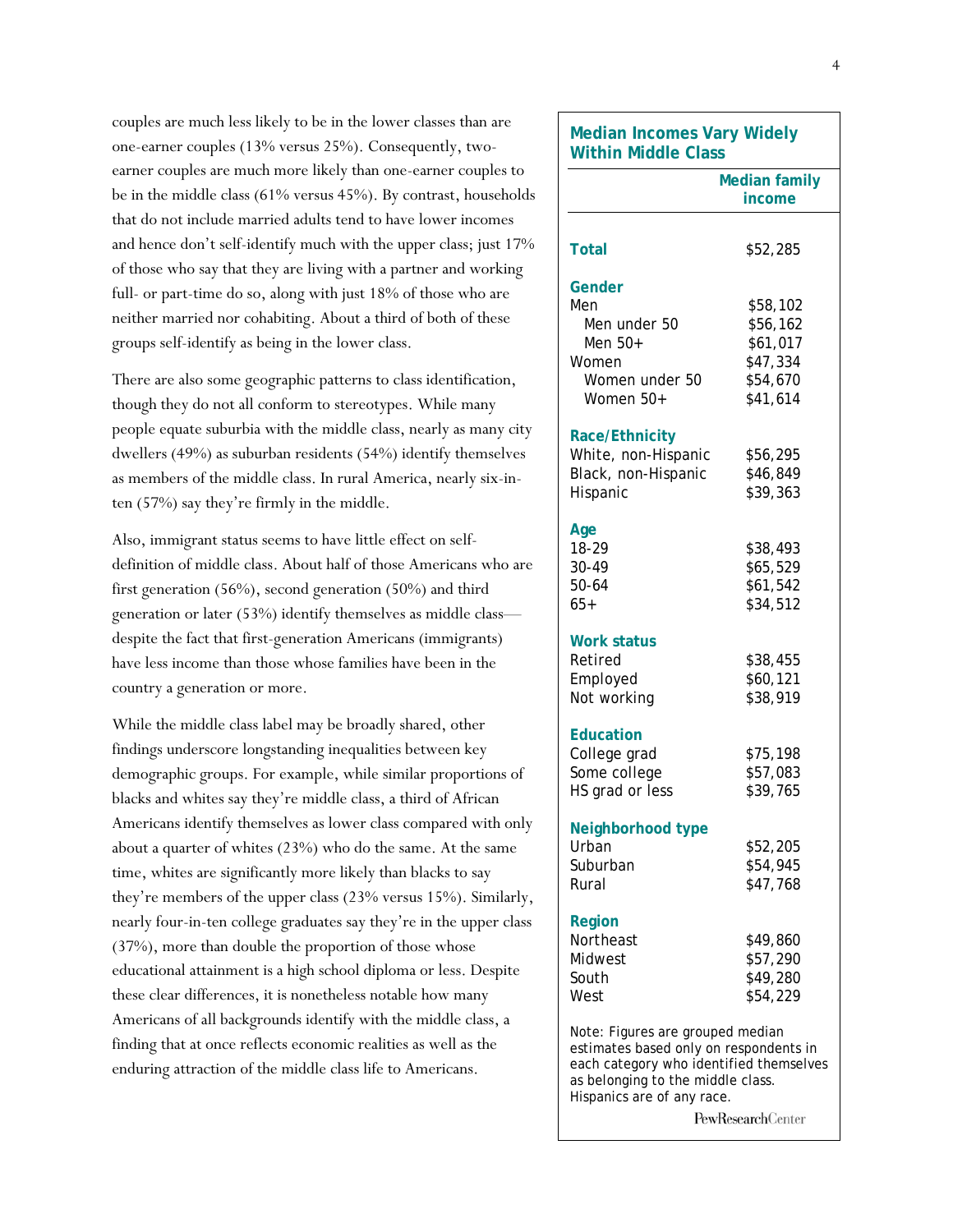couples are much less likely to be in the lower classes than are one-earner couples (13% versus 25%). Consequently, two-earner couples are much more likely than one-earner couples to be in the middle class (61% versus 45%). By contrast, households that do not include married adults tend to have lower incomes and hence don't self-identify much with the upper class; just 17% of those who say that they are living with a partner and working full- or part-time do so, along with just 18% of those who are neither married nor cohabiting. About a third of both of these groups self-identify as being in the lower class.

There are also some geographic patterns to class identification, though they do not all conform to stereotypes. While many people equate suburbia with the middle class, nearly as many city dwellers (49%) as suburban residents (54%) identify themselves as members of the middle class. In rural America, nearly six-in-ten (57%) say they're firmly in the middle.

Also, immigrant status seems to have little effect on self-definition of middle class. About half of those Americans who are first generation (56%), second generation (50%) and third generation or later (53%) identify themselves as middle class—despite the fact that first-generation Americans (immigrants) have less income than those whose families have been in the country a generation or more.

While the middle class label may be broadly shared, other findings underscore longstanding inequalities between key demographic groups. For example, while similar proportions of blacks and whites say they're middle class, a third of African Americans identify themselves as lower class compared with only about a quarter of whites (23%) who do the same. At the same time, whites are significantly more likely than blacks to say they're members of the upper class (23% versus 15%). Similarly, nearly four-in-ten college graduates say they're in the upper class (37%), more than double the proportion of those whose educational attainment is a high school diploma or less. Despite these clear differences, it is nonetheless notable how many Americans of all backgrounds identify with the middle class, a finding that at once reflects economic realities as well as the enduring attraction of the middle class life to Americans.

**Median Incomes Vary Widely Within Middle Class**

| | Median family income |
|---|---|
| **Total** | $52,285 |
| **Gender** | |
| Men | $58,102 |
| Men under 50 | $56,162 |
| Men 50+ | $61,017 |
| Women | $47,334 |
| Women under 50 | $54,670 |
| Women 50+ | $41,614 |
| **Race/Ethnicity** | |
| White, non-Hispanic | $56,295 |
| Black, non-Hispanic | $46,849 |
| Hispanic | $39,363 |
| **Age** | |
| 18-29 | $38,493 |
| 30-49 | $65,529 |
| 50-64 | $61,542 |
| 65+ | $34,512 |
| **Work status** | |
| Retired | $38,455 |
| Employed | $60,121 |
| Not working | $38,919 |
| **Education** | |
| College grad | $75,198 |
| Some college | $57,083 |
| HS grad or less | $39,765 |
| **Neighborhood type** | |
| Urban | $52,205 |
| Suburban | $54,945 |
| Rural | $47,768 |
| **Region** | |
| Northeast | $49,860 |
| Midwest | $57,290 |
| South | $49,280 |
| West | $54,229 |

Note: Figures are grouped median estimates based only on respondents in each category who identified themselves as belonging to the middle class. Hispanics are of any race.

PewResearchCenter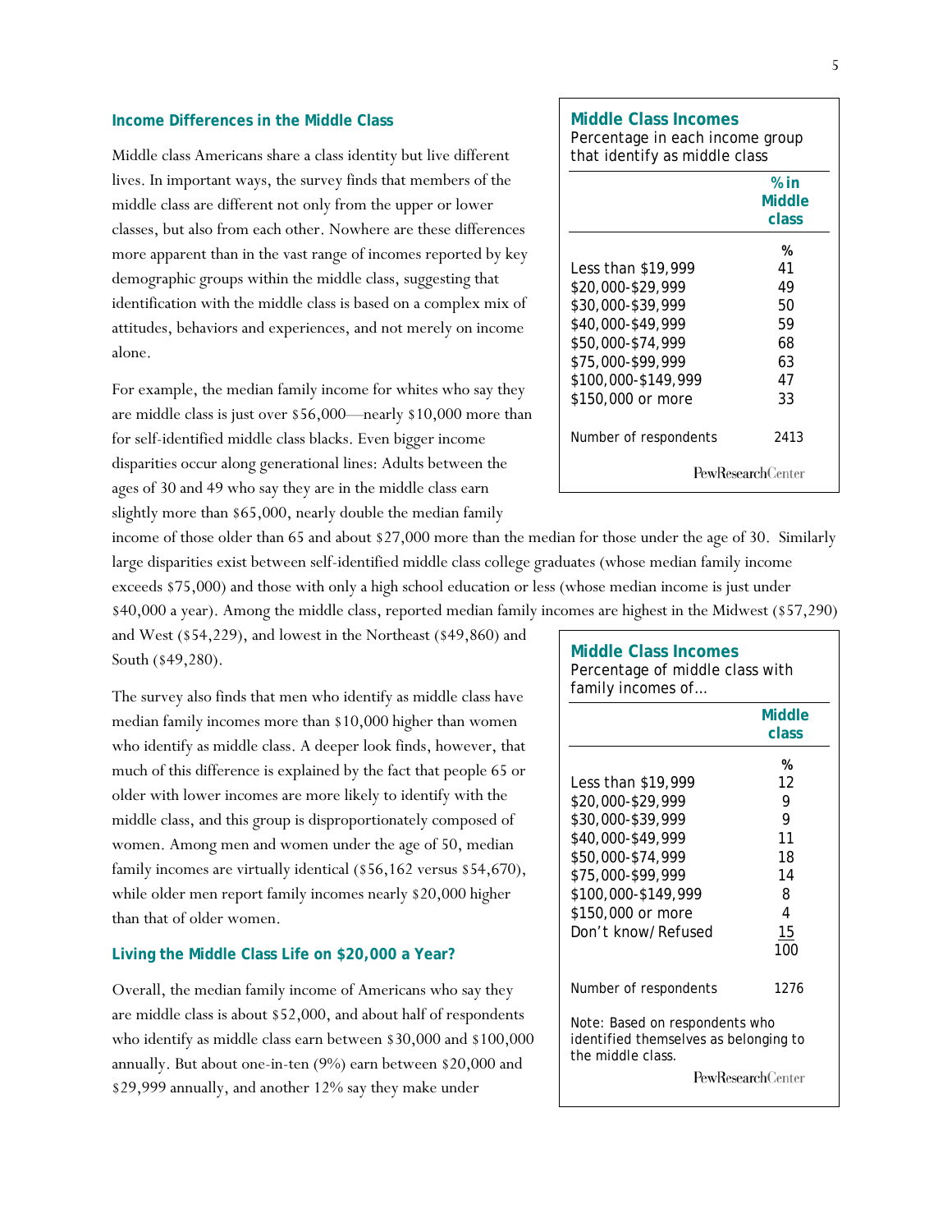### Income Differences in the Middle Class

Middle class Americans share a class identity but live different lives. In important ways, the survey finds that members of the middle class are different not only from the upper or lower classes, but also from each other. Nowhere are these differences more apparent than in the vast range of incomes reported by key demographic groups within the middle class, suggesting that identification with the middle class is based on a complex mix of attitudes, behaviors and experiences, and not merely on income alone.

**Middle Class Incomes**
Percentage in each income group that identify as middle class

| | % in Middle class |
|---|---|
| | % |
| Less than $19,999 | 41 |
| $20,000-$29,999 | 49 |
| $30,000-$39,999 | 50 |
| $40,000-$49,999 | 59 |
| $50,000-$74,999 | 68 |
| $75,000-$99,999 | 63 |
| $100,000-$149,999 | 47 |
| $150,000 or more | 33 |
| Number of respondents | 2413 |

PewResearchCenter

For example, the median family income for whites who say they are middle class is just over $56,000—nearly $10,000 more than for self-identified middle class blacks. Even bigger income disparities occur along generational lines: Adults between the ages of 30 and 49 who say they are in the middle class earn slightly more than $65,000, nearly double the median family income of those older than 65 and about $27,000 more than the median for those under the age of 30. Similarly large disparities exist between self-identified middle class college graduates (whose median family income exceeds $75,000) and those with only a high school education or less (whose median income is just under $40,000 a year). Among the middle class, reported median family incomes are highest in the Midwest ($57,290) and West ($54,229), and lowest in the Northeast ($49,860) and South ($49,280).

The survey also finds that men who identify as middle class have median family incomes more than $10,000 higher than women who identify as middle class. A deeper look finds, however, that much of this difference is explained by the fact that people 65 or older with lower incomes are more likely to identify with the middle class, and this group is disproportionately composed of women. Among men and women under the age of 50, median family incomes are virtually identical ($56,162 versus $54,670), while older men report family incomes nearly $20,000 higher than that of older women.

**Middle Class Incomes**
Percentage of middle class with family incomes of...

| | Middle class |
|---|---|
| | % |
| Less than $19,999 | 12 |
| $20,000-$29,999 | 9 |
| $30,000-$39,999 | 9 |
| $40,000-$49,999 | 11 |
| $50,000-$74,999 | 18 |
| $75,000-$99,999 | 14 |
| $100,000-$149,999 | 8 |
| $150,000 or more | 4 |
| Don't know/Refused | 15 |
| | 100 |
| Number of respondents | 1276 |

Note: Based on respondents who identified themselves as belonging to the middle class.

PewResearchCenter

### Living the Middle Class Life on $20,000 a Year?

Overall, the median family income of Americans who say they are middle class is about $52,000, and about half of respondents who identify as middle class earn between $30,000 and $100,000 annually. But about one-in-ten (9%) earn between $20,000 and $29,999 annually, and another 12% say they make under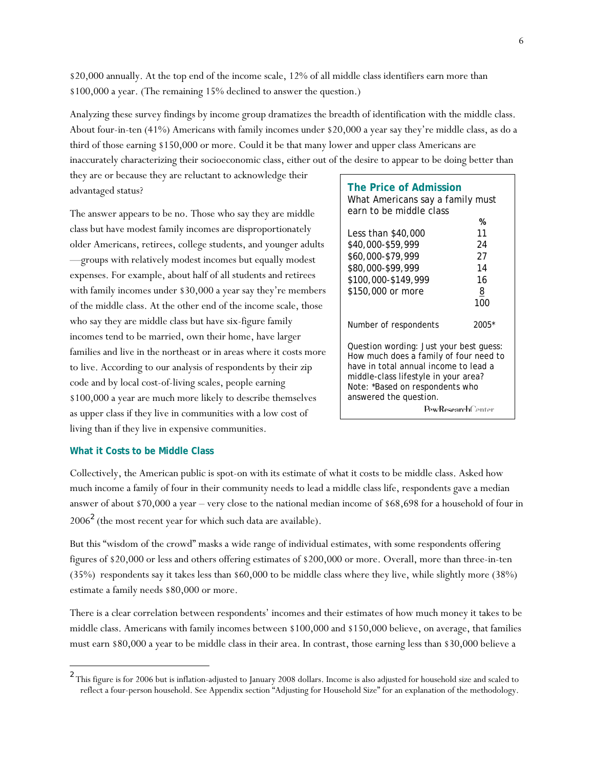$20,000 annually. At the top end of the income scale, 12% of all middle class identifiers earn more than $100,000 a year. (The remaining 15% declined to answer the question.)

Analyzing these survey findings by income group dramatizes the breadth of identification with the middle class. About four-in-ten (41%) Americans with family incomes under $20,000 a year say they're middle class, as do a third of those earning $150,000 or more. Could it be that many lower and upper class Americans are inaccurately characterizing their socioeconomic class, either out of the desire to appear to be doing better than they are or because they are reluctant to acknowledge their advantaged status?

The answer appears to be no. Those who say they are middle class but have modest family incomes are disproportionately older Americans, retirees, college students, and younger adults —groups with relatively modest incomes but equally modest expenses. For example, about half of all students and retirees with family incomes under $30,000 a year say they're members of the middle class. At the other end of the income scale, those who say they are middle class but have six-figure family incomes tend to be married, own their home, have larger families and live in the northeast or in areas where it costs more to live. According to our analysis of respondents by their zip code and by local cost-of-living scales, people earning $100,000 a year are much more likely to describe themselves as upper class if they live in communities with a low cost of living than if they live in expensive communities.

**The Price of Admission**

What Americans say a family must earn to be middle class

| | % |
|---|---|
| Less than $40,000 | 11 |
| $40,000-$59,999 | 24 |
| $60,000-$79,999 | 27 |
| $80,000-$99,999 | 14 |
| $100,000-$149,999 | 16 |
| $150,000 or more | 8 |
| | 100 |
| Number of respondents | 2005* |

Question wording: Just your best guess: How much does a family of four need to have in total annual income to lead a middle-class lifestyle in your area?
Note: *Based on respondents who answered the question.

PewResearchCenter

### What it Costs to be Middle Class

Collectively, the American public is spot-on with its estimate of what it costs to be middle class. Asked how much income a family of four in their community needs to lead a middle class life, respondents gave a median answer of about $70,000 a year – very close to the national median income of $68,698 for a household of four in 2006[2] (the most recent year for which such data are available).

But this "wisdom of the crowd" masks a wide range of individual estimates, with some respondents offering figures of $20,000 or less and others offering estimates of $200,000 or more. Overall, more than three-in-ten (35%) respondents say it takes less than $60,000 to be middle class where they live, while slightly more (38%) estimate a family needs $80,000 or more.

There is a clear correlation between respondents' incomes and their estimates of how much money it takes to be middle class. Americans with family incomes between $100,000 and $150,000 believe, on average, that families must earn $80,000 a year to be middle class in their area. In contrast, those earning less than $30,000 believe a

---

[2] This figure is for 2006 but is inflation-adjusted to January 2008 dollars. Income is also adjusted for household size and scaled to reflect a four-person household. See Appendix section "Adjusting for Household Size" for an explanation of the methodology.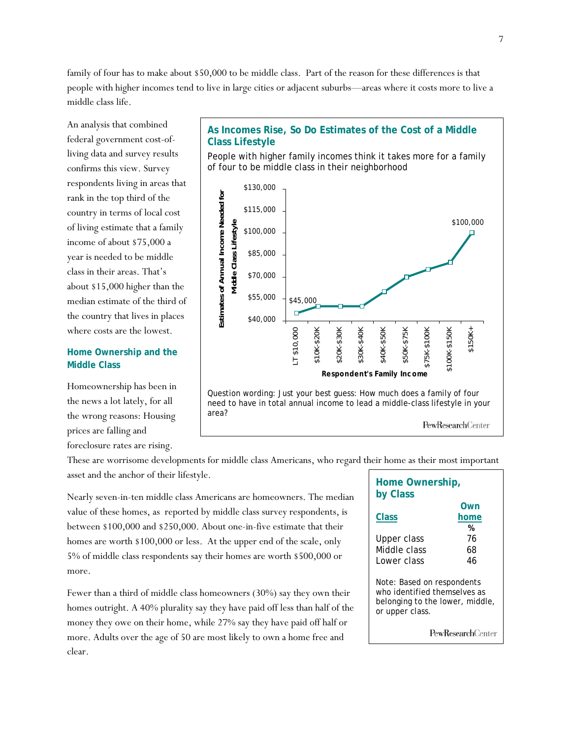family of four has to make about $50,000 to be middle class. Part of the reason for these differences is that people with higher incomes tend to live in large cities or adjacent suburbs—areas where it costs more to live a middle class life.

An analysis that combined federal government cost-of-living data and survey results confirms this view. Survey respondents living in areas that rank in the top third of the country in terms of local cost of living estimate that a family income of about $75,000 a year is needed to be middle class in their areas. That's about $15,000 higher than the median estimate of the third of the country that lives in places where costs are the lowest.

**As Incomes Rise, So Do Estimates of the Cost of a Middle Class Lifestyle**

People with higher family incomes think it takes more for a family of four to be middle class in their neighborhood

Question wording: Just your best guess: How much does a family of four need to have in total annual income to lead a middle-class lifestyle in your area?

PewResearchCenter

## Home Ownership and the Middle Class

Homeownership has been in the news a lot lately, for all the wrong reasons: Housing prices are falling and foreclosure rates are rising. These are worrisome developments for middle class Americans, who regard their home as their most important asset and the anchor of their lifestyle.

Nearly seven-in-ten middle class Americans are homeowners. The median value of these homes, as reported by middle class survey respondents, is between $100,000 and $250,000. About one-in-five estimate that their homes are worth $100,000 or less. At the upper end of the scale, only 5% of middle class respondents say their homes are worth $500,000 or more.

**Home Ownership, by Class**

| Class | Own home |
|---|---|
| | % |
| Upper class | 76 |
| Middle class | 68 |
| Lower class | 46 |

Note: Based on respondents who identified themselves as belonging to the lower, middle, or upper class.

PewResearchCenter

Fewer than a third of middle class homeowners (30%) say they own their homes outright. A 40% plurality say they have paid off less than half of the money they owe on their home, while 27% say they have paid off half or more. Adults over the age of 50 are most likely to own a home free and clear.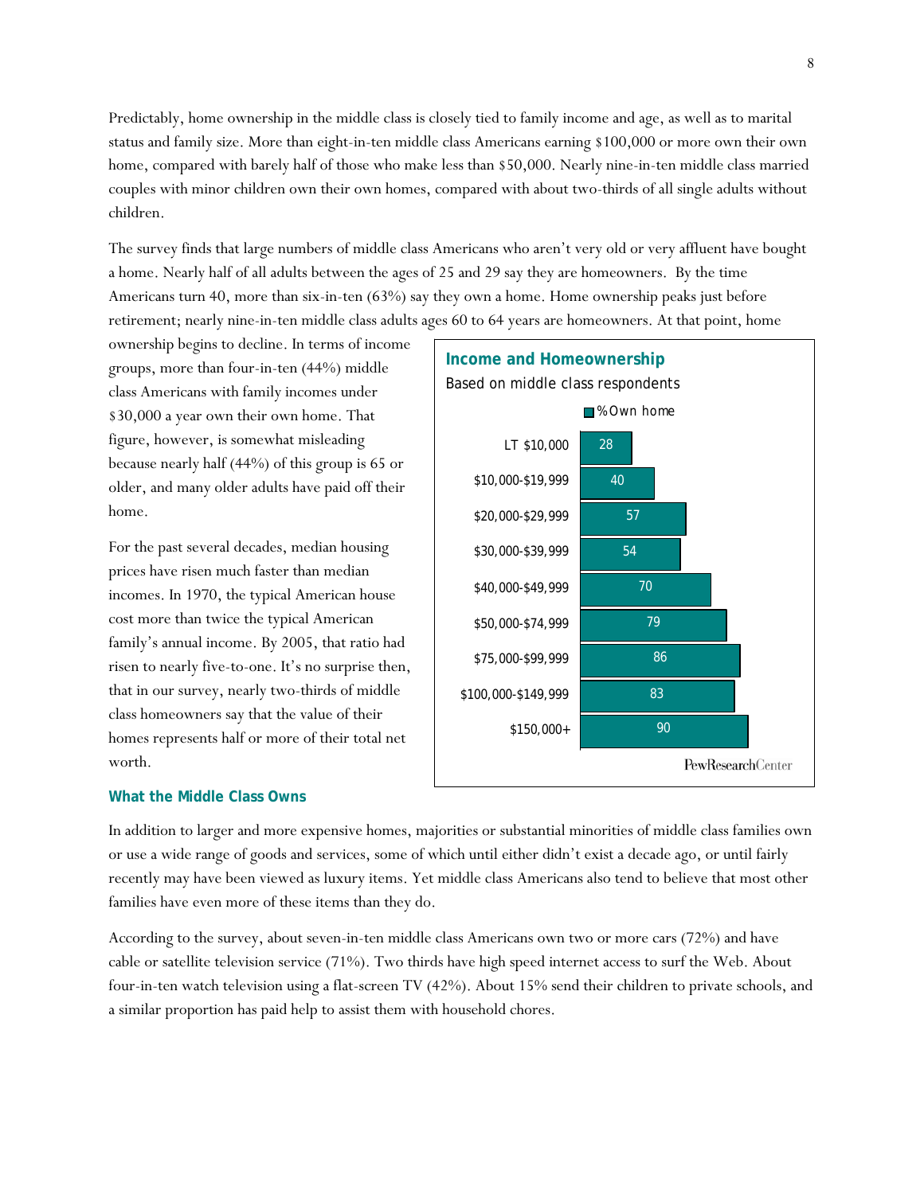Predictably, home ownership in the middle class is closely tied to family income and age, as well as to marital status and family size. More than eight-in-ten middle class Americans earning $100,000 or more own their own home, compared with barely half of those who make less than $50,000. Nearly nine-in-ten middle class married couples with minor children own their own homes, compared with about two-thirds of all single adults without children.

The survey finds that large numbers of middle class Americans who aren't very old or very affluent have bought a home. Nearly half of all adults between the ages of 25 and 29 say they are homeowners. By the time Americans turn 40, more than six-in-ten (63%) say they own a home. Home ownership peaks just before retirement; nearly nine-in-ten middle class adults ages 60 to 64 years are homeowners. At that point, home ownership begins to decline. In terms of income groups, more than four-in-ten (44%) middle class Americans with family incomes under $30,000 a year own their own home. That figure, however, is somewhat misleading because nearly half (44%) of this group is 65 or older, and many older adults have paid off their home.

For the past several decades, median housing prices have risen much faster than median incomes. In 1970, the typical American house cost more than twice the typical American family's annual income. By 2005, that ratio had risen to nearly five-to-one. It's no surprise then, that in our survey, nearly two-thirds of middle class homeowners say that the value of their homes represents half or more of their total net worth.

**Income and Homeownership**

Based on middle class respondents

| Income | % Own home |
|---|---|
| LT $10,000 | 28 |
| $10,000-$19,999 | 40 |
| $20,000-$29,999 | 57 |
| $30,000-$39,999 | 54 |
| $40,000-$49,999 | 70 |
| $50,000-$74,999 | 79 |
| $75,000-$99,999 | 86 |
| $100,000-$149,999 | 83 |
| $150,000+ | 90 |

PewResearchCenter

### What the Middle Class Owns

In addition to larger and more expensive homes, majorities or substantial minorities of middle class families own or use a wide range of goods and services, some of which until either didn't exist a decade ago, or until fairly recently may have been viewed as luxury items. Yet middle class Americans also tend to believe that most other families have even more of these items than they do.

According to the survey, about seven-in-ten middle class Americans own two or more cars (72%) and have cable or satellite television service (71%). Two thirds have high speed internet access to surf the Web. About four-in-ten watch television using a flat-screen TV (42%). About 15% send their children to private schools, and a similar proportion has paid help to assist them with household chores.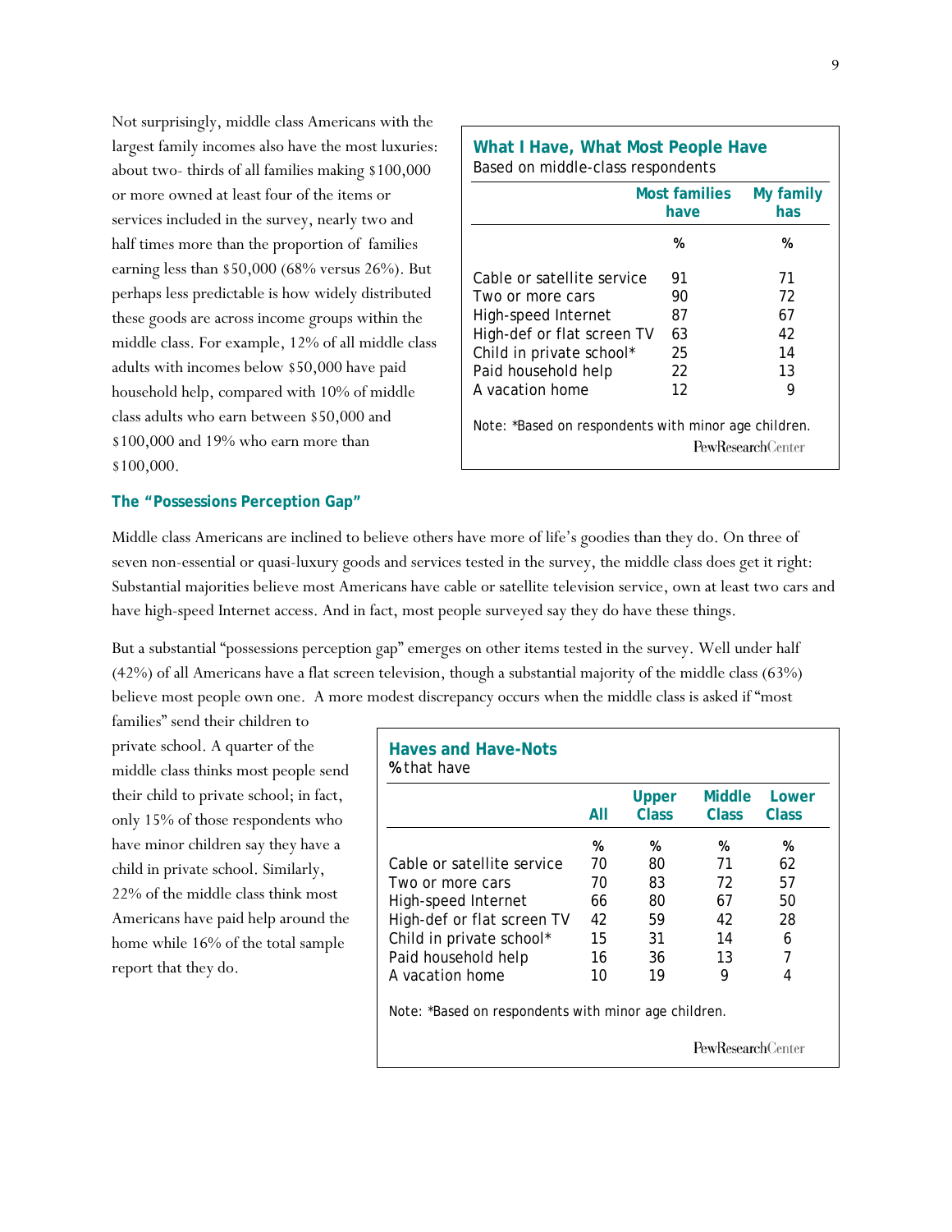Not surprisingly, middle class Americans with the largest family incomes also have the most luxuries: about two- thirds of all families making $100,000 or more owned at least four of the items or services included in the survey, nearly two and half times more than the proportion of families earning less than $50,000 (68% versus 26%). But perhaps less predictable is how widely distributed these goods are across income groups within the middle class. For example, 12% of all middle class adults with incomes below $50,000 have paid household help, compared with 10% of middle class adults who earn between $50,000 and $100,000 and 19% who earn more than $100,000.

**What I Have, What Most People Have**
Based on middle-class respondents

| | Most families have | My family has |
|---|---|---|
| | % | % |
| Cable or satellite service | 91 | 71 |
| Two or more cars | 90 | 72 |
| High-speed Internet | 87 | 67 |
| High-def or flat screen TV | 63 | 42 |
| Child in private school* | 25 | 14 |
| Paid household help | 22 | 13 |
| A vacation home | 12 | 9 |

Note: *Based on respondents with minor age children.

PewResearchCenter

### The "Possessions Perception Gap"

Middle class Americans are inclined to believe others have more of life's goodies than they do. On three of seven non-essential or quasi-luxury goods and services tested in the survey, the middle class does get it right: Substantial majorities believe most Americans have cable or satellite television service, own at least two cars and have high-speed Internet access. And in fact, most people surveyed say they do have these things.

But a substantial "possessions perception gap" emerges on other items tested in the survey. Well under half (42%) of all Americans have a flat screen television, though a substantial majority of the middle class (63%) believe most people own one. A more modest discrepancy occurs when the middle class is asked if "most families" send their children to private school. A quarter of the middle class thinks most people send their child to private school; in fact, only 15% of those respondents who have minor children say they have a child in private school. Similarly, 22% of the middle class think most Americans have paid help around the home while 16% of the total sample report that they do.

**Haves and Have-Nots**
% that have

| | All | Upper Class | Middle Class | Lower Class |
|---|---|---|---|---|
| | % | % | % | % |
| Cable or satellite service | 70 | 80 | 71 | 62 |
| Two or more cars | 70 | 83 | 72 | 57 |
| High-speed Internet | 66 | 80 | 67 | 50 |
| High-def or flat screen TV | 42 | 59 | 42 | 28 |
| Child in private school* | 15 | 31 | 14 | 6 |
| Paid household help | 16 | 36 | 13 | 7 |
| A vacation home | 10 | 19 | 9 | 4 |

Note: *Based on respondents with minor age children.

PewResearchCenter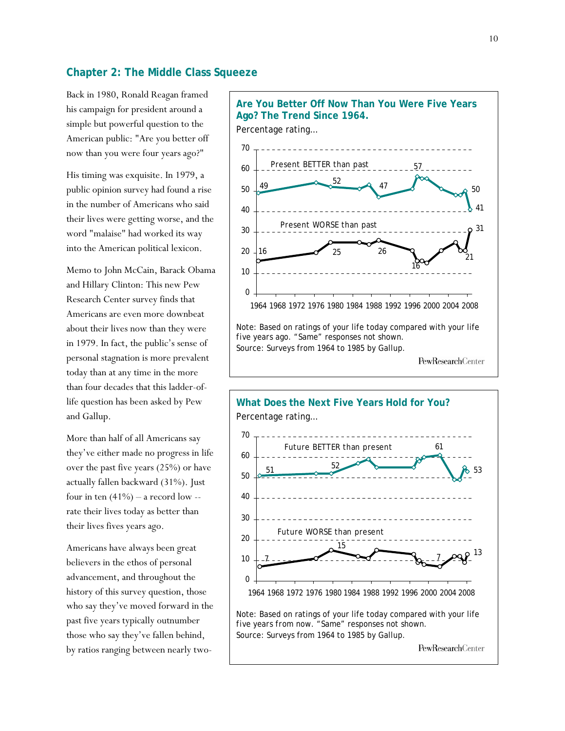## Chapter 2: The Middle Class Squeeze

Back in 1980, Ronald Reagan framed his campaign for president around a simple but powerful question to the American public: "Are you better off now than you were four years ago?"

His timing was exquisite. In 1979, a public opinion survey had found a rise in the number of Americans who said their lives were getting worse, and the word "malaise" had worked its way into the American political lexicon.

Memo to John McCain, Barack Obama and Hillary Clinton: This new Pew Research Center survey finds that Americans are even more downbeat about their lives now than they were in 1979. In fact, the public's sense of personal stagnation is more prevalent today than at any time in the more than four decades that this ladder-of-life question has been asked by Pew and Gallup.

More than half of all Americans say they've either made no progress in life over the past five years (25%) or have actually fallen backward (31%). Just four in ten (41%) – a record low -- rate their lives today as better than their lives fives years ago.

Americans have always been great believers in the ethos of personal advancement, and throughout the history of this survey question, those who say they've moved forward in the past five years typically outnumber those who say they've fallen behind, by ratios ranging between nearly two-

**Are You Better Off Now Than You Were Five Years Ago? The Trend Since 1964.**

Percentage rating...

Present BETTER than past: 49 (1964), 52, 47, 57, 50, 41 (2008)

Present WORSE than past: 16 (1964), 25, 26, 16, 21, 31 (2008)

Note: Based on ratings of your life today compared with your life five years ago. "Same" responses not shown.
Source: Surveys from 1964 to 1985 by Gallup.

PewResearchCenter

**What Does the Next Five Years Hold for You?**

Percentage rating...

Future BETTER than present: 51 (1964), 52, 61, 53 (2008)

Future WORSE than present: 7 (1964), 15, 7, 13 (2008)

Note: Based on ratings of your life today compared with your life five years from now. "Same" responses not shown.
Source: Surveys from 1964 to 1985 by Gallup.

PewResearchCenter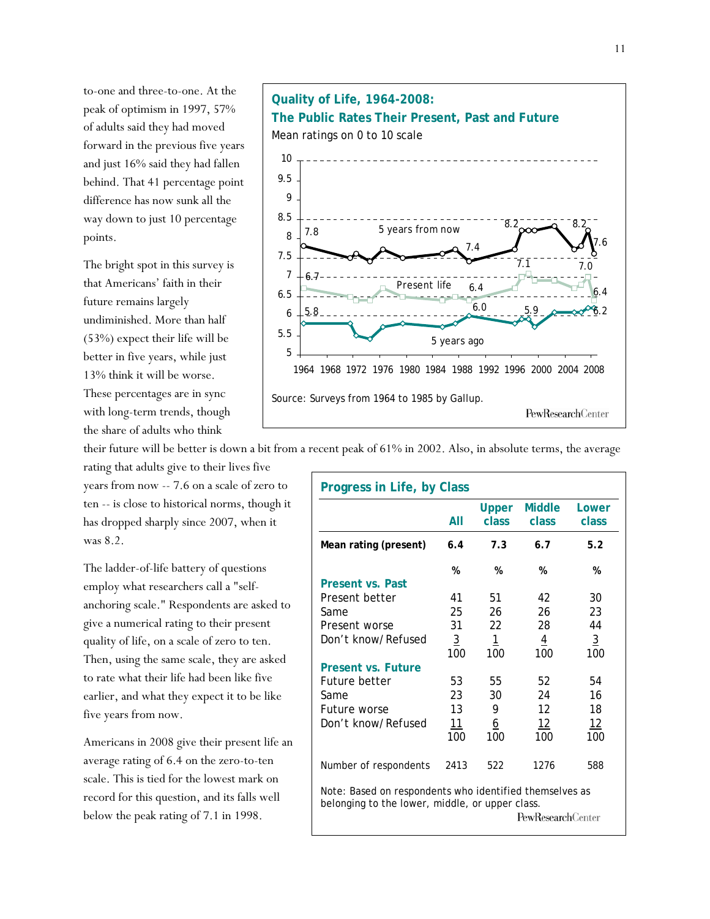to-one and three-to-one. At the peak of optimism in 1997, 57% of adults said they had moved forward in the previous five years and just 16% said they had fallen behind. That 41 percentage point difference has now sunk all the way down to just 10 percentage points.

The bright spot in this survey is that Americans' faith in their future remains largely undiminished. More than half (53%) expect their life will be better in five years, while just 13% think it will be worse. These percentages are in sync with long-term trends, though the share of adults who think their future will be better is down a bit from a recent peak of 61% in 2002. Also, in absolute terms, the average rating that adults give to their lives five years from now -- 7.6 on a scale of zero to ten -- is close to historical norms, though it has dropped sharply since 2007, when it was 8.2.

**Quality of Life, 1964-2008: The Public Rates Their Present, Past and Future**

Mean ratings on 0 to 10 scale

| | 1964 | ... | ... | ... | 2008 |
|---|---|---|---|---|---|
| 5 years from now | 7.8 | 7.4 | 8.2 | 8.2 | 7.6 |
| Present life | 6.7 | 6.4 | 7.1 | 7.0 | 6.4 |
| 5 years ago | 5.8 | 6.0 | 5.9 | | 6.2 |

Source: Surveys from 1964 to 1985 by Gallup.

PewResearchCenter

The ladder-of-life battery of questions employ what researchers call a "self-anchoring scale." Respondents are asked to give a numerical rating to their present quality of life, on a scale of zero to ten. Then, using the same scale, they are asked to rate what their life had been like five earlier, and what they expect it to be like five years from now.

Americans in 2008 give their present life an average rating of 6.4 on the zero-to-ten scale. This is tied for the lowest mark on record for this question, and its falls well below the peak rating of 7.1 in 1998.

**Progress in Life, by Class**

| | All | Upper class | Middle class | Lower class |
|---|---|---|---|---|
| **Mean rating (present)** | **6.4** | **7.3** | **6.7** | **5.2** |
| | % | % | % | % |
| **Present vs. Past** | | | | |
| Present better | 41 | 51 | 42 | 30 |
| Same | 25 | 26 | 26 | 23 |
| Present worse | 31 | 22 | 28 | 44 |
| Don't know/Refused | 3 | 1 | 4 | 3 |
| | 100 | 100 | 100 | 100 |
| **Present vs. Future** | | | | |
| Future better | 53 | 55 | 52 | 54 |
| Same | 23 | 30 | 24 | 16 |
| Future worse | 13 | 9 | 12 | 18 |
| Don't know/Refused | 11 | 6 | 12 | 12 |
| | 100 | 100 | 100 | 100 |
| Number of respondents | 2413 | 522 | 1276 | 588 |

Note: Based on respondents who identified themselves as belonging to the lower, middle, or upper class.

PewResearchCenter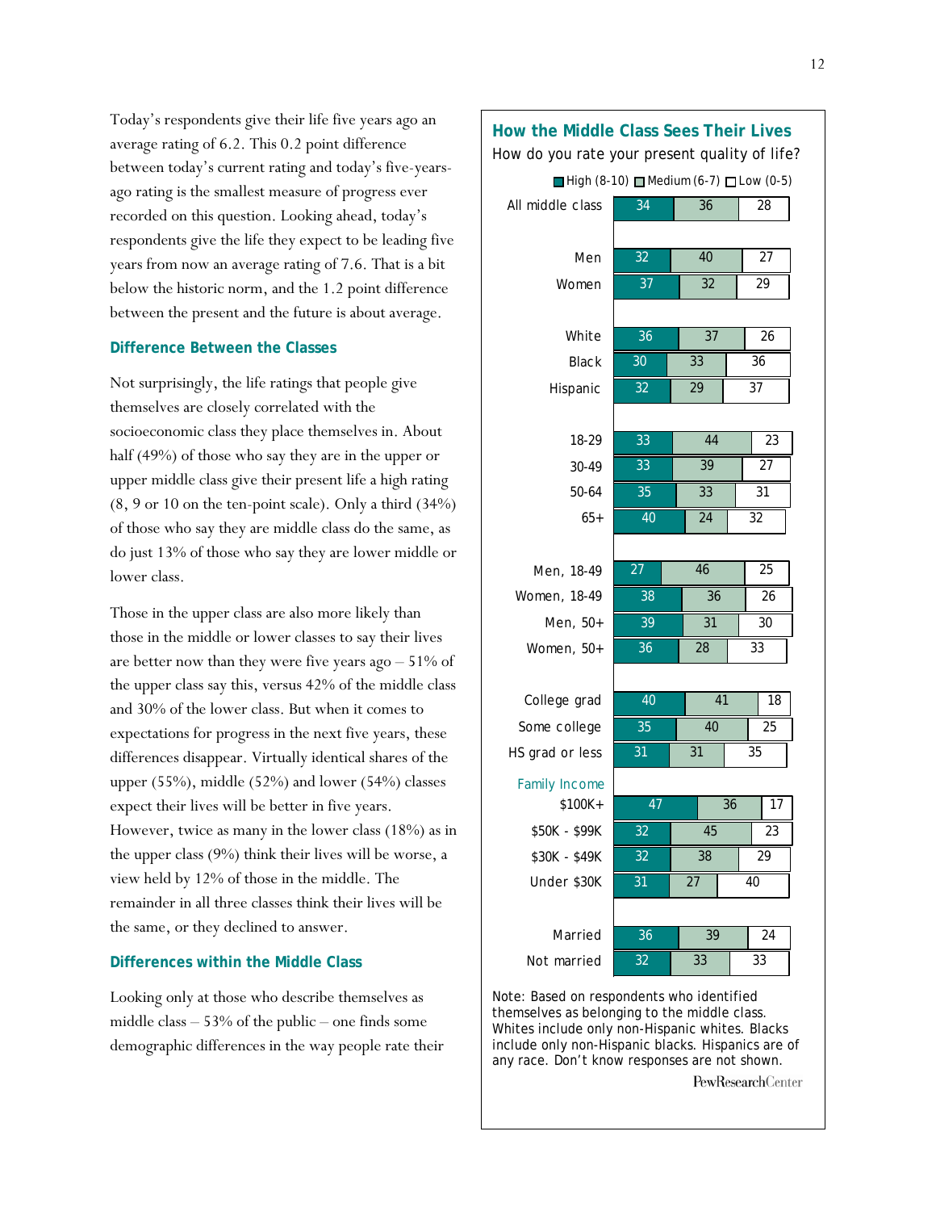Today's respondents give their life five years ago an average rating of 6.2. This 0.2 point difference between today's current rating and today's five-years-ago rating is the smallest measure of progress ever recorded on this question. Looking ahead, today's respondents give the life they expect to be leading five years from now an average rating of 7.6. That is a bit below the historic norm, and the 1.2 point difference between the present and the future is about average.

### Difference Between the Classes

Not surprisingly, the life ratings that people give themselves are closely correlated with the socioeconomic class they place themselves in. About half (49%) of those who say they are in the upper or upper middle class give their present life a high rating (8, 9 or 10 on the ten-point scale). Only a third (34%) of those who say they are middle class do the same, as do just 13% of those who say they are lower middle or lower class.

Those in the upper class are also more likely than those in the middle or lower classes to say their lives are better now than they were five years ago – 51% of the upper class say this, versus 42% of the middle class and 30% of the lower class. But when it comes to expectations for progress in the next five years, these differences disappear. Virtually identical shares of the upper (55%), middle (52%) and lower (54%) classes expect their lives will be better in five years. However, twice as many in the lower class (18%) as in the upper class (9%) think their lives will be worse, a view held by 12% of those in the middle. The remainder in all three classes think their lives will be the same, or they declined to answer.

### Differences within the Middle Class

Looking only at those who describe themselves as middle class – 53% of the public – one finds some demographic differences in the way people rate their

**How the Middle Class Sees Their Lives**

How do you rate your present quality of life?

| | High (8-10) | Medium (6-7) | Low (0-5) |
|---|---|---|---|
| All middle class | 34 | 36 | 28 |
| Men | 32 | 40 | 27 |
| Women | 37 | 32 | 29 |
| White | 36 | 37 | 26 |
| Black | 30 | 33 | 36 |
| Hispanic | 32 | 29 | 37 |
| 18-29 | 33 | 44 | 23 |
| 30-49 | 33 | 39 | 27 |
| 50-64 | 35 | 33 | 31 |
| 65+ | 40 | 24 | 32 |
| Men, 18-49 | 27 | 46 | 25 |
| Women, 18-49 | 38 | 36 | 26 |
| Men, 50+ | 39 | 31 | 30 |
| Women, 50+ | 36 | 28 | 33 |
| College grad | 40 | 41 | 18 |
| Some college | 35 | 40 | 25 |
| HS grad or less | 31 | 31 | 35 |
| *Family Income* | | | |
| $100K+ | 47 | 36 | 17 |
| $50K - $99K | 32 | 45 | 23 |
| $30K - $49K | 32 | 38 | 29 |
| Under $30K | 31 | 27 | 40 |
| Married | 36 | 39 | 24 |
| Not married | 32 | 33 | 33 |

Note: Based on respondents who identified themselves as belonging to the middle class. Whites include only non-Hispanic whites. Blacks include only non-Hispanic blacks. Hispanics are of any race. Don't know responses are not shown.

PewResearchCenter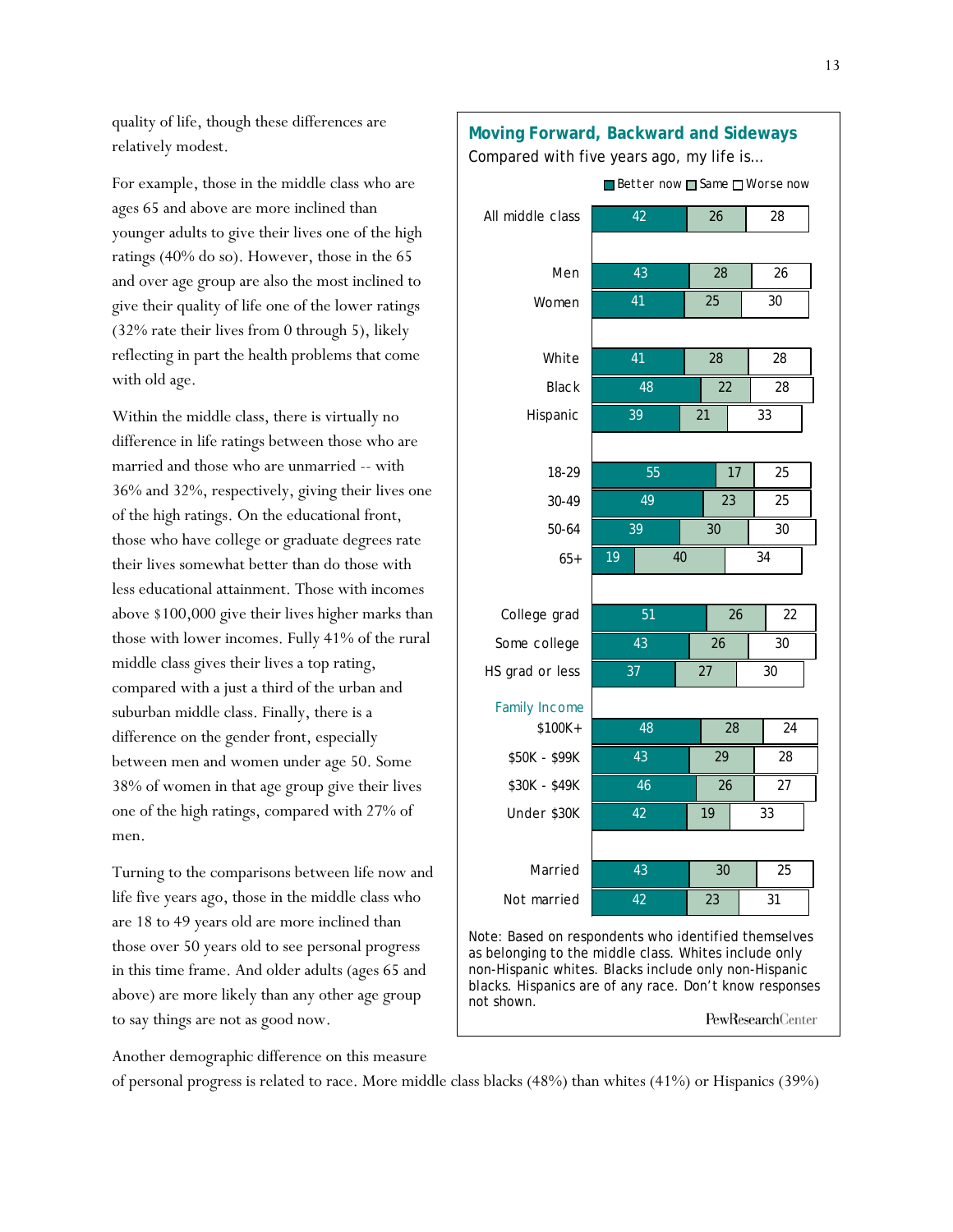quality of life, though these differences are relatively modest.

For example, those in the middle class who are ages 65 and above are more inclined than younger adults to give their lives one of the high ratings (40% do so). However, those in the 65 and over age group are also the most inclined to give their quality of life one of the lower ratings (32% rate their lives from 0 through 5), likely reflecting in part the health problems that come with old age.

Within the middle class, there is virtually no difference in life ratings between those who are married and those who are unmarried -- with 36% and 32%, respectively, giving their lives one of the high ratings. On the educational front, those who have college or graduate degrees rate their lives somewhat better than do those with less educational attainment. Those with incomes above $100,000 give their lives higher marks than those with lower incomes. Fully 41% of the rural middle class gives their lives a top rating, compared with a just a third of the urban and suburban middle class. Finally, there is a difference on the gender front, especially between men and women under age 50. Some 38% of women in that age group give their lives one of the high ratings, compared with 27% of men.

Turning to the comparisons between life now and life five years ago, those in the middle class who are 18 to 49 years old are more inclined than those over 50 years old to see personal progress in this time frame. And older adults (ages 65 and above) are more likely than any other age group to say things are not as good now.

**Moving Forward, Backward and Sideways**

Compared with five years ago, my life is...

| | Better now | Same | Worse now |
|---|---|---|---|
| All middle class | 42 | 26 | 28 |
| Men | 43 | 28 | 26 |
| Women | 41 | 25 | 30 |
| White | 41 | 28 | 28 |
| Black | 48 | 22 | 28 |
| Hispanic | 39 | 21 | 33 |
| 18-29 | 55 | 17 | 25 |
| 30-49 | 49 | 23 | 25 |
| 50-64 | 39 | 30 | 30 |
| 65+ | 19 | 40 | 34 |
| College grad | 51 | 26 | 22 |
| Some college | 43 | 26 | 30 |
| HS grad or less | 37 | 27 | 30 |
| *Family Income* | | | |
| $100K+ | 48 | 28 | 24 |
| $50K - $99K | 43 | 29 | 28 |
| $30K - $49K | 46 | 26 | 27 |
| Under $30K | 42 | 19 | 33 |
| Married | 43 | 30 | 25 |
| Not married | 42 | 23 | 31 |

Note: Based on respondents who identified themselves as belonging to the middle class. Whites include only non-Hispanic whites. Blacks include only non-Hispanic blacks. Hispanics are of any race. Don't know responses not shown.

PewResearchCenter

Another demographic difference on this measure of personal progress is related to race. More middle class blacks (48%) than whites (41%) or Hispanics (39%)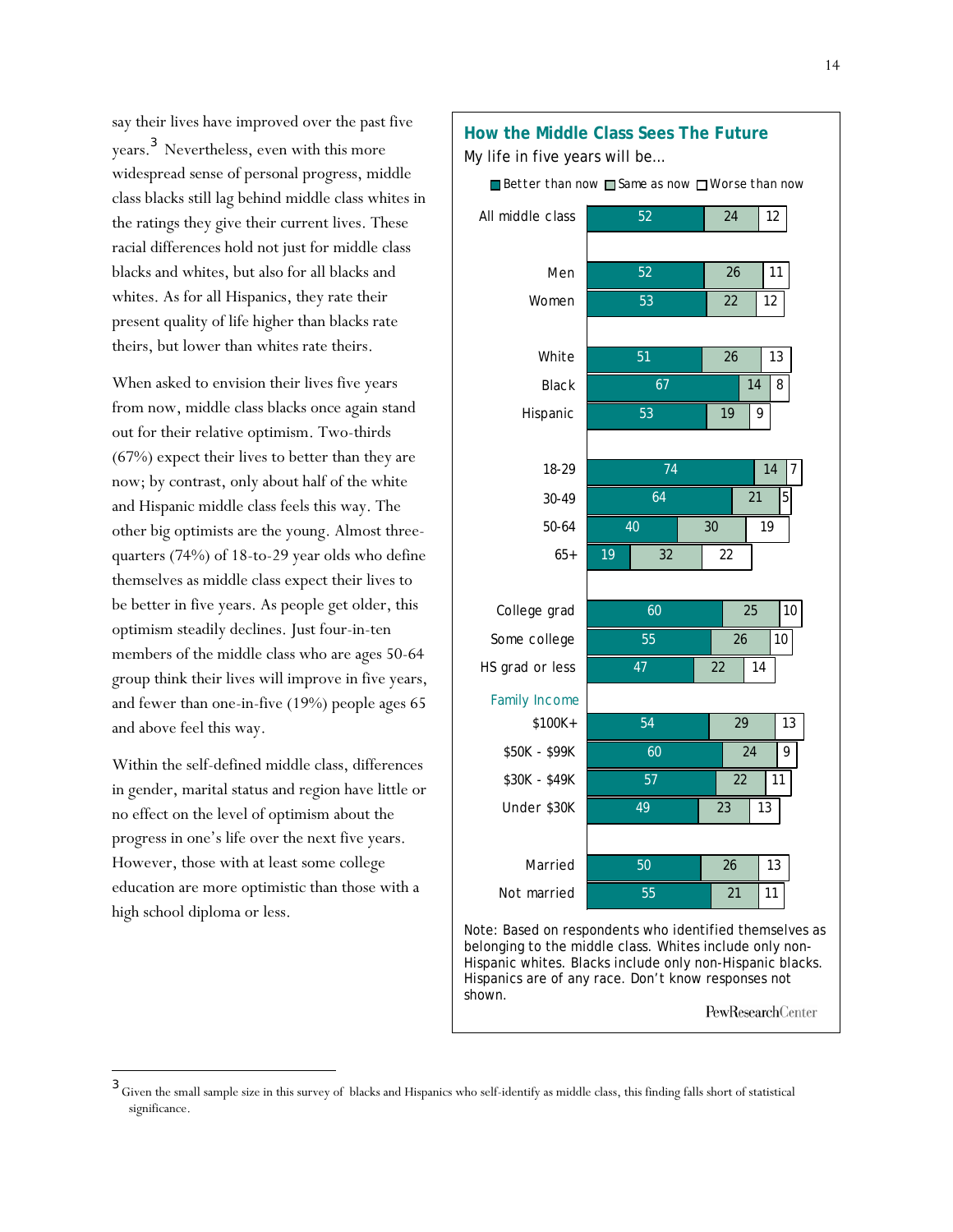say their lives have improved over the past five years.[3] Nevertheless, even with this more widespread sense of personal progress, middle class blacks still lag behind middle class whites in the ratings they give their current lives. These racial differences hold not just for middle class blacks and whites, but also for all blacks and whites. As for all Hispanics, they rate their present quality of life higher than blacks rate theirs, but lower than whites rate theirs.

When asked to envision their lives five years from now, middle class blacks once again stand out for their relative optimism. Two-thirds (67%) expect their lives to better than they are now; by contrast, only about half of the white and Hispanic middle class feels this way. The other big optimists are the young. Almost three-quarters (74%) of 18-to-29 year olds who define themselves as middle class expect their lives to be better in five years. As people get older, this optimism steadily declines. Just four-in-ten members of the middle class who are ages 50-64 group think their lives will improve in five years, and fewer than one-in-five (19%) people ages 65 and above feel this way.

Within the self-defined middle class, differences in gender, marital status and region have little or no effect on the level of optimism about the progress in one's life over the next five years. However, those with at least some college education are more optimistic than those with a high school diploma or less.

**How the Middle Class Sees The Future**

My life in five years will be...

| | Better than now | Same as now | Worse than now |
|---|---|---|---|
| All middle class | 52 | 24 | 12 |
| Men | 52 | 26 | 11 |
| Women | 53 | 22 | 12 |
| White | 51 | 26 | 13 |
| Black | 67 | 14 | 8 |
| Hispanic | 53 | 19 | 9 |
| 18-29 | 74 | 14 | 7 |
| 30-49 | 64 | 21 | 5 |
| 50-64 | 40 | 30 | 19 |
| 65+ | 19 | 32 | 22 |
| College grad | 60 | 25 | 10 |
| Some college | 55 | 26 | 10 |
| HS grad or less | 47 | 22 | 14 |
| *Family Income* | | | |
| $100K+ | 54 | 29 | 13 |
| $50K - $99K | 60 | 24 | 9 |
| $30K - $49K | 57 | 22 | 11 |
| Under $30K | 49 | 23 | 13 |
| Married | 50 | 26 | 13 |
| Not married | 55 | 21 | 11 |

Note: Based on respondents who identified themselves as belonging to the middle class. Whites include only non-Hispanic whites. Blacks include only non-Hispanic blacks. Hispanics are of any race. Don't know responses not shown.

PewResearchCenter

[3] Given the small sample size in this survey of blacks and Hispanics who self-identify as middle class, this finding falls short of statistical significance.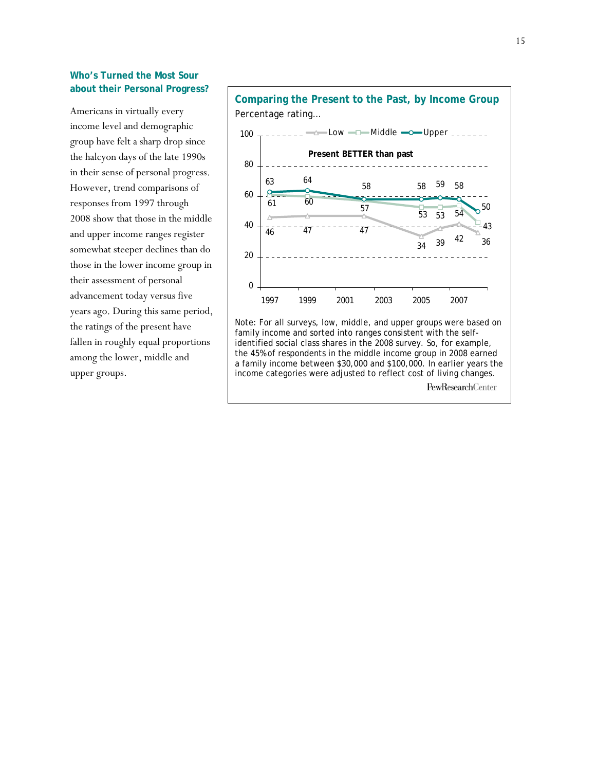### Who's Turned the Most Sour about their Personal Progress?

Americans in virtually every income level and demographic group have felt a sharp drop since the halcyon days of the late 1990s in their sense of personal progress. However, trend comparisons of responses from 1997 through 2008 show that those in the middle and upper income ranges register somewhat steeper declines than do those in the lower income group in their assessment of personal advancement today versus five years ago. During this same period, the ratings of the present have fallen in roughly equal proportions among the lower, middle and upper groups.

**Comparing the Present to the Past, by Income Group**

Percentage rating...

**Present BETTER than past**

| | 1997 | 1999 | | | | | |
|---|---|---|---|---|---|---|---|
| Upper | 63 | 64 | 58 | 58 | 59 | 58 | 50 |
| Middle | 61 | 60 | 57 | 53 | 53 | 54 | 43 |
| Low | 46 | 47 | 47 | 34 | 39 | 42 | 36 |

Note: For all surveys, low, middle, and upper groups were based on family income and sorted into ranges consistent with the self-identified social class shares in the 2008 survey. So, for example, the 45% of respondents in the middle income group in 2008 earned a family income between $30,000 and $100,000. In earlier years the income categories were adjusted to reflect cost of living changes.

PewResearchCenter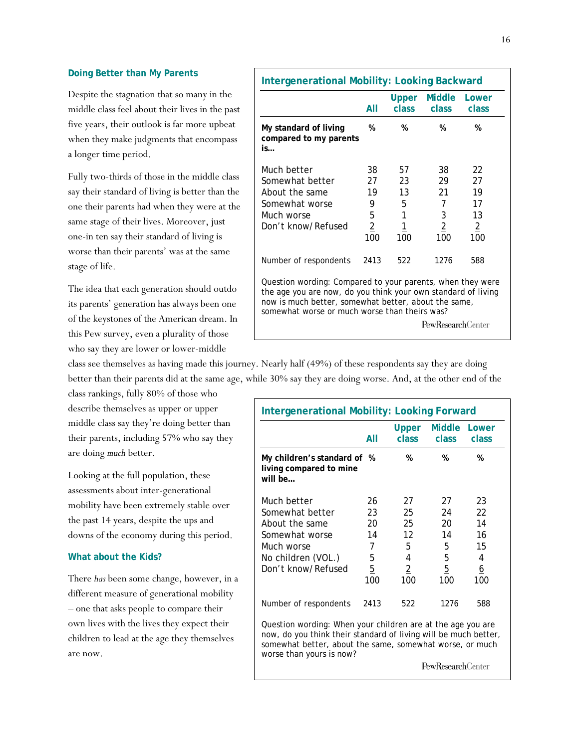### Doing Better than My Parents

Despite the stagnation that so many in the middle class feel about their lives in the past five years, their outlook is far more upbeat when they make judgments that encompass a longer time period.

Fully two-thirds of those in the middle class say their standard of living is better than the one their parents had when they were at the same stage of their lives. Moreover, just one-in ten say their standard of living is worse than their parents' was at the same stage of life.

The idea that each generation should outdo its parents' generation has always been one of the keystones of the American dream. In this Pew survey, even a plurality of those who say they are lower or lower-middle class see themselves as having made this journey. Nearly half (49%) of these respondents say they are doing better than their parents did at the same age, while 30% say they are doing worse. And, at the other end of the class rankings, fully 80% of those who describe themselves as upper or upper middle class say they're doing better than their parents, including 57% who say they are doing *much* better.

**Intergenerational Mobility: Looking Backward**

| | All | Upper class | Middle class | Lower class |
|---|---|---|---|---|
| **My standard of living compared to my parents is…** | % | % | % | % |
| Much better | 38 | 57 | 38 | 22 |
| Somewhat better | 27 | 23 | 29 | 27 |
| About the same | 19 | 13 | 21 | 19 |
| Somewhat worse | 9 | 5 | 7 | 17 |
| Much worse | 5 | 1 | 3 | 13 |
| Don't know/Refused | 2 | 1 | 2 | 2 |
| | 100 | 100 | 100 | 100 |
| Number of respondents | 2413 | 522 | 1276 | 588 |

Question wording: Compared to your parents, when they were the age you are now, do you think your own standard of living now is much better, somewhat better, about the same, somewhat worse or much worse than theirs was?

PewResearchCenter

Looking at the full population, these assessments about inter-generational mobility have been extremely stable over the past 14 years, despite the ups and downs of the economy during this period.

### What about the Kids?

There *has* been some change, however, in a different measure of generational mobility – one that asks people to compare their own lives with the lives they expect their children to lead at the age they themselves are now.

**Intergenerational Mobility: Looking Forward**

| | All | Upper class | Middle class | Lower class |
|---|---|---|---|---|
| **My children's standard of living compared to mine will be…** | % | % | % | % |
| Much better | 26 | 27 | 27 | 23 |
| Somewhat better | 23 | 25 | 24 | 22 |
| About the same | 20 | 25 | 20 | 14 |
| Somewhat worse | 14 | 12 | 14 | 16 |
| Much worse | 7 | 5 | 5 | 15 |
| No children (VOL.) | 5 | 4 | 5 | 4 |
| Don't know/Refused | 5 | 2 | 5 | 6 |
| | 100 | 100 | 100 | 100 |
| Number of respondents | 2413 | 522 | 1276 | 588 |

Question wording: When your children are at the age you are now, do you think their standard of living will be much better, somewhat better, about the same, somewhat worse, or much worse than yours is now?

PewResearchCenter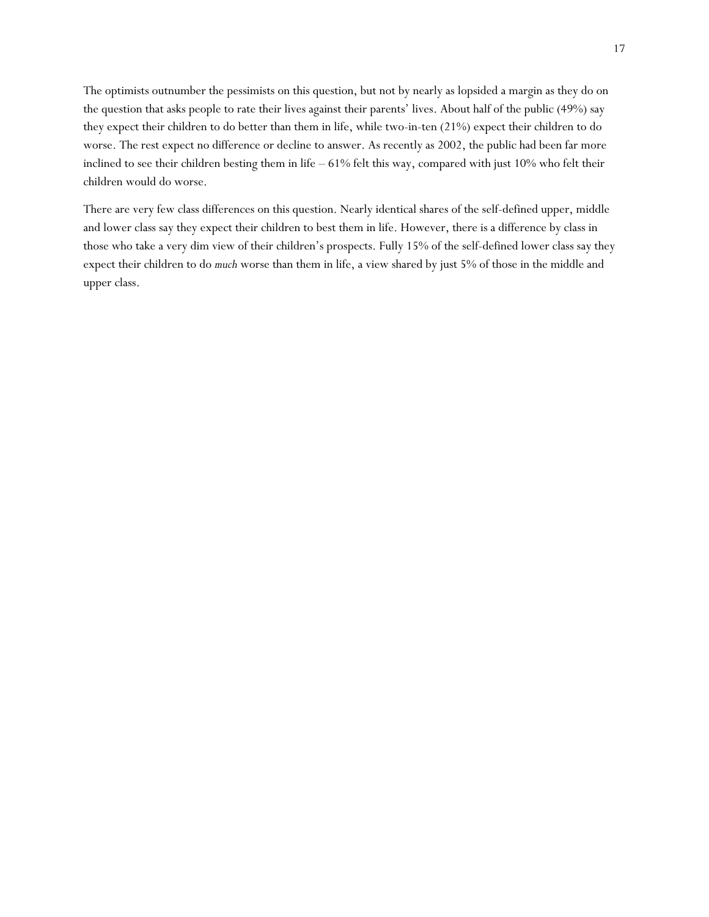The optimists outnumber the pessimists on this question, but not by nearly as lopsided a margin as they do on the question that asks people to rate their lives against their parents' lives. About half of the public (49%) say they expect their children to do better than them in life, while two-in-ten (21%) expect their children to do worse. The rest expect no difference or decline to answer. As recently as 2002, the public had been far more inclined to see their children besting them in life – 61% felt this way, compared with just 10% who felt their children would do worse.

There are very few class differences on this question. Nearly identical shares of the self-defined upper, middle and lower class say they expect their children to best them in life. However, there is a difference by class in those who take a very dim view of their children's prospects. Fully 15% of the self-defined lower class say they expect their children to do *much* worse than them in life, a view shared by just 5% of those in the middle and upper class.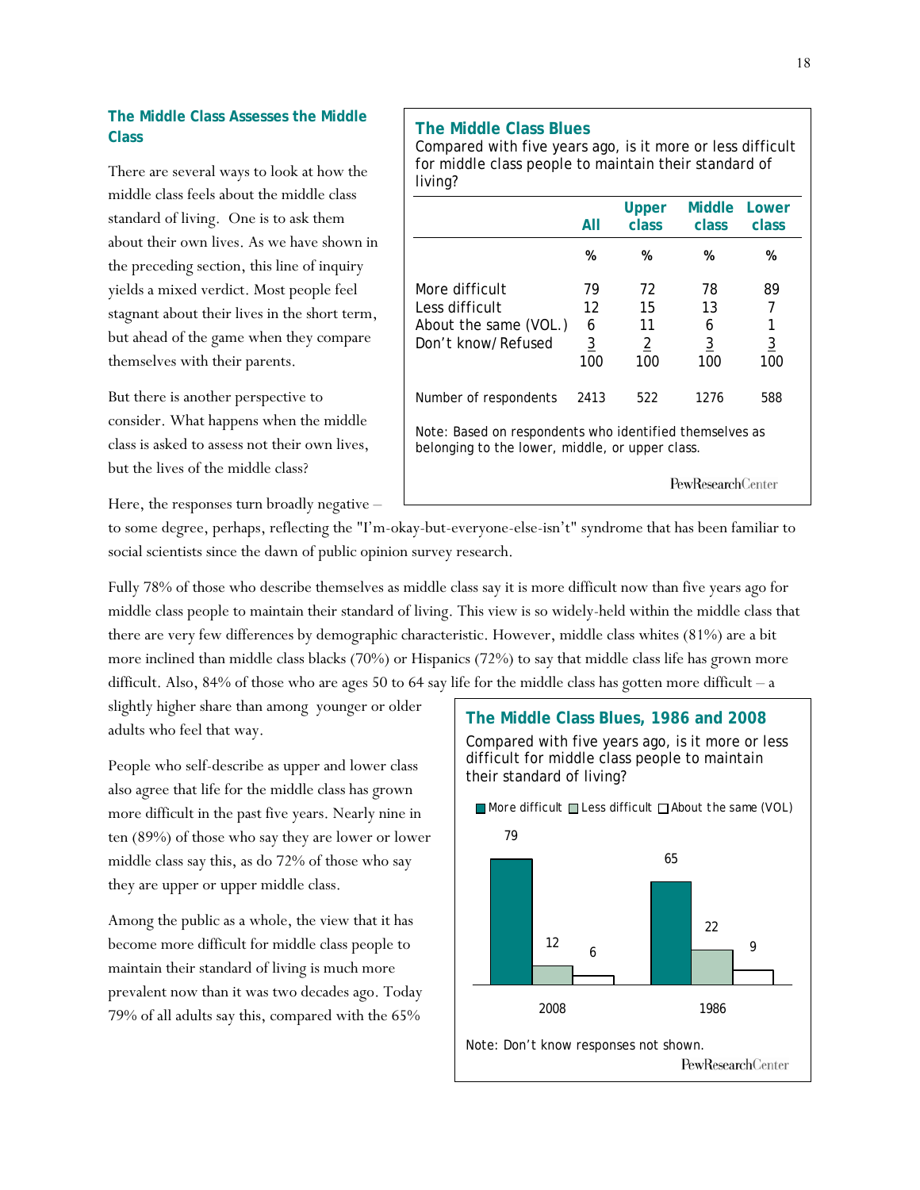### The Middle Class Assesses the Middle Class

There are several ways to look at how the middle class feels about the middle class standard of living. One is to ask them about their own lives. As we have shown in the preceding section, this line of inquiry yields a mixed verdict. Most people feel stagnant about their lives in the short term, but ahead of the game when they compare themselves with their parents.

But there is another perspective to consider. What happens when the middle class is asked to assess not their own lives, but the lives of the middle class?

Here, the responses turn broadly negative – to some degree, perhaps, reflecting the "I'm-okay-but-everyone-else-isn't" syndrome that has been familiar to social scientists since the dawn of public opinion survey research.

**The Middle Class Blues**

Compared with five years ago, is it more or less difficult for middle class people to maintain their standard of living?

| | All | Upper class | Middle class | Lower class |
|---|---|---|---|---|
| | % | % | % | % |
| More difficult | 79 | 72 | 78 | 89 |
| Less difficult | 12 | 15 | 13 | 7 |
| About the same (VOL.) | 6 | 11 | 6 | 1 |
| Don't know/Refused | 3 | 2 | 3 | 3 |
| | 100 | 100 | 100 | 100 |
| Number of respondents | 2413 | 522 | 1276 | 588 |

Note: Based on respondents who identified themselves as belonging to the lower, middle, or upper class.

PewResearchCenter

Fully 78% of those who describe themselves as middle class say it is more difficult now than five years ago for middle class people to maintain their standard of living. This view is so widely-held within the middle class that there are very few differences by demographic characteristic. However, middle class whites (81%) are a bit more inclined than middle class blacks (70%) or Hispanics (72%) to say that middle class life has grown more difficult. Also, 84% of those who are ages 50 to 64 say life for the middle class has gotten more difficult – a slightly higher share than among younger or older adults who feel that way.

People who self-describe as upper and lower class also agree that life for the middle class has grown more difficult in the past five years. Nearly nine in ten (89%) of those who say they are lower or lower middle class say this, as do 72% of those who say they are upper or upper middle class.

Among the public as a whole, the view that it has become more difficult for middle class people to maintain their standard of living is much more prevalent now than it was two decades ago. Today 79% of all adults say this, compared with the 65%

**The Middle Class Blues, 1986 and 2008**

Compared with five years ago, is it more or less difficult for middle class people to maintain their standard of living?

| | More difficult | Less difficult | About the same (VOL) |
|---|---|---|---|
| 2008 | 79 | 12 | 6 |
| 1986 | 65 | 22 | 9 |

Note: Don't know responses not shown.

PewResearchCenter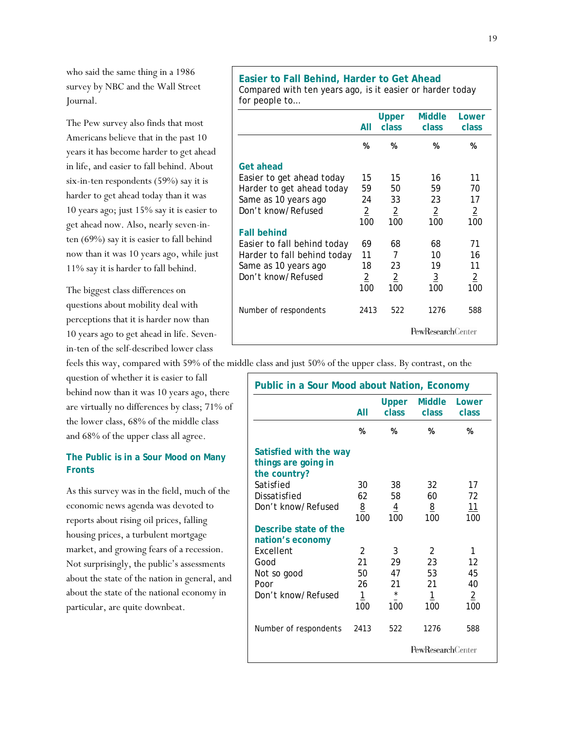who said the same thing in a 1986 survey by NBC and the Wall Street Journal.

The Pew survey also finds that most Americans believe that in the past 10 years it has become harder to get ahead in life, and easier to fall behind. About six-in-ten respondents (59%) say it is harder to get ahead today than it was 10 years ago; just 15% say it is easier to get ahead now. Also, nearly seven-in-ten (69%) say it is easier to fall behind now than it was 10 years ago, while just 11% say it is harder to fall behind.

The biggest class differences on questions about mobility deal with perceptions that it is harder now than 10 years ago to get ahead in life. Seven-in-ten of the self-described lower class feels this way, compared with 59% of the middle class and just 50% of the upper class. By contrast, on the question of whether it is easier to fall behind now than it was 10 years ago, there are virtually no differences by class; 71% of the lower class, 68% of the middle class and 68% of the upper class all agree.

**Easier to Fall Behind, Harder to Get Ahead**

Compared with ten years ago, is it easier or harder today for people to…

| | All | Upper class | Middle class | Lower class |
|---|---|---|---|---|
| | % | % | % | % |
| **Get ahead** | | | | |
| Easier to get ahead today | 15 | 15 | 16 | 11 |
| Harder to get ahead today | 59 | 50 | 59 | 70 |
| Same as 10 years ago | 24 | 33 | 23 | 17 |
| Don't know/Refused | 2 | 2 | 2 | 2 |
| | 100 | 100 | 100 | 100 |
| **Fall behind** | | | | |
| Easier to fall behind today | 69 | 68 | 68 | 71 |
| Harder to fall behind today | 11 | 7 | 10 | 16 |
| Same as 10 years ago | 18 | 23 | 19 | 11 |
| Don't know/Refused | 2 | 2 | 3 | 2 |
| | 100 | 100 | 100 | 100 |
| Number of respondents | 2413 | 522 | 1276 | 588 |

PewResearchCenter

## The Public is in a Sour Mood on Many Fronts

As this survey was in the field, much of the economic news agenda was devoted to reports about rising oil prices, falling housing prices, a turbulent mortgage market, and growing fears of a recession. Not surprisingly, the public's assessments about the state of the nation in general, and about the state of the national economy in particular, are quite downbeat.

**Public in a Sour Mood about Nation, Economy**

| | All | Upper class | Middle class | Lower class |
|---|---|---|---|---|
| | % | % | % | % |
| **Satisfied with the way things are going in the country?** | | | | |
| Satisfied | 30 | 38 | 32 | 17 |
| Dissatisfied | 62 | 58 | 60 | 72 |
| Don't know/Refused | 8 | 4 | 8 | 11 |
| | 100 | 100 | 100 | 100 |
| **Describe state of the nation's economy** | | | | |
| Excellent | 2 | 3 | 2 | 1 |
| Good | 21 | 29 | 23 | 12 |
| Not so good | 50 | 47 | 53 | 45 |
| Poor | 26 | 21 | 21 | 40 |
| Don't know/Refused | 1 | * | 1 | 2 |
| | 100 | 100 | 100 | 100 |
| Number of respondents | 2413 | 522 | 1276 | 588 |

PewResearchCenter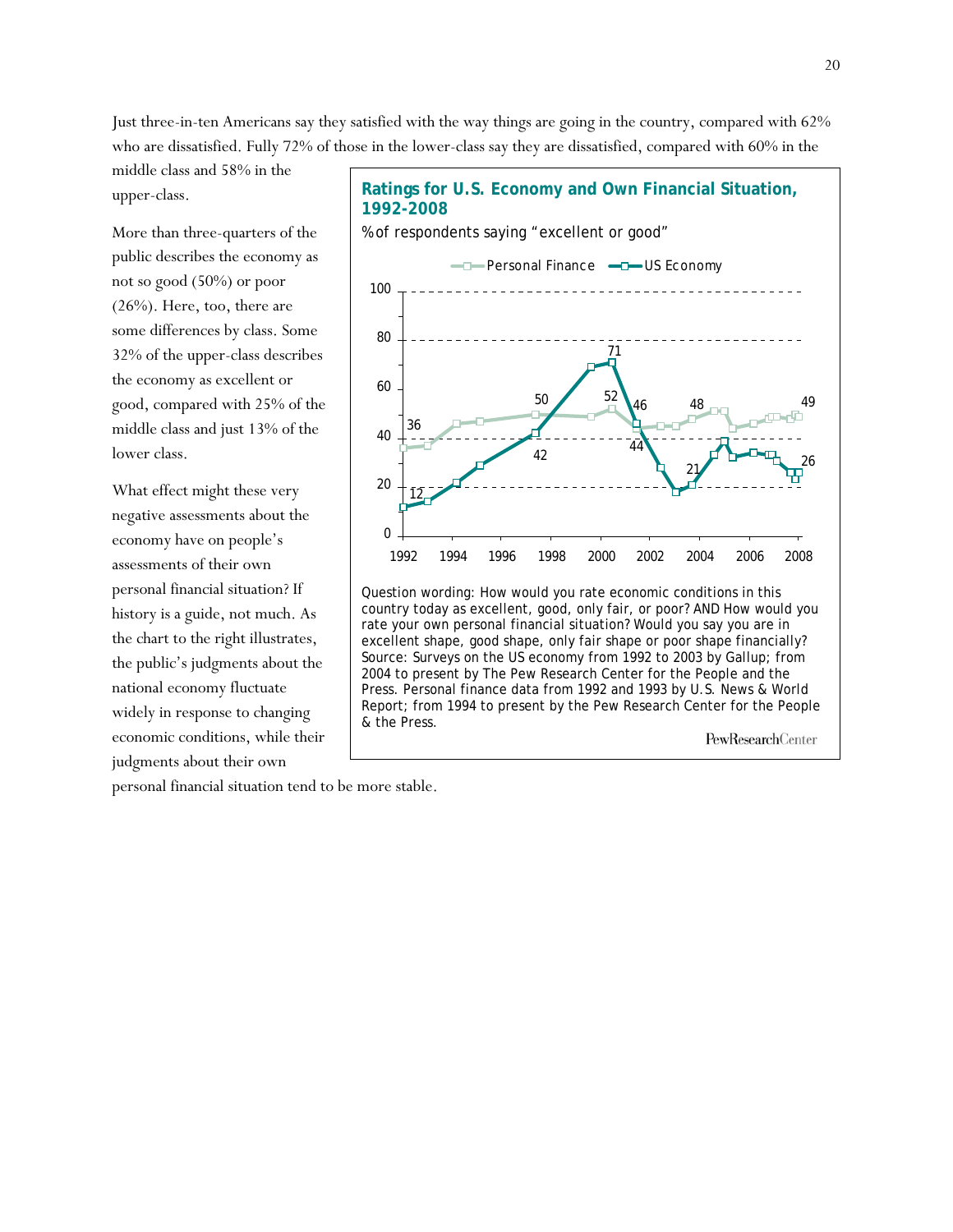Just three-in-ten Americans say they satisfied with the way things are going in the country, compared with 62% who are dissatisfied. Fully 72% of those in the lower-class say they are dissatisfied, compared with 60% in the middle class and 58% in the upper-class.

More than three-quarters of the public describes the economy as not so good (50%) or poor (26%). Here, too, there are some differences by class. Some 32% of the upper-class describes the economy as excellent or good, compared with 25% of the middle class and just 13% of the lower class.

What effect might these very negative assessments about the economy have on people's assessments of their own personal financial situation? If history is a guide, not much. As the chart to the right illustrates, the public's judgments about the national economy fluctuate widely in response to changing economic conditions, while their judgments about their own personal financial situation tend to be more stable.

**Ratings for U.S. Economy and Own Financial Situation, 1992-2008**

% of respondents saying "excellent or good"

Legend: Personal Finance; US Economy

Personal Finance labels: 36, 50, 52, 44, 48, 49

US Economy labels: 12, 42, 71, 46, 21, 26

X-axis: 1992, 1994, 1996, 1998, 2000, 2002, 2004, 2006, 2008. Y-axis: 0, 20, 40, 60, 80, 100

Question wording: How would you rate economic conditions in this country today as excellent, good, only fair, or poor? AND How would you rate your own personal financial situation? Would you say you are in excellent shape, good shape, only fair shape or poor shape financially? Source: Surveys on the US economy from 1992 to 2003 by Gallup; from 2004 to present by The Pew Research Center for the People and the Press. Personal finance data from 1992 and 1993 by U.S. News & World Report; from 1994 to present by the Pew Research Center for the People & the Press.

PewResearchCenter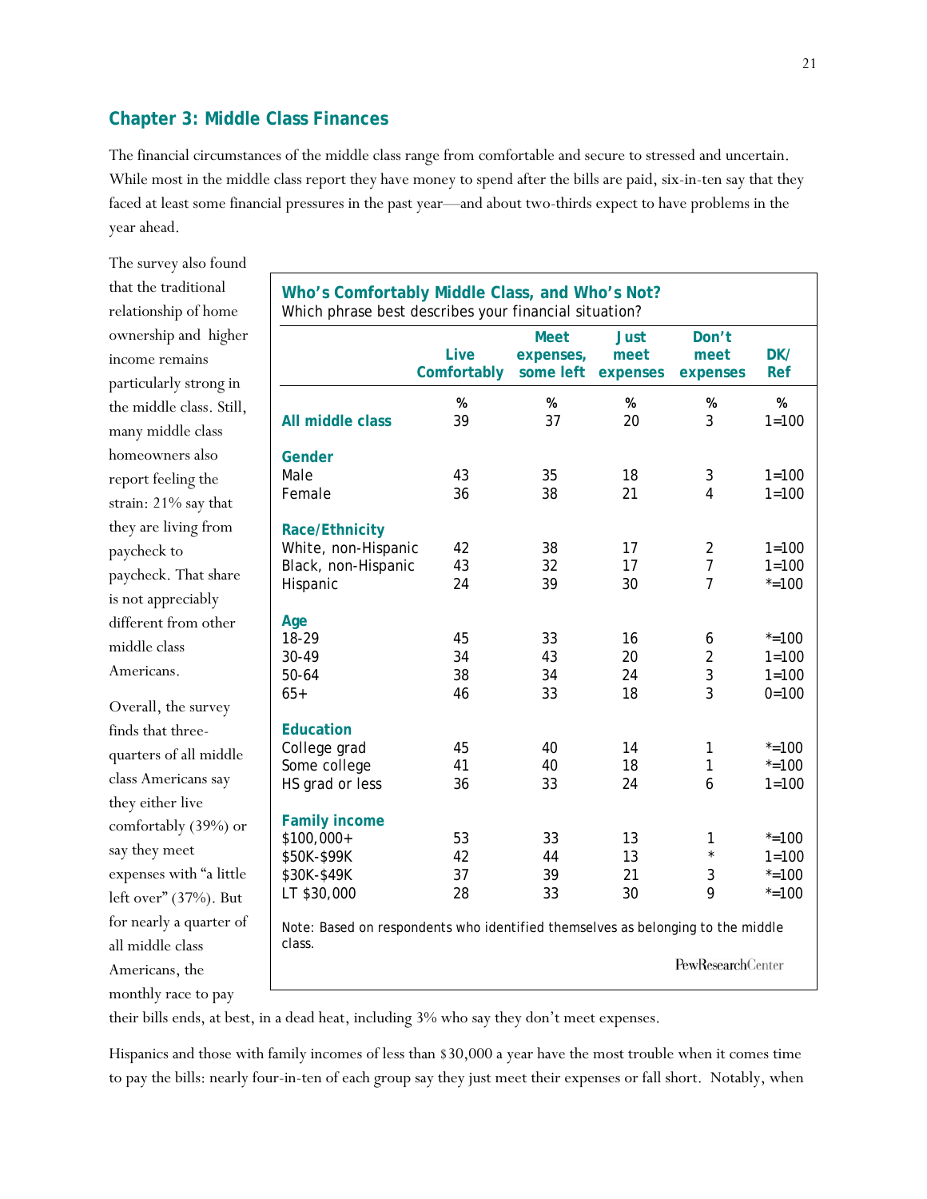## Chapter 3: Middle Class Finances

The financial circumstances of the middle class range from comfortable and secure to stressed and uncertain. While most in the middle class report they have money to spend after the bills are paid, six-in-ten say that they faced at least some financial pressures in the past year—and about two-thirds expect to have problems in the year ahead.

The survey also found that the traditional relationship of home ownership and higher income remains particularly strong in the middle class. Still, many middle class homeowners also report feeling the strain: 21% say that they are living from paycheck to paycheck. That share is not appreciably different from other middle class Americans.

Overall, the survey finds that three-quarters of all middle class Americans say they either live comfortably (39%) or say they meet expenses with "a little left over" (37%). But for nearly a quarter of all middle class Americans, the monthly race to pay their bills ends, at best, in a dead heat, including 3% who say they don't meet expenses.

**Who's Comfortably Middle Class, and Who's Not?**
Which phrase best describes your financial situation?

| | Live Comfortably | Meet expenses, some left | Just meet expenses | Don't meet expenses | DK/ Ref |
|---|---|---|---|---|---|
| | % | % | % | % | % |
| **All middle class** | 39 | 37 | 20 | 3 | 1=100 |
| **Gender** | | | | | |
| Male | 43 | 35 | 18 | 3 | 1=100 |
| Female | 36 | 38 | 21 | 4 | 1=100 |
| **Race/Ethnicity** | | | | | |
| White, non-Hispanic | 42 | 38 | 17 | 2 | 1=100 |
| Black, non-Hispanic | 43 | 32 | 17 | 7 | 1=100 |
| Hispanic | 24 | 39 | 30 | 7 | *=100 |
| **Age** | | | | | |
| 18-29 | 45 | 33 | 16 | 6 | *=100 |
| 30-49 | 34 | 43 | 20 | 2 | 1=100 |
| 50-64 | 38 | 34 | 24 | 3 | 1=100 |
| 65+ | 46 | 33 | 18 | 3 | 0=100 |
| **Education** | | | | | |
| College grad | 45 | 40 | 14 | 1 | *=100 |
| Some college | 41 | 40 | 18 | 1 | *=100 |
| HS grad or less | 36 | 33 | 24 | 6 | 1=100 |
| **Family income** | | | | | |
| $100,000+ | 53 | 33 | 13 | 1 | *=100 |
| $50K-$99K | 42 | 44 | 13 | * | 1=100 |
| $30K-$49K | 37 | 39 | 21 | 3 | *=100 |
| LT $30,000 | 28 | 33 | 30 | 9 | *=100 |

Note: Based on respondents who identified themselves as belonging to the middle class.

PewResearchCenter

Hispanics and those with family incomes of less than $30,000 a year have the most trouble when it comes time to pay the bills: nearly four-in-ten of each group say they just meet their expenses or fall short. Notably, when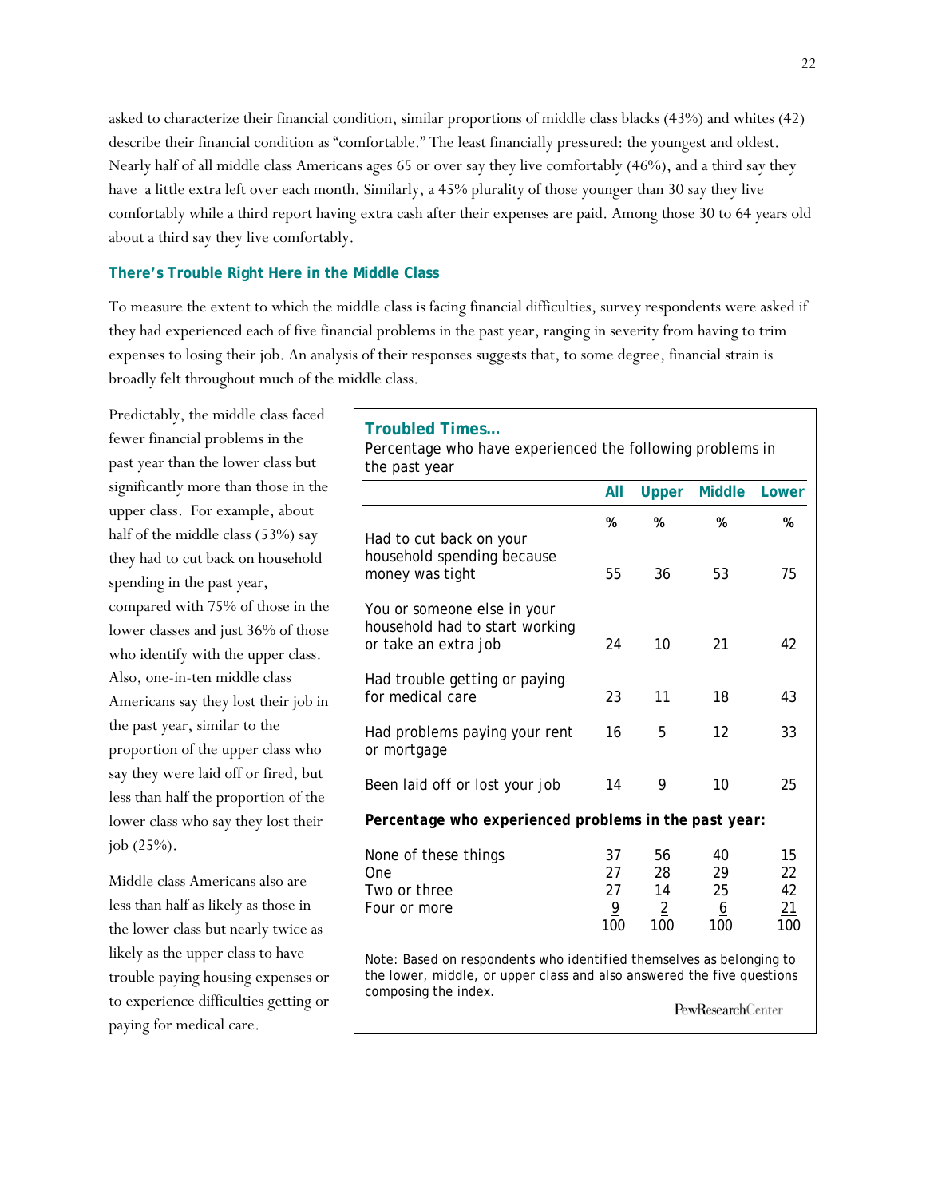asked to characterize their financial condition, similar proportions of middle class blacks (43%) and whites (42) describe their financial condition as "comfortable." The least financially pressured: the youngest and oldest. Nearly half of all middle class Americans ages 65 or over say they live comfortably (46%), and a third say they have a little extra left over each month. Similarly, a 45% plurality of those younger than 30 say they live comfortably while a third report having extra cash after their expenses are paid. Among those 30 to 64 years old about a third say they live comfortably.

### There's Trouble Right Here in the Middle Class

To measure the extent to which the middle class is facing financial difficulties, survey respondents were asked if they had experienced each of five financial problems in the past year, ranging in severity from having to trim expenses to losing their job. An analysis of their responses suggests that, to some degree, financial strain is broadly felt throughout much of the middle class.

Predictably, the middle class faced fewer financial problems in the past year than the lower class but significantly more than those in the upper class. For example, about half of the middle class (53%) say they had to cut back on household spending in the past year, compared with 75% of those in the lower classes and just 36% of those who identify with the upper class. Also, one-in-ten middle class Americans say they lost their job in the past year, similar to the proportion of the upper class who say they were laid off or fired, but less than half the proportion of the lower class who say they lost their job (25%).

Middle class Americans also are less than half as likely as those in the lower class but nearly twice as likely as the upper class to have trouble paying housing expenses or to experience difficulties getting or paying for medical care.

**Troubled Times…**

Percentage who have experienced the following problems in the past year

| | All | Upper | Middle | Lower |
|---|---|---|---|---|
| | % | % | % | % |
| Had to cut back on your household spending because money was tight | 55 | 36 | 53 | 75 |
| You or someone else in your household had to start working or take an extra job | 24 | 10 | 21 | 42 |
| Had trouble getting or paying for medical care | 23 | 11 | 18 | 43 |
| Had problems paying your rent or mortgage | 16 | 5 | 12 | 33 |
| Been laid off or lost your job | 14 | 9 | 10 | 25 |
| ***Percentage who experienced problems in the past year:*** | | | | |
| None of these things | 37 | 56 | 40 | 15 |
| One | 27 | 28 | 29 | 22 |
| Two or three | 27 | 14 | 25 | 42 |
| Four or more | 9 | 2 | 6 | 21 |
| | 100 | 100 | 100 | 100 |

Note: Based on respondents who identified themselves as belonging to the lower, middle, or upper class and also answered the five questions composing the index.

PewResearchCenter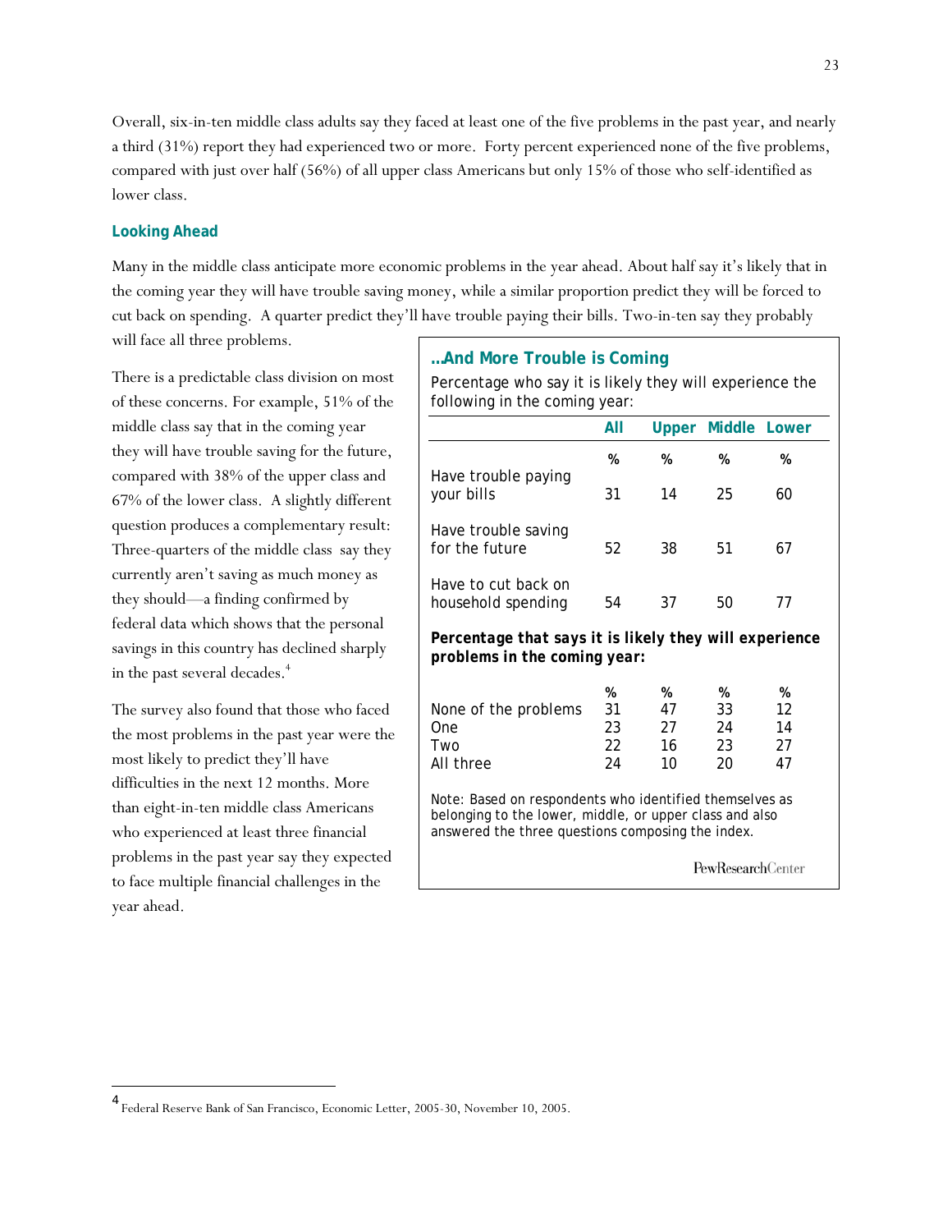Overall, six-in-ten middle class adults say they faced at least one of the five problems in the past year, and nearly a third (31%) report they had experienced two or more. Forty percent experienced none of the five problems, compared with just over half (56%) of all upper class Americans but only 15% of those who self-identified as lower class.

### Looking Ahead

Many in the middle class anticipate more economic problems in the year ahead. About half say it's likely that in the coming year they will have trouble saving money, while a similar proportion predict they will be forced to cut back on spending. A quarter predict they'll have trouble paying their bills. Two-in-ten say they probably will face all three problems.

There is a predictable class division on most of these concerns. For example, 51% of the middle class say that in the coming year they will have trouble saving for the future, compared with 38% of the upper class and 67% of the lower class. A slightly different question produces a complementary result: Three-quarters of the middle class say they currently aren't saving as much money as they should—a finding confirmed by federal data which shows that the personal savings in this country has declined sharply in the past several decades.[4]

The survey also found that those who faced the most problems in the past year were the most likely to predict they'll have difficulties in the next 12 months. More than eight-in-ten middle class Americans who experienced at least three financial problems in the past year say they expected to face multiple financial challenges in the year ahead.

**…And More Trouble is Coming**

Percentage who say it is likely they will experience the following in the coming year:

| | All | Upper | Middle | Lower |
|---|---|---|---|---|
| | % | % | % | % |
| Have trouble paying your bills | 31 | 14 | 25 | 60 |
| Have trouble saving for the future | 52 | 38 | 51 | 67 |
| Have to cut back on household spending | 54 | 37 | 50 | 77 |
| **Percentage that says it is likely they will experience problems in the coming year:** | | | | |
| | % | % | % | % |
| None of the problems | 31 | 47 | 33 | 12 |
| One | 23 | 27 | 24 | 14 |
| Two | 22 | 16 | 23 | 27 |
| All three | 24 | 10 | 20 | 47 |

Note: Based on respondents who identified themselves as belonging to the lower, middle, or upper class and also answered the three questions composing the index.

PewResearchCenter

[4] Federal Reserve Bank of San Francisco, Economic Letter, 2005-30, November 10, 2005.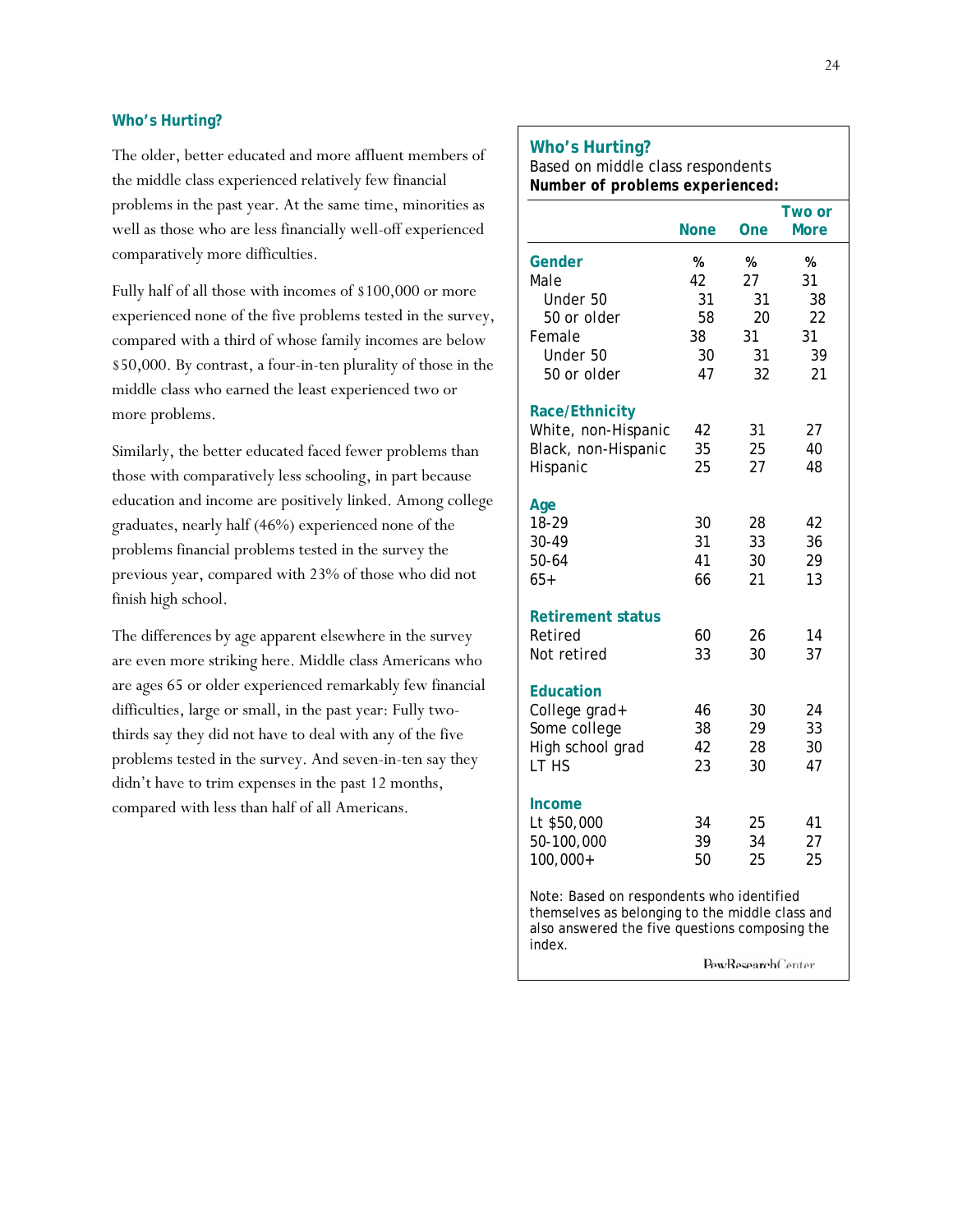### Who's Hurting?

The older, better educated and more affluent members of the middle class experienced relatively few financial problems in the past year. At the same time, minorities as well as those who are less financially well-off experienced comparatively more difficulties.

Fully half of all those with incomes of $100,000 or more experienced none of the five problems tested in the survey, compared with a third of whose family incomes are below $50,000. By contrast, a four-in-ten plurality of those in the middle class who earned the least experienced two or more problems.

Similarly, the better educated faced fewer problems than those with comparatively less schooling, in part because education and income are positively linked. Among college graduates, nearly half (46%) experienced none of the problems financial problems tested in the survey the previous year, compared with 23% of those who did not finish high school.

The differences by age apparent elsewhere in the survey are even more striking here. Middle class Americans who are ages 65 or older experienced remarkably few financial difficulties, large or small, in the past year: Fully two-thirds say they did not have to deal with any of the five problems tested in the survey. And seven-in-ten say they didn't have to trim expenses in the past 12 months, compared with less than half of all Americans.

**Who's Hurting?**
Based on middle class respondents
**Number of problems experienced:**

| | None | One | Two or More |
|---|---|---|---|
| **Gender** | % | % | % |
| Male | 42 | 27 | 31 |
| Under 50 | 31 | 31 | 38 |
| 50 or older | 58 | 20 | 22 |
| Female | 38 | 31 | 31 |
| Under 50 | 30 | 31 | 39 |
| 50 or older | 47 | 32 | 21 |
| **Race/Ethnicity** | | | |
| White, non-Hispanic | 42 | 31 | 27 |
| Black, non-Hispanic | 35 | 25 | 40 |
| Hispanic | 25 | 27 | 48 |
| **Age** | | | |
| 18-29 | 30 | 28 | 42 |
| 30-49 | 31 | 33 | 36 |
| 50-64 | 41 | 30 | 29 |
| 65+ | 66 | 21 | 13 |
| **Retirement status** | | | |
| Retired | 60 | 26 | 14 |
| Not retired | 33 | 30 | 37 |
| **Education** | | | |
| College grad+ | 46 | 30 | 24 |
| Some college | 38 | 29 | 33 |
| High school grad | 42 | 28 | 30 |
| LT HS | 23 | 30 | 47 |
| **Income** | | | |
| Lt $50,000 | 34 | 25 | 41 |
| 50-100,000 | 39 | 34 | 27 |
| 100,000+ | 50 | 25 | 25 |

Note: Based on respondents who identified themselves as belonging to the middle class and also answered the five questions composing the index.

PewResearchCenter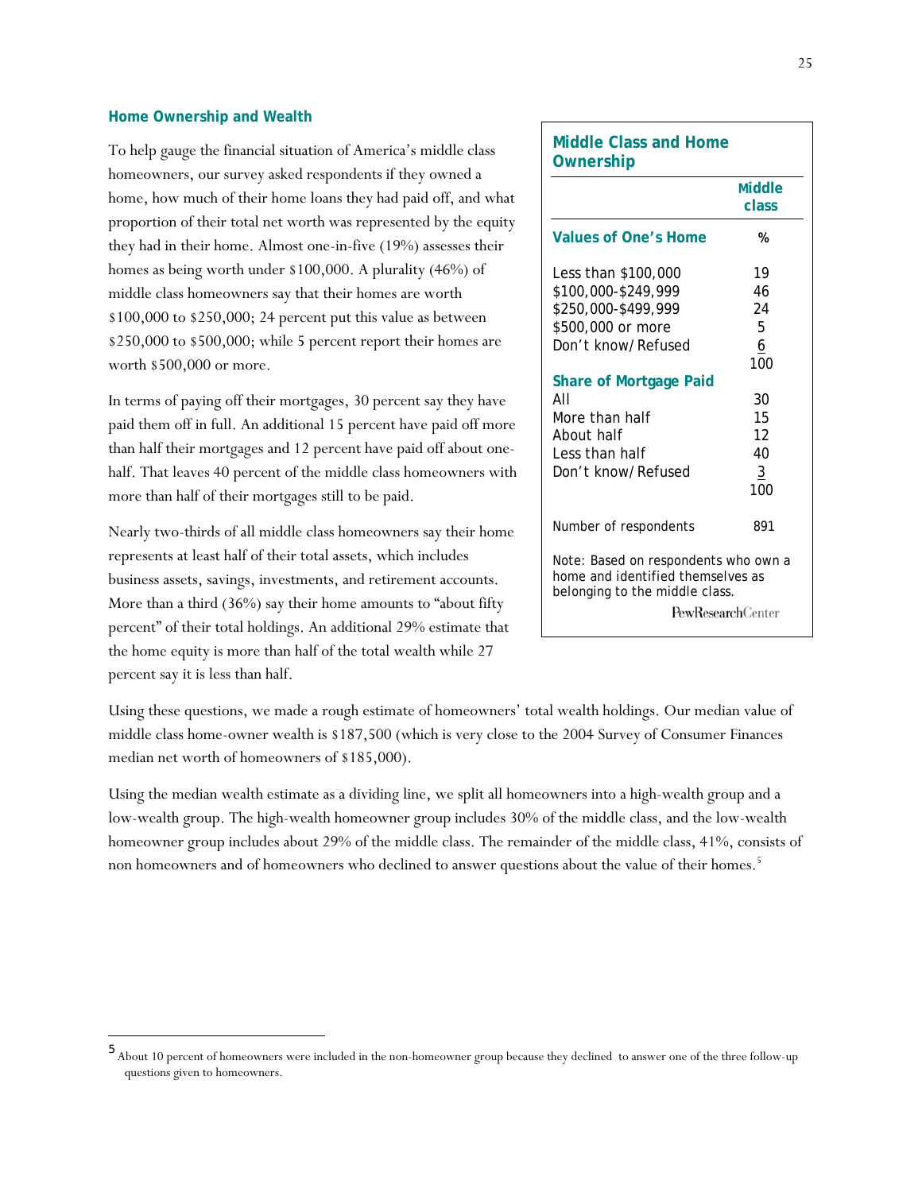### Home Ownership and Wealth

To help gauge the financial situation of America's middle class homeowners, our survey asked respondents if they owned a home, how much of their home loans they had paid off, and what proportion of their total net worth was represented by the equity they had in their home. Almost one-in-five (19%) assesses their homes as being worth under $100,000. A plurality (46%) of middle class homeowners say that their homes are worth $100,000 to $250,000; 24 percent put this value as between $250,000 to $500,000; while 5 percent report their homes are worth $500,000 or more.

In terms of paying off their mortgages, 30 percent say they have paid them off in full. An additional 15 percent have paid off more than half their mortgages and 12 percent have paid off about one-half. That leaves 40 percent of the middle class homeowners with more than half of their mortgages still to be paid.

Nearly two-thirds of all middle class homeowners say their home represents at least half of their total assets, which includes business assets, savings, investments, and retirement accounts. More than a third (36%) say their home amounts to "about fifty percent" of their total holdings. An additional 29% estimate that the home equity is more than half of the total wealth while 27 percent say it is less than half.

**Middle Class and Home Ownership**

| | Middle class |
|---|---|
| **Values of One's Home** | % |
| Less than $100,000 | 19 |
| $100,000-$249,999 | 46 |
| $250,000-$499,999 | 24 |
| $500,000 or more | 5 |
| Don't know/Refused | 6 |
| | 100 |
| **Share of Mortgage Paid** | |
| All | 30 |
| More than half | 15 |
| About half | 12 |
| Less than half | 40 |
| Don't know/Refused | 3 |
| | 100 |
| Number of respondents | 891 |

Note: Based on respondents who own a home and identified themselves as belonging to the middle class.

PewResearchCenter

Using these questions, we made a rough estimate of homeowners' total wealth holdings. Our median value of middle class home-owner wealth is $187,500 (which is very close to the 2004 Survey of Consumer Finances median net worth of homeowners of $185,000).

Using the median wealth estimate as a dividing line, we split all homeowners into a high-wealth group and a low-wealth group. The high-wealth homeowner group includes 30% of the middle class, and the low-wealth homeowner group includes about 29% of the middle class. The remainder of the middle class, 41%, consists of non homeowners and of homeowners who declined to answer questions about the value of their homes.[5]

[5] About 10 percent of homeowners were included in the non-homeowner group because they declined to answer one of the three follow-up questions given to homeowners.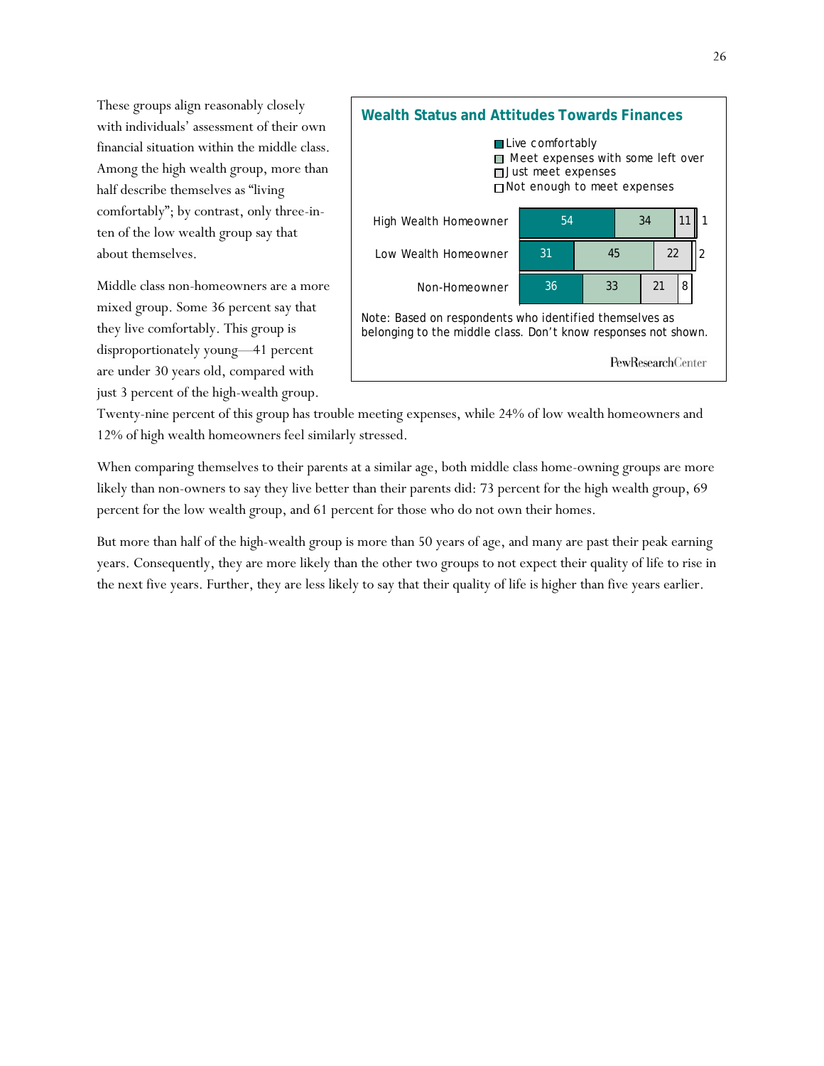These groups align reasonably closely with individuals' assessment of their own financial situation within the middle class. Among the high wealth group, more than half describe themselves as "living comfortably"; by contrast, only three-in-ten of the low wealth group say that about themselves.

**Wealth Status and Attitudes Towards Finances**

| | Live comfortably | Meet expenses with some left over | Just meet expenses | Not enough to meet expenses |
|---|---|---|---|---|
| High Wealth Homeowner | 54 | 34 | 11 | 1 |
| Low Wealth Homeowner | 31 | 45 | 22 | 2 |
| Non-Homeowner | 36 | 33 | 21 | 8 |

Note: Based on respondents who identified themselves as belonging to the middle class. Don't know responses not shown.

PewResearchCenter

Middle class non-homeowners are a more mixed group. Some 36 percent say that they live comfortably. This group is disproportionately young—41 percent are under 30 years old, compared with just 3 percent of the high-wealth group. Twenty-nine percent of this group has trouble meeting expenses, while 24% of low wealth homeowners and 12% of high wealth homeowners feel similarly stressed.

When comparing themselves to their parents at a similar age, both middle class home-owning groups are more likely than non-owners to say they live better than their parents did: 73 percent for the high wealth group, 69 percent for the low wealth group, and 61 percent for those who do not own their homes.

But more than half of the high-wealth group is more than 50 years of age, and many are past their peak earning years. Consequently, they are more likely than the other two groups to not expect their quality of life to rise in the next five years. Further, they are less likely to say that their quality of life is higher than five years earlier.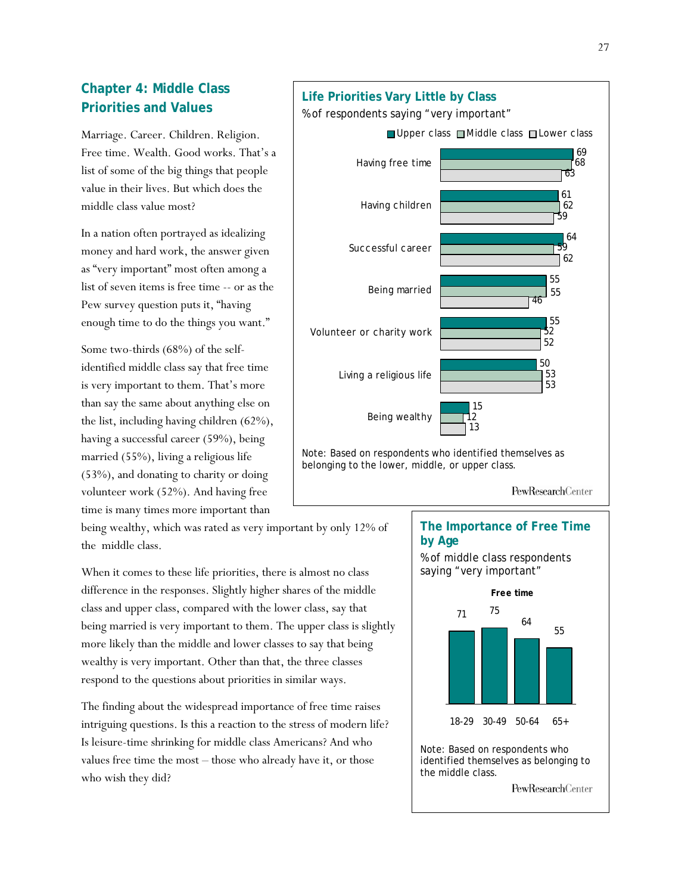## Chapter 4: Middle Class Priorities and Values

Marriage. Career. Children. Religion. Free time. Wealth. Good works. That's a list of some of the big things that people value in their lives. But which does the middle class value most?

In a nation often portrayed as idealizing money and hard work, the answer given as "very important" most often among a list of seven items is free time -- or as the Pew survey question puts it, "having enough time to do the things you want."

Some two-thirds (68%) of the self-identified middle class say that free time is very important to them. That's more than say the same about anything else on the list, including having children (62%), having a successful career (59%), being married (55%), living a religious life (53%), and donating to charity or doing volunteer work (52%). And having free time is many times more important than being wealthy, which was rated as very important by only 12% of the middle class.

**Life Priorities Vary Little by Class**

% of respondents saying "very important"

| | Upper class | Middle class | Lower class |
|---|---|---|---|
| Having free time | 69 | 68 | 63 |
| Having children | 61 | 62 | 59 |
| Successful career | 64 | 59 | 62 |
| Being married | 55 | 55 | 46 |
| Volunteer or charity work | 55 | 52 | 52 |
| Living a religious life | 50 | 53 | 53 |
| Being wealthy | 15 | 12 | 13 |

Note: Based on respondents who identified themselves as belonging to the lower, middle, or upper class.

PewResearchCenter

When it comes to these life priorities, there is almost no class difference in the responses. Slightly higher shares of the middle class and upper class, compared with the lower class, say that being married is very important to them. The upper class is slightly more likely than the middle and lower classes to say that being wealthy is very important. Other than that, the three classes respond to the questions about priorities in similar ways.

The finding about the widespread importance of free time raises intriguing questions. Is this a reaction to the stress of modern life? Is leisure-time shrinking for middle class Americans? And who values free time the most – those who already have it, or those who wish they did?

**The Importance of Free Time by Age**

% of middle class respondents saying "very important"

Free time

| 18-29 | 30-49 | 50-64 | 65+ |
|---|---|---|---|
| 71 | 75 | 64 | 55 |

Note: Based on respondents who identified themselves as belonging to the middle class.

PewResearchCenter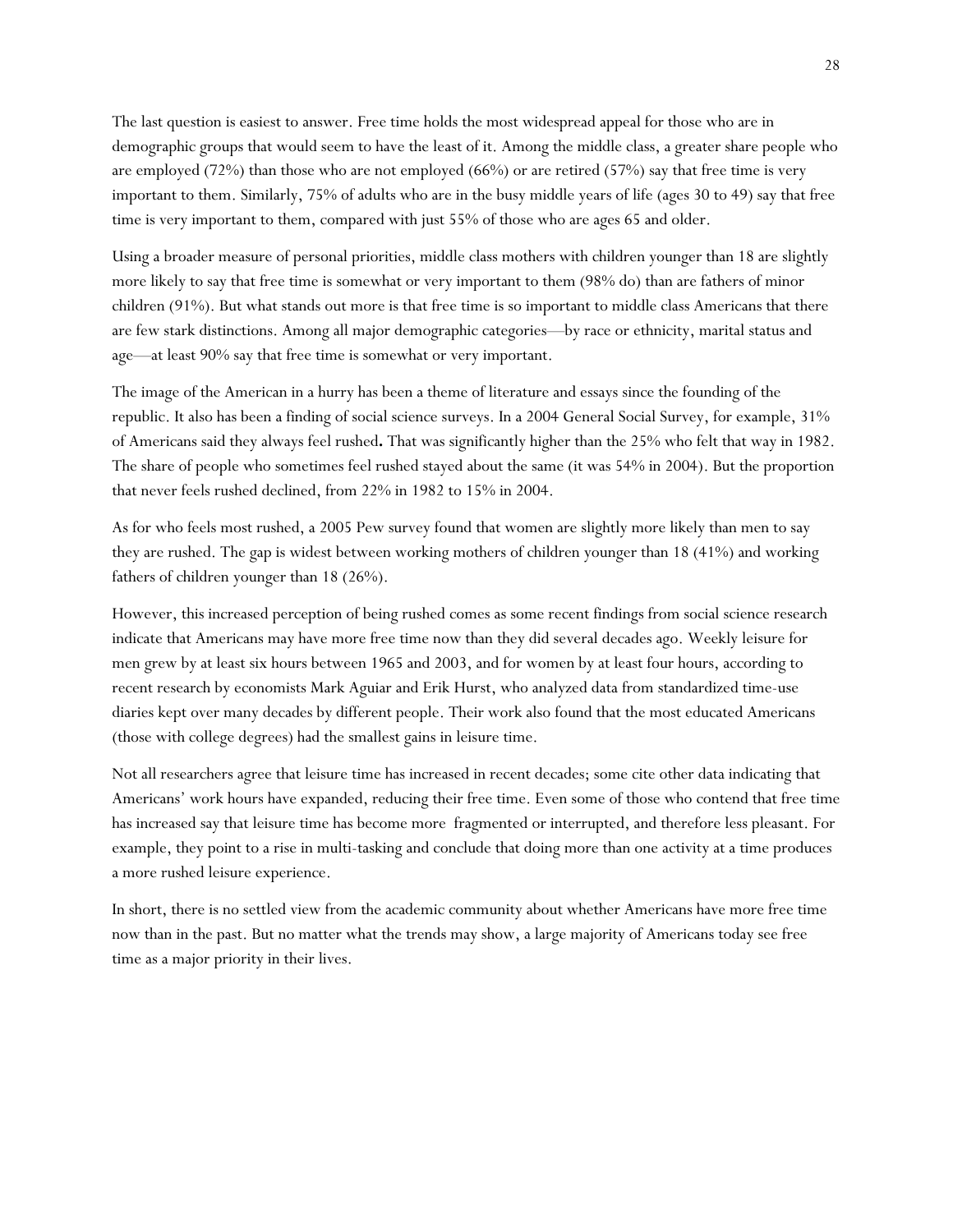The last question is easiest to answer. Free time holds the most widespread appeal for those who are in demographic groups that would seem to have the least of it. Among the middle class, a greater share people who are employed (72%) than those who are not employed (66%) or are retired (57%) say that free time is very important to them. Similarly, 75% of adults who are in the busy middle years of life (ages 30 to 49) say that free time is very important to them, compared with just 55% of those who are ages 65 and older.

Using a broader measure of personal priorities, middle class mothers with children younger than 18 are slightly more likely to say that free time is somewhat or very important to them (98% do) than are fathers of minor children (91%). But what stands out more is that free time is so important to middle class Americans that there are few stark distinctions. Among all major demographic categories—by race or ethnicity, marital status and age—at least 90% say that free time is somewhat or very important.

The image of the American in a hurry has been a theme of literature and essays since the founding of the republic. It also has been a finding of social science surveys. In a 2004 General Social Survey, for example, 31% of Americans said they always feel rushed**.** That was significantly higher than the 25% who felt that way in 1982. The share of people who sometimes feel rushed stayed about the same (it was 54% in 2004). But the proportion that never feels rushed declined, from 22% in 1982 to 15% in 2004.

As for who feels most rushed, a 2005 Pew survey found that women are slightly more likely than men to say they are rushed. The gap is widest between working mothers of children younger than 18 (41%) and working fathers of children younger than 18 (26%).

However, this increased perception of being rushed comes as some recent findings from social science research indicate that Americans may have more free time now than they did several decades ago. Weekly leisure for men grew by at least six hours between 1965 and 2003, and for women by at least four hours, according to recent research by economists Mark Aguiar and Erik Hurst, who analyzed data from standardized time-use diaries kept over many decades by different people. Their work also found that the most educated Americans (those with college degrees) had the smallest gains in leisure time.

Not all researchers agree that leisure time has increased in recent decades; some cite other data indicating that Americans' work hours have expanded, reducing their free time. Even some of those who contend that free time has increased say that leisure time has become more fragmented or interrupted, and therefore less pleasant. For example, they point to a rise in multi-tasking and conclude that doing more than one activity at a time produces a more rushed leisure experience.

In short, there is no settled view from the academic community about whether Americans have more free time now than in the past. But no matter what the trends may show, a large majority of Americans today see free time as a major priority in their lives.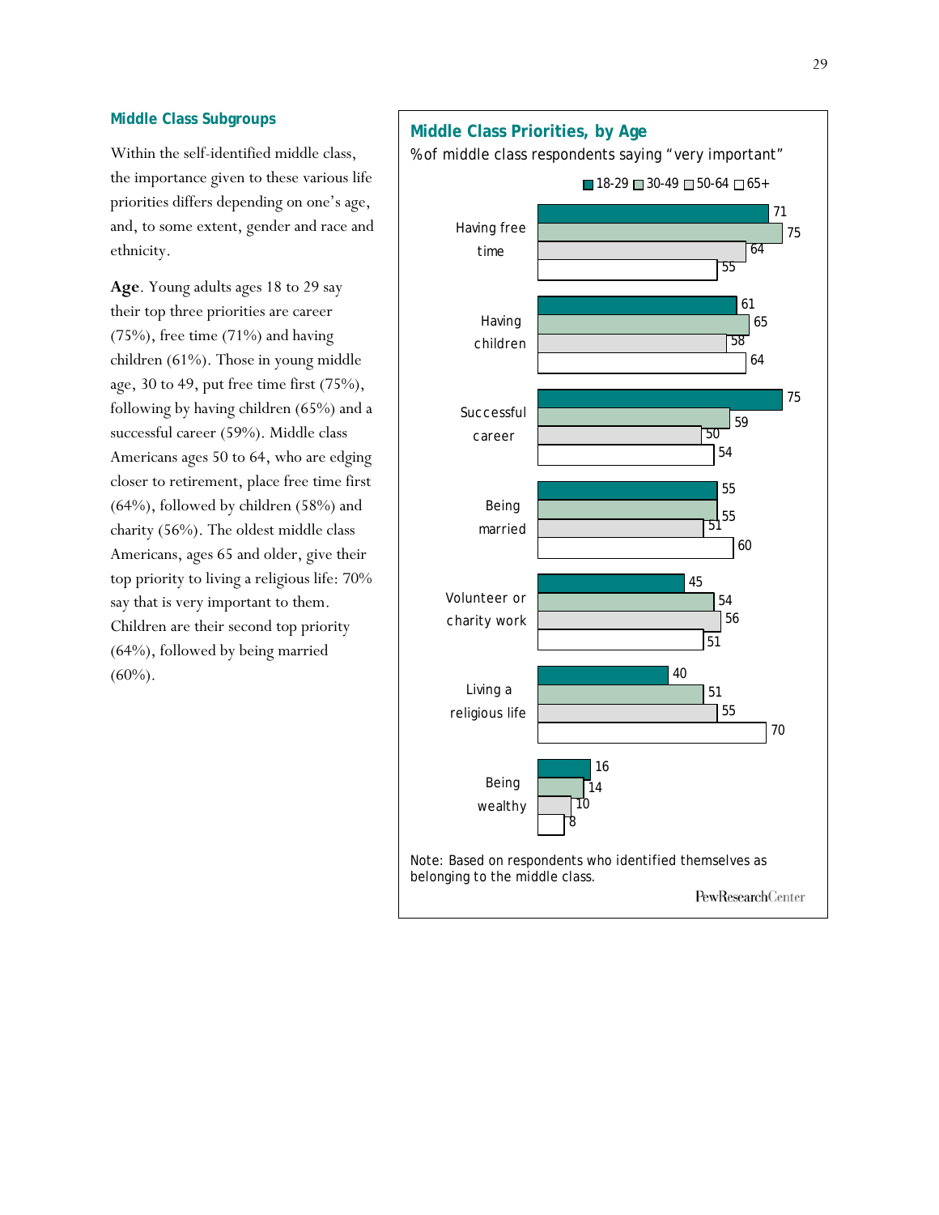## Middle Class Subgroups

Within the self-identified middle class, the importance given to these various life priorities differs depending on one's age, and, to some extent, gender and race and ethnicity.

**Age**. Young adults ages 18 to 29 say their top three priorities are career (75%), free time (71%) and having children (61%). Those in young middle age, 30 to 49, put free time first (75%), following by having children (65%) and a successful career (59%). Middle class Americans ages 50 to 64, who are edging closer to retirement, place free time first (64%), followed by children (58%) and charity (56%). The oldest middle class Americans, ages 65 and older, give their top priority to living a religious life: 70% say that is very important to them. Children are their second top priority (64%), followed by being married (60%).

### Middle Class Priorities, by Age

% of middle class respondents saying "very important"

| | 18-29 | 30-49 | 50-64 | 65+ |
|---|---|---|---|---|
| Having free time | 71 | 75 | 64 | 55 |
| Having children | 61 | 65 | 58 | 64 |
| Successful career | 75 | 59 | 50 | 54 |
| Being married | 55 | 55 | 51 | 60 |
| Volunteer or charity work | 45 | 54 | 56 | 51 |
| Living a religious life | 40 | 51 | 55 | 70 |
| Being wealthy | 16 | 14 | 10 | 8 |

Note: Based on respondents who identified themselves as belonging to the middle class.

PewResearchCenter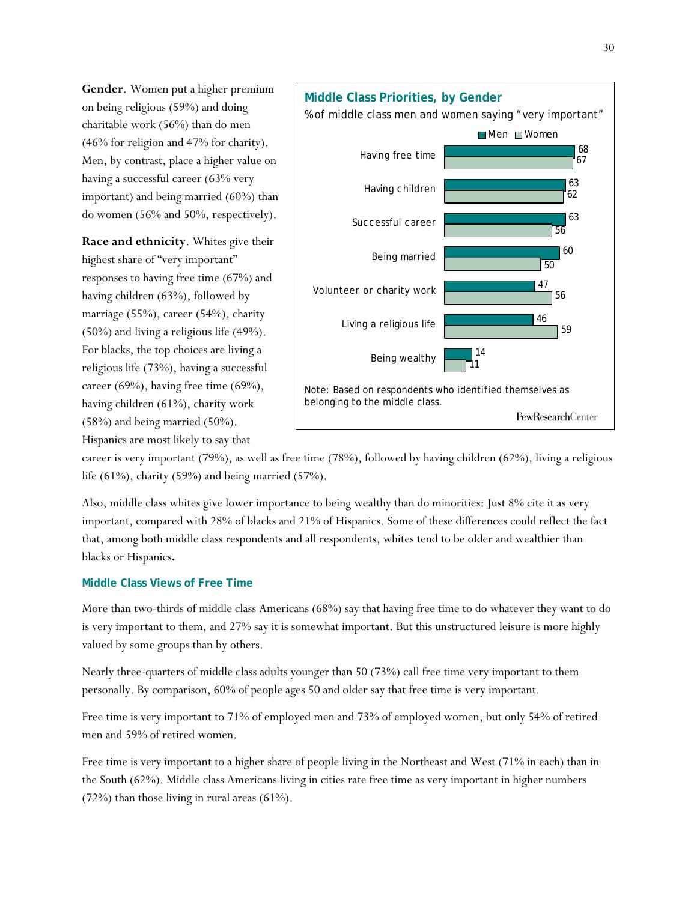**Gender**. Women put a higher premium on being religious (59%) and doing charitable work (56%) than do men (46% for religion and 47% for charity). Men, by contrast, place a higher value on having a successful career (63% very important) and being married (60%) than do women (56% and 50%, respectively).

**Middle Class Priorities, by Gender**

% of middle class men and women saying "very important"

| | Men | Women |
|---|---|---|
| Having free time | 68 | 67 |
| Having children | 63 | 62 |
| Successful career | 63 | 56 |
| Being married | 60 | 50 |
| Volunteer or charity work | 47 | 56 |
| Living a religious life | 46 | 59 |
| Being wealthy | 14 | 11 |

Note: Based on respondents who identified themselves as belonging to the middle class.

PewResearchCenter

**Race and ethnicity**. Whites give their highest share of "very important" responses to having free time (67%) and having children (63%), followed by marriage (55%), career (54%), charity (50%) and living a religious life (49%). For blacks, the top choices are living a religious life (73%), having a successful career (69%), having free time (69%), having children (61%), charity work (58%) and being married (50%). Hispanics are most likely to say that career is very important (79%), as well as free time (78%), followed by having children (62%), living a religious life (61%), charity (59%) and being married (57%).

Also, middle class whites give lower importance to being wealthy than do minorities: Just 8% cite it as very important, compared with 28% of blacks and 21% of Hispanics. Some of these differences could reflect the fact that, among both middle class respondents and all respondents, whites tend to be older and wealthier than blacks or Hispanics**.**

### Middle Class Views of Free Time

More than two-thirds of middle class Americans (68%) say that having free time to do whatever they want to do is very important to them, and 27% say it is somewhat important. But this unstructured leisure is more highly valued by some groups than by others.

Nearly three-quarters of middle class adults younger than 50 (73%) call free time very important to them personally. By comparison, 60% of people ages 50 and older say that free time is very important.

Free time is very important to 71% of employed men and 73% of employed women, but only 54% of retired men and 59% of retired women.

Free time is very important to a higher share of people living in the Northeast and West (71% in each) than in the South (62%). Middle class Americans living in cities rate free time as very important in higher numbers (72%) than those living in rural areas (61%).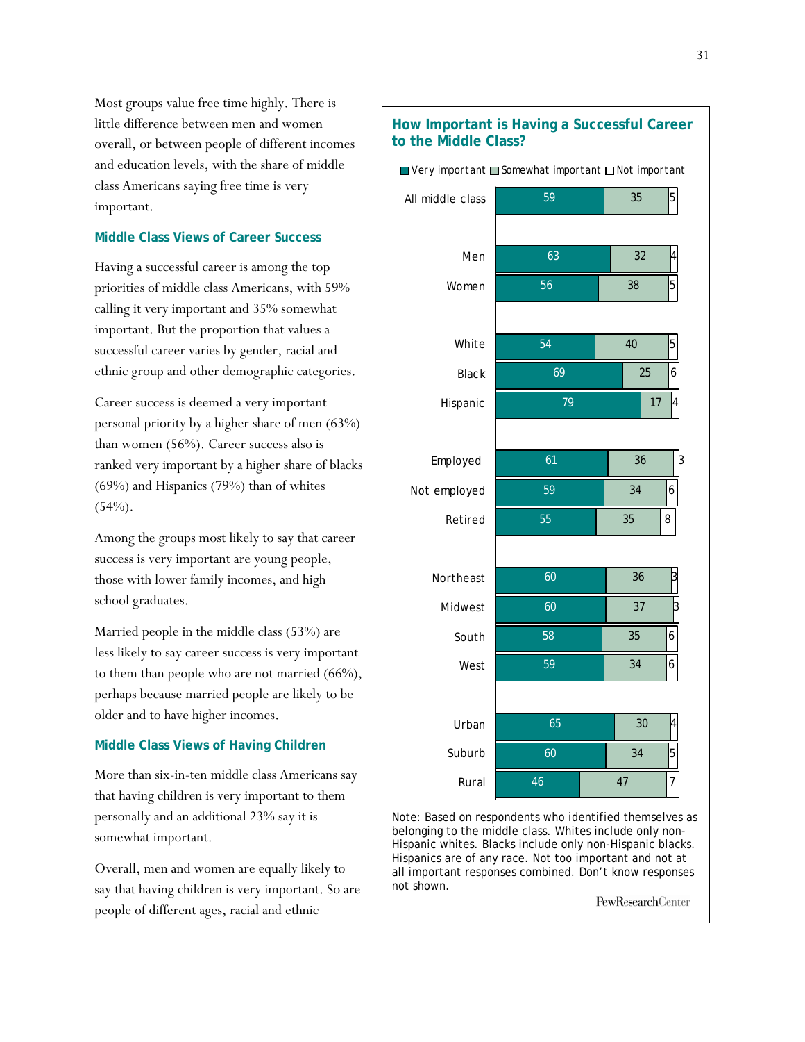Most groups value free time highly. There is little difference between men and women overall, or between people of different incomes and education levels, with the share of middle class Americans saying free time is very important.

### Middle Class Views of Career Success

Having a successful career is among the top priorities of middle class Americans, with 59% calling it very important and 35% somewhat important. But the proportion that values a successful career varies by gender, racial and ethnic group and other demographic categories.

Career success is deemed a very important personal priority by a higher share of men (63%) than women (56%). Career success also is ranked very important by a higher share of blacks (69%) and Hispanics (79%) than of whites (54%).

Among the groups most likely to say that career success is very important are young people, those with lower family incomes, and high school graduates.

Married people in the middle class (53%) are less likely to say career success is very important to them than people who are not married (66%), perhaps because married people are likely to be older and to have higher incomes.

### Middle Class Views of Having Children

More than six-in-ten middle class Americans say that having children is very important to them personally and an additional 23% say it is somewhat important.

Overall, men and women are equally likely to say that having children is very important. So are people of different ages, racial and ethnic

**How Important is Having a Successful Career to the Middle Class?**

| | Very important | Somewhat important | Not important |
|---|---|---|---|
| All middle class | 59 | 35 | 5 |
| Men | 63 | 32 | 4 |
| Women | 56 | 38 | 5 |
| White | 54 | 40 | 5 |
| Black | 69 | 25 | 6 |
| Hispanic | 79 | 17 | 4 |
| Employed | 61 | 36 | 3 |
| Not employed | 59 | 34 | 6 |
| Retired | 55 | 35 | 8 |
| Northeast | 60 | 36 | 3 |
| Midwest | 60 | 37 | 3 |
| South | 58 | 35 | 6 |
| West | 59 | 34 | 6 |
| Urban | 65 | 30 | 4 |
| Suburb | 60 | 34 | 5 |
| Rural | 46 | 47 | 7 |

Note: Based on respondents who identified themselves as belonging to the middle class. Whites include only non-Hispanic whites. Blacks include only non-Hispanic blacks. Hispanics are of any race. Not too important and not at all important responses combined. Don't know responses not shown.

PewResearchCenter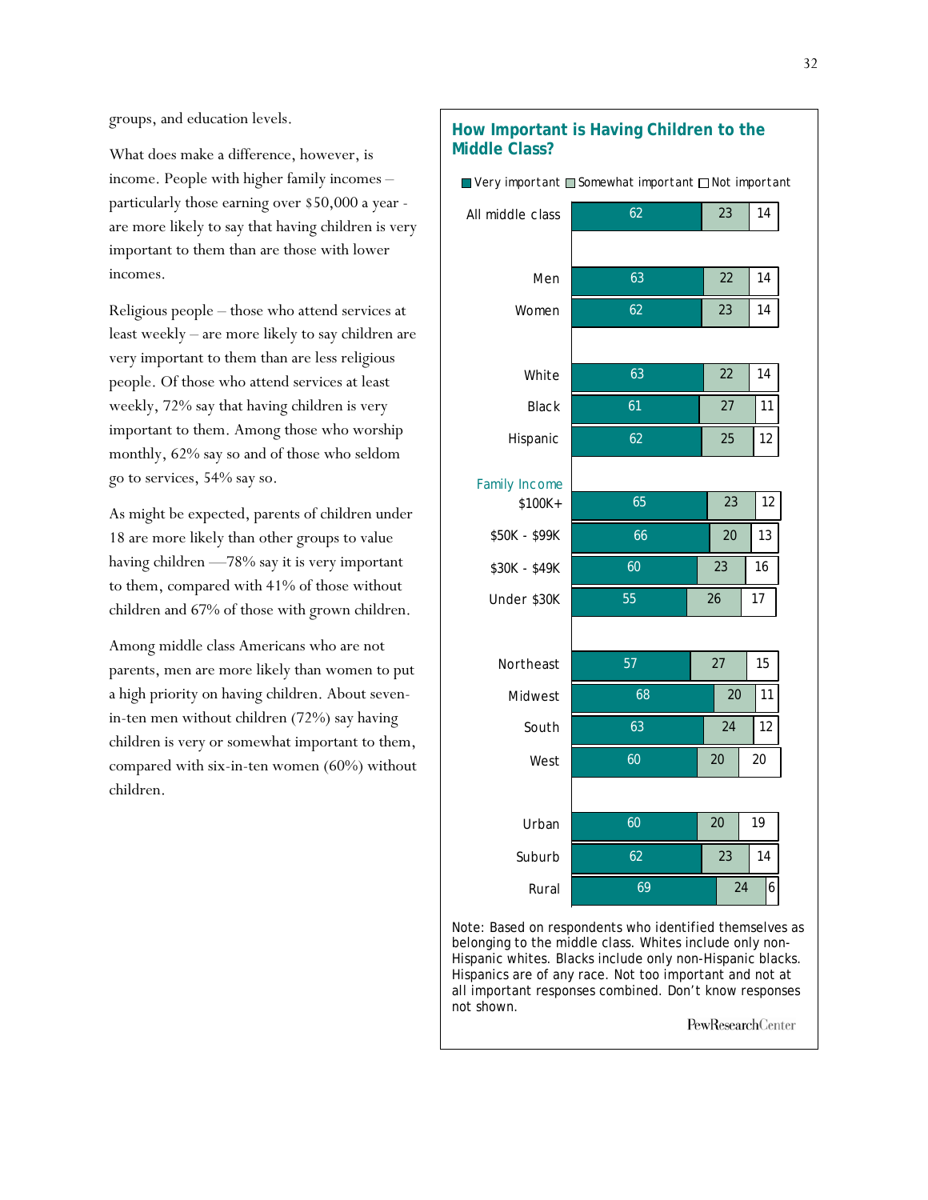groups, and education levels.

What does make a difference, however, is income. People with higher family incomes – particularly those earning over $50,000 a year - are more likely to say that having children is very important to them than are those with lower incomes.

Religious people – those who attend services at least weekly – are more likely to say children are very important to them than are less religious people. Of those who attend services at least weekly, 72% say that having children is very important to them. Among those who worship monthly, 62% say so and of those who seldom go to services, 54% say so.

As might be expected, parents of children under 18 are more likely than other groups to value having children —78% say it is very important to them, compared with 41% of those without children and 67% of those with grown children.

Among middle class Americans who are not parents, men are more likely than women to put a high priority on having children. About seven-in-ten men without children (72%) say having children is very or somewhat important to them, compared with six-in-ten women (60%) without children.

### How Important is Having Children to the Middle Class?

| | Very important | Somewhat important | Not important |
|---|---|---|---|
| All middle class | 62 | 23 | 14 |
| Men | 63 | 22 | 14 |
| Women | 62 | 23 | 14 |
| White | 63 | 22 | 14 |
| Black | 61 | 27 | 11 |
| Hispanic | 62 | 25 | 12 |
| **Family Income** | | | |
| $100K+ | 65 | 23 | 12 |
| $50K - $99K | 66 | 20 | 13 |
| $30K - $49K | 60 | 23 | 16 |
| Under $30K | 55 | 26 | 17 |
| Northeast | 57 | 27 | 15 |
| Midwest | 68 | 20 | 11 |
| South | 63 | 24 | 12 |
| West | 60 | 20 | 20 |
| Urban | 60 | 20 | 19 |
| Suburb | 62 | 23 | 14 |
| Rural | 69 | 24 | 6 |

Note: Based on respondents who identified themselves as belonging to the middle class. Whites include only non-Hispanic whites. Blacks include only non-Hispanic blacks. Hispanics are of any race. Not too important and not at all important responses combined. Don't know responses not shown.

PewResearchCenter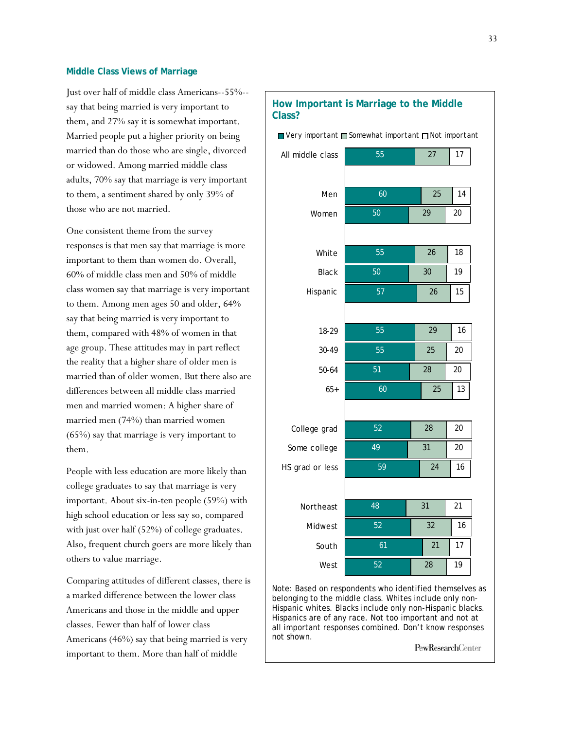## Middle Class Views of Marriage

Just over half of middle class Americans--55%--say that being married is very important to them, and 27% say it is somewhat important. Married people put a higher priority on being married than do those who are single, divorced or widowed. Among married middle class adults, 70% say that marriage is very important to them, a sentiment shared by only 39% of those who are not married.

One consistent theme from the survey responses is that men say that marriage is more important to them than women do. Overall, 60% of middle class men and 50% of middle class women say that marriage is very important to them. Among men ages 50 and older, 64% say that being married is very important to them, compared with 48% of women in that age group. These attitudes may in part reflect the reality that a higher share of older men is married than of older women. But there also are differences between all middle class married men and married women: A higher share of married men (74%) than married women (65%) say that marriage is very important to them.

People with less education are more likely than college graduates to say that marriage is very important. About six-in-ten people (59%) with high school education or less say so, compared with just over half (52%) of college graduates. Also, frequent church goers are more likely than others to value marriage.

Comparing attitudes of different classes, there is a marked difference between the lower class Americans and those in the middle and upper classes. Fewer than half of lower class Americans (46%) say that being married is very important to them. More than half of middle

### How Important is Marriage to the Middle Class?

| | Very important | Somewhat important | Not important |
|---|---|---|---|
| All middle class | 55 | 27 | 17 |
| Men | 60 | 25 | 14 |
| Women | 50 | 29 | 20 |
| White | 55 | 26 | 18 |
| Black | 50 | 30 | 19 |
| Hispanic | 57 | 26 | 15 |
| 18-29 | 55 | 29 | 16 |
| 30-49 | 55 | 25 | 20 |
| 50-64 | 51 | 28 | 20 |
| 65+ | 60 | 25 | 13 |
| College grad | 52 | 28 | 20 |
| Some college | 49 | 31 | 20 |
| HS grad or less | 59 | 24 | 16 |
| Northeast | 48 | 31 | 21 |
| Midwest | 52 | 32 | 16 |
| South | 61 | 21 | 17 |
| West | 52 | 28 | 19 |

Note: Based on respondents who identified themselves as belonging to the middle class. Whites include only non-Hispanic whites. Blacks include only non-Hispanic blacks. Hispanics are of any race. Not too important and not at all important responses combined. Don't know responses not shown.

PewResearchCenter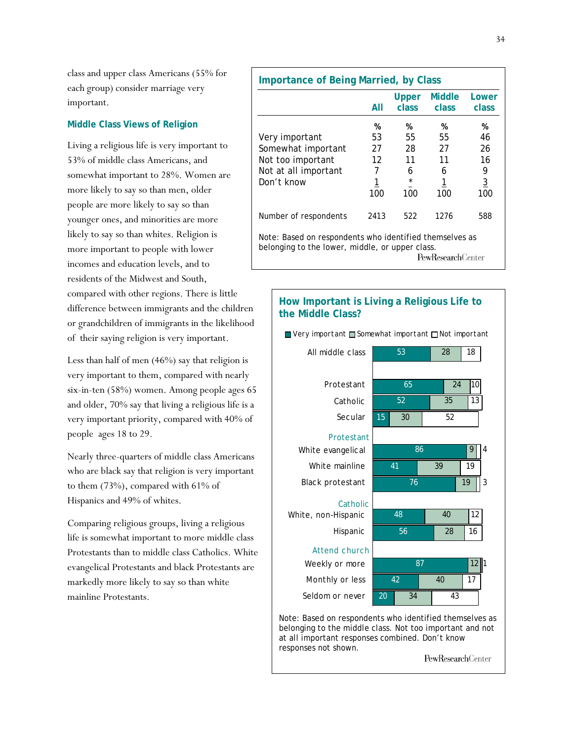class and upper class Americans (55% for each group) consider marriage very important.

### Middle Class Views of Religion

Living a religious life is very important to 53% of middle class Americans, and somewhat important to 28%. Women are more likely to say so than men, older people are more likely to say so than younger ones, and minorities are more likely to say so than whites. Religion is more important to people with lower incomes and education levels, and to residents of the Midwest and South, compared with other regions. There is little difference between immigrants and the children or grandchildren of immigrants in the likelihood of their saying religion is very important.

Less than half of men (46%) say that religion is very important to them, compared with nearly six-in-ten (58%) women. Among people ages 65 and older, 70% say that living a religious life is a very important priority, compared with 40% of people ages 18 to 29.

Nearly three-quarters of middle class Americans who are black say that religion is very important to them (73%), compared with 61% of Hispanics and 49% of whites.

Comparing religious groups, living a religious life is somewhat important to more middle class Protestants than to middle class Catholics. White evangelical Protestants and black Protestants are markedly more likely to say so than white mainline Protestants.

**Importance of Being Married, by Class**

| | All | Upper class | Middle class | Lower class |
|---|---|---|---|---|
| | % | % | % | % |
| Very important | 53 | 55 | 55 | 46 |
| Somewhat important | 27 | 28 | 27 | 26 |
| Not too important | 12 | 11 | 11 | 16 |
| Not at all important | 7 | 6 | 6 | 9 |
| Don't know | 1 | * | 1 | 3 |
| | 100 | 100 | 100 | 100 |
| Number of respondents | 2413 | 522 | 1276 | 588 |

Note: Based on respondents who identified themselves as belonging to the lower, middle, or upper class.

PewResearchCenter

**How Important is Living a Religious Life to the Middle Class?**

| | Very important | Somewhat important | Not important |
|---|---|---|---|
| All middle class | 53 | 28 | 18 |
| Protestant | 65 | 24 | 10 |
| Catholic | 52 | 35 | 13 |
| Secular | 15 | 30 | 52 |
| *Protestant* | | | |
| White evangelical | 86 | 9 | 4 |
| White mainline | 41 | 39 | 19 |
| Black protestant | 76 | 19 | 3 |
| *Catholic* | | | |
| White, non-Hispanic | 48 | 40 | 12 |
| Hispanic | 56 | 28 | 16 |
| *Attend church* | | | |
| Weekly or more | 87 | 12 | 1 |
| Monthly or less | 42 | 40 | 17 |
| Seldom or never | 20 | 34 | 43 |

Note: Based on respondents who identified themselves as belonging to the middle class. Not too important and not at all important responses combined. Don't know responses not shown.

PewResearchCenter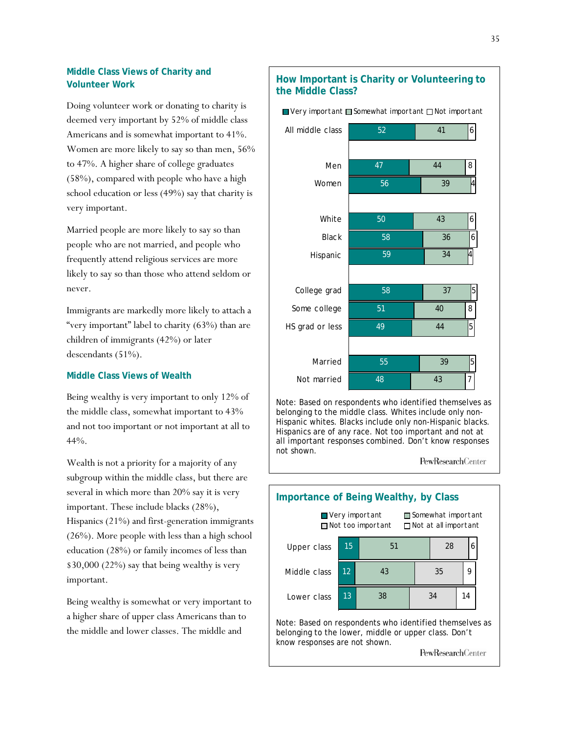## Middle Class Views of Charity and Volunteer Work

Doing volunteer work or donating to charity is deemed very important by 52% of middle class Americans and is somewhat important to 41%. Women are more likely to say so than men, 56% to 47%. A higher share of college graduates (58%), compared with people who have a high school education or less (49%) say that charity is very important.

Married people are more likely to say so than people who are not married, and people who frequently attend religious services are more likely to say so than those who attend seldom or never.

Immigrants are markedly more likely to attach a "very important" label to charity (63%) than are children of immigrants (42%) or later descendants (51%).

## Middle Class Views of Wealth

Being wealthy is very important to only 12% of the middle class, somewhat important to 43% and not too important or not important at all to 44%.

Wealth is not a priority for a majority of any subgroup within the middle class, but there are several in which more than 20% say it is very important. These include blacks (28%), Hispanics (21%) and first-generation immigrants (26%). More people with less than a high school education (28%) or family incomes of less than $30,000 (22%) say that being wealthy is very important.

Being wealthy is somewhat or very important to a higher share of upper class Americans than to the middle and lower classes. The middle and

### How Important is Charity or Volunteering to the Middle Class?

| | Very important | Somewhat important | Not important |
|---|---|---|---|
| All middle class | 52 | 41 | 6 |
| Men | 47 | 44 | 8 |
| Women | 56 | 39 | 4 |
| White | 50 | 43 | 6 |
| Black | 58 | 36 | 6 |
| Hispanic | 59 | 34 | 4 |
| College grad | 58 | 37 | 5 |
| Some college | 51 | 40 | 8 |
| HS grad or less | 49 | 44 | 5 |
| Married | 55 | 39 | 5 |
| Not married | 48 | 43 | 7 |

Note: Based on respondents who identified themselves as belonging to the middle class. Whites include only non-Hispanic whites. Blacks include only non-Hispanic blacks. Hispanics are of any race. Not too important and not at all important responses combined. Don't know responses not shown.

PewResearchCenter

### Importance of Being Wealthy, by Class

| | Very important | Somewhat important | Not too important | Not at all important |
|---|---|---|---|---|
| Upper class | 15 | 51 | 28 | 6 |
| Middle class | 12 | 43 | 35 | 9 |
| Lower class | 13 | 38 | 34 | 14 |

Note: Based on respondents who identified themselves as belonging to the lower, middle or upper class. Don't know responses are not shown.

PewResearchCenter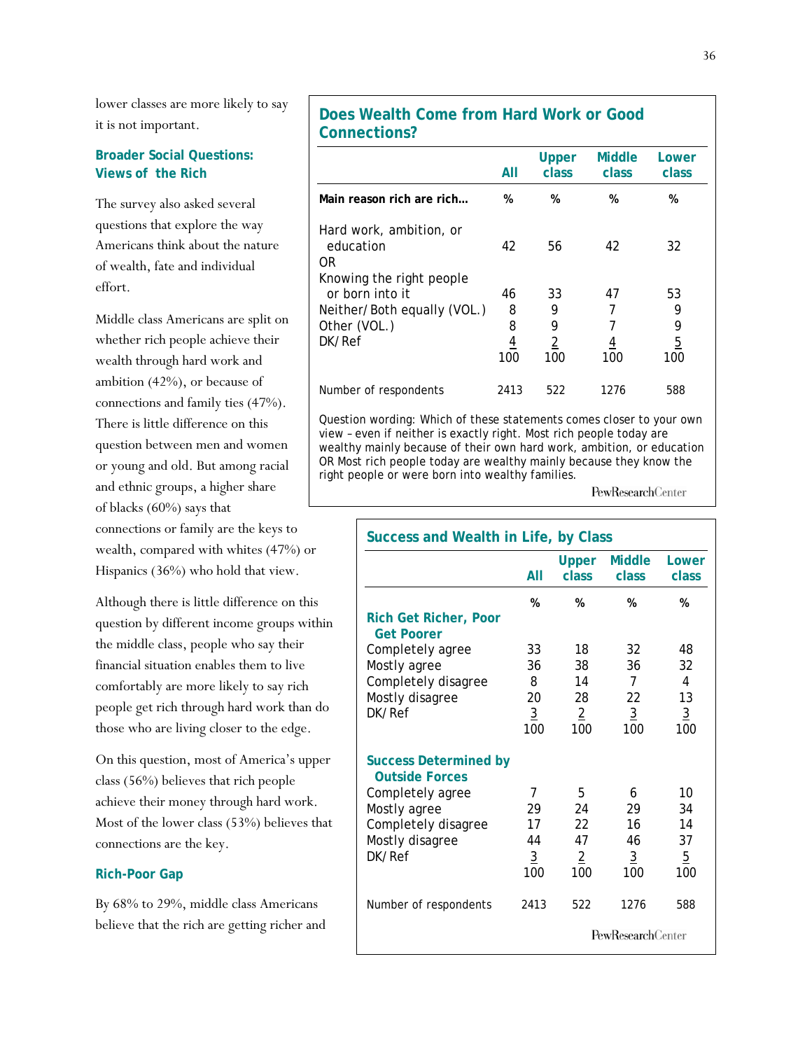lower classes are more likely to say it is not important.

### Broader Social Questions: Views of the Rich

The survey also asked several questions that explore the way Americans think about the nature of wealth, fate and individual effort.

Middle class Americans are split on whether rich people achieve their wealth through hard work and ambition (42%), or because of connections and family ties (47%). There is little difference on this question between men and women or young and old. But among racial and ethnic groups, a higher share of blacks (60%) says that connections or family are the keys to wealth, compared with whites (47%) or Hispanics (36%) who hold that view.

Although there is little difference on this question by different income groups within the middle class, people who say their financial situation enables them to live comfortably are more likely to say rich people get rich through hard work than do those who are living closer to the edge.

On this question, most of America's upper class (56%) believes that rich people achieve their money through hard work. Most of the lower class (53%) believes that connections are the key.

### Does Wealth Come from Hard Work or Good Connections?

| | All | Upper class | Middle class | Lower class |
|---|---|---|---|---|
| **Main reason rich are rich…** | % | % | % | % |
| Hard work, ambition, or education | 42 | 56 | 42 | 32 |
| OR | | | | |
| Knowing the right people or born into it | 46 | 33 | 47 | 53 |
| Neither/Both equally (VOL.) | 8 | 9 | 7 | 9 |
| Other (VOL.) | 8 | 9 | 7 | 9 |
| DK/Ref | 4 | 2 | 4 | 5 |
| | 100 | 100 | 100 | 100 |
| Number of respondents | 2413 | 522 | 1276 | 588 |

Question wording: Which of these statements comes closer to your own view – even if neither is exactly right. Most rich people today are wealthy mainly because of their own hard work, ambition, or education OR Most rich people today are wealthy mainly because they know the right people or were born into wealthy families.

PewResearchCenter

### Success and Wealth in Life, by Class

| | All | Upper class | Middle class | Lower class |
|---|---|---|---|---|
| | % | % | % | % |
| **Rich Get Richer, Poor Get Poorer** | | | | |
| Completely agree | 33 | 18 | 32 | 48 |
| Mostly agree | 36 | 38 | 36 | 32 |
| Completely disagree | 8 | 14 | 7 | 4 |
| Mostly disagree | 20 | 28 | 22 | 13 |
| DK/Ref | 3 | 2 | 3 | 3 |
| | 100 | 100 | 100 | 100 |
| **Success Determined by Outside Forces** | | | | |
| Completely agree | 7 | 5 | 6 | 10 |
| Mostly agree | 29 | 24 | 29 | 34 |
| Completely disagree | 17 | 22 | 16 | 14 |
| Mostly disagree | 44 | 47 | 46 | 37 |
| DK/Ref | 3 | 2 | 3 | 5 |
| | 100 | 100 | 100 | 100 |
| Number of respondents | 2413 | 522 | 1276 | 588 |

PewResearchCenter

### Rich-Poor Gap

By 68% to 29%, middle class Americans believe that the rich are getting richer and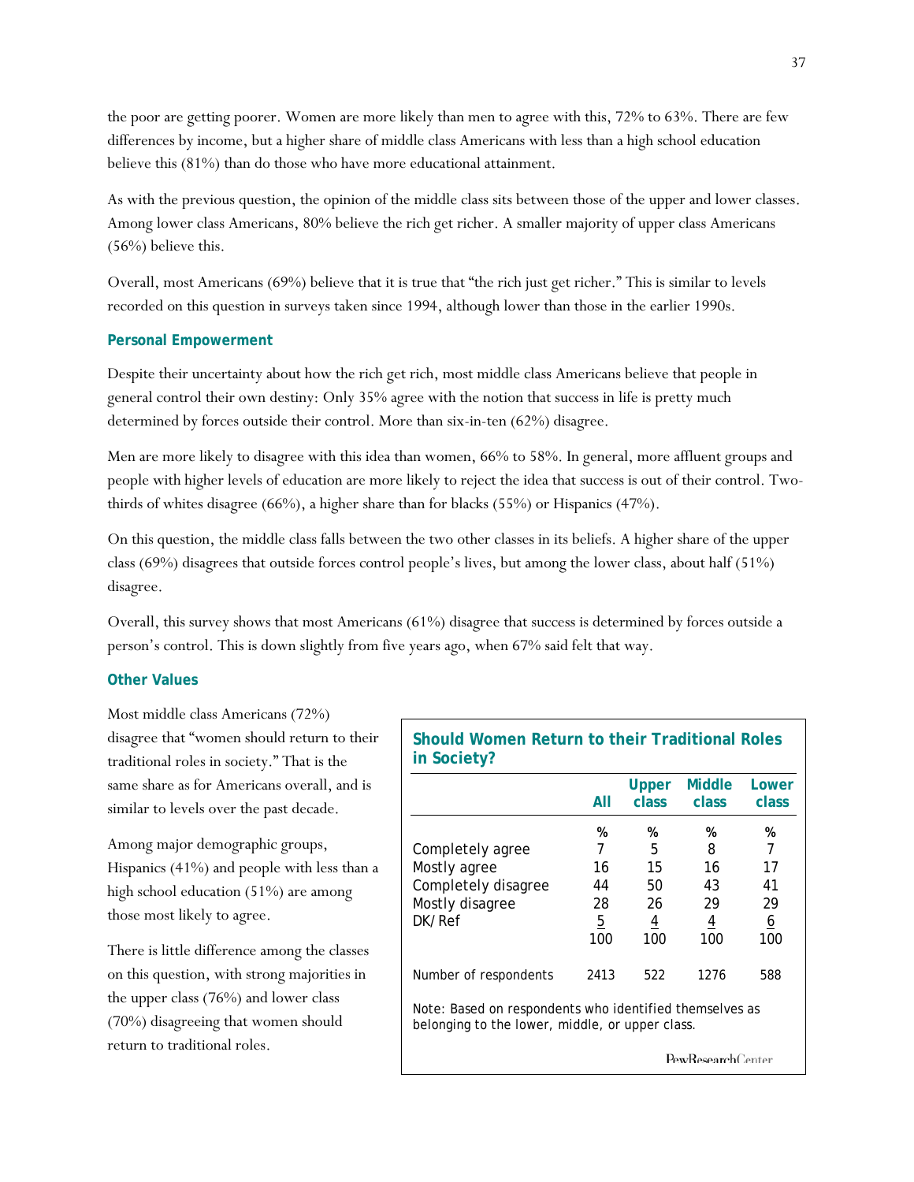the poor are getting poorer. Women are more likely than men to agree with this, 72% to 63%. There are few differences by income, but a higher share of middle class Americans with less than a high school education believe this (81%) than do those who have more educational attainment.

As with the previous question, the opinion of the middle class sits between those of the upper and lower classes. Among lower class Americans, 80% believe the rich get richer. A smaller majority of upper class Americans (56%) believe this.

Overall, most Americans (69%) believe that it is true that "the rich just get richer." This is similar to levels recorded on this question in surveys taken since 1994, although lower than those in the earlier 1990s.

### Personal Empowerment

Despite their uncertainty about how the rich get rich, most middle class Americans believe that people in general control their own destiny: Only 35% agree with the notion that success in life is pretty much determined by forces outside their control. More than six-in-ten (62%) disagree.

Men are more likely to disagree with this idea than women, 66% to 58%. In general, more affluent groups and people with higher levels of education are more likely to reject the idea that success is out of their control. Two-thirds of whites disagree (66%), a higher share than for blacks (55%) or Hispanics (47%).

On this question, the middle class falls between the two other classes in its beliefs. A higher share of the upper class (69%) disagrees that outside forces control people's lives, but among the lower class, about half (51%) disagree.

Overall, this survey shows that most Americans (61%) disagree that success is determined by forces outside a person's control. This is down slightly from five years ago, when 67% said felt that way.

### Other Values

Most middle class Americans (72%) disagree that "women should return to their traditional roles in society." That is the same share as for Americans overall, and is similar to levels over the past decade.

Among major demographic groups, Hispanics (41%) and people with less than a high school education (51%) are among those most likely to agree.

There is little difference among the classes on this question, with strong majorities in the upper class (76%) and lower class (70%) disagreeing that women should return to traditional roles.

**Should Women Return to their Traditional Roles in Society?**

| | All | Upper class | Middle class | Lower class |
|---|---|---|---|---|
| | % | % | % | % |
| Completely agree | 7 | 5 | 8 | 7 |
| Mostly agree | 16 | 15 | 16 | 17 |
| Completely disagree | 44 | 50 | 43 | 41 |
| Mostly disagree | 28 | 26 | 29 | 29 |
| DK/Ref | 5 | 4 | 4 | 6 |
| | 100 | 100 | 100 | 100 |
| Number of respondents | 2413 | 522 | 1276 | 588 |

Note: Based on respondents who identified themselves as belonging to the lower, middle, or upper class.

PewResearchCenter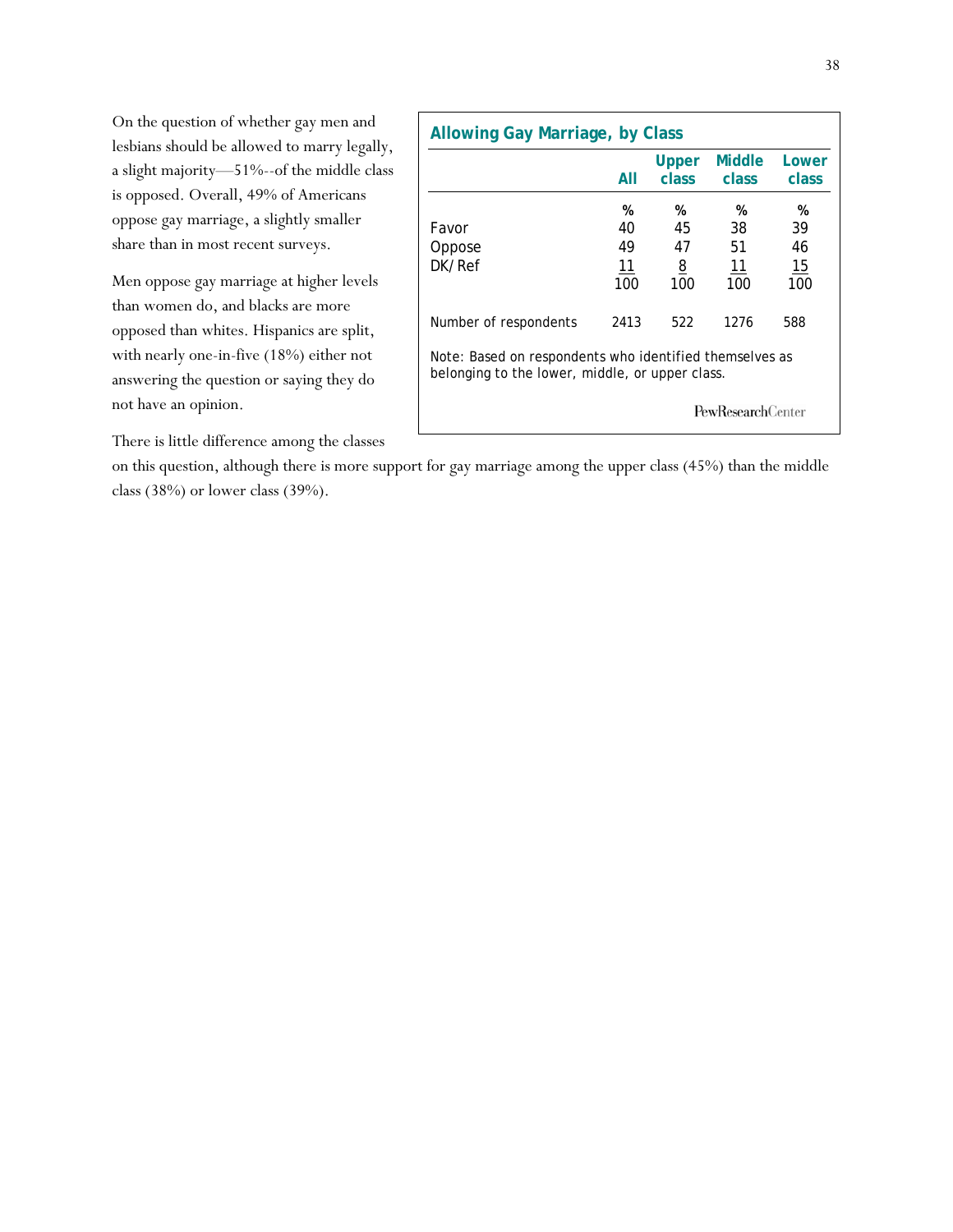On the question of whether gay men and lesbians should be allowed to marry legally, a slight majority—51%--of the middle class is opposed. Overall, 49% of Americans oppose gay marriage, a slightly smaller share than in most recent surveys.

Men oppose gay marriage at higher levels than women do, and blacks are more opposed than whites. Hispanics are split, with nearly one-in-five (18%) either not answering the question or saying they do not have an opinion.

There is little difference among the classes on this question, although there is more support for gay marriage among the upper class (45%) than the middle class (38%) or lower class (39%).

**Allowing Gay Marriage, by Class**

| | All | Upper class | Middle class | Lower class |
|---|---|---|---|---|
| | % | % | % | % |
| Favor | 40 | 45 | 38 | 39 |
| Oppose | 49 | 47 | 51 | 46 |
| DK/Ref | 11 | 8 | 11 | 15 |
| | 100 | 100 | 100 | 100 |
| Number of respondents | 2413 | 522 | 1276 | 588 |

Note: Based on respondents who identified themselves as belonging to the lower, middle, or upper class.

PewResearchCenter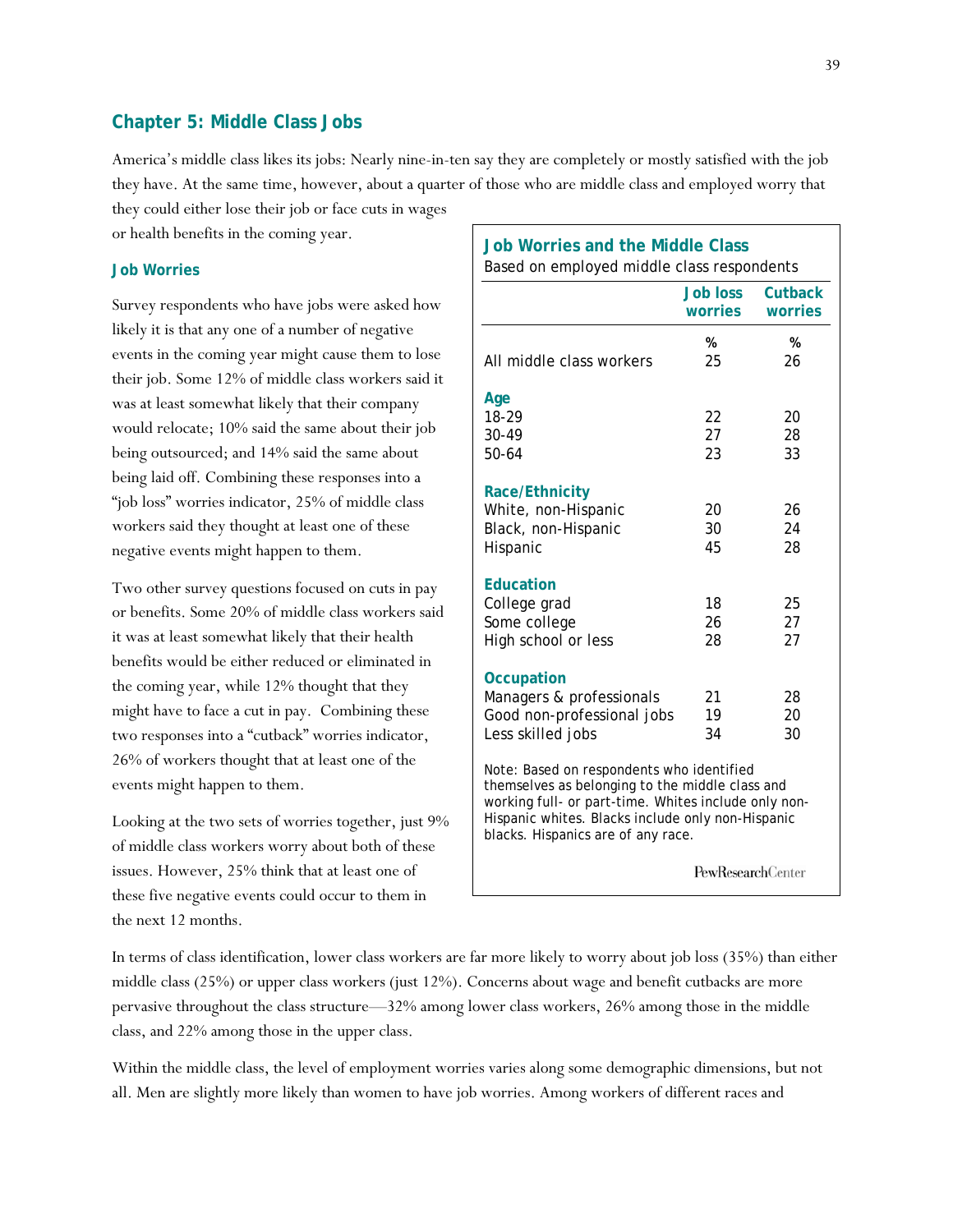## Chapter 5: Middle Class Jobs

America's middle class likes its jobs: Nearly nine-in-ten say they are completely or mostly satisfied with the job they have. At the same time, however, about a quarter of those who are middle class and employed worry that they could either lose their job or face cuts in wages or health benefits in the coming year.

### Job Worries

Survey respondents who have jobs were asked how likely it is that any one of a number of negative events in the coming year might cause them to lose their job. Some 12% of middle class workers said it was at least somewhat likely that their company would relocate; 10% said the same about their job being outsourced; and 14% said the same about being laid off. Combining these responses into a "job loss" worries indicator, 25% of middle class workers said they thought at least one of these negative events might happen to them.

Two other survey questions focused on cuts in pay or benefits. Some 20% of middle class workers said it was at least somewhat likely that their health benefits would be either reduced or eliminated in the coming year, while 12% thought that they might have to face a cut in pay. Combining these two responses into a "cutback" worries indicator, 26% of workers thought that at least one of the events might happen to them.

Looking at the two sets of worries together, just 9% of middle class workers worry about both of these issues. However, 25% think that at least one of these five negative events could occur to them in the next 12 months.

**Job Worries and the Middle Class**

Based on employed middle class respondents

| | Job loss worries | Cutback worries |
|---|---|---|
| | % | % |
| All middle class workers | 25 | 26 |
| **Age** | | |
| 18-29 | 22 | 20 |
| 30-49 | 27 | 28 |
| 50-64 | 23 | 33 |
| **Race/Ethnicity** | | |
| White, non-Hispanic | 20 | 26 |
| Black, non-Hispanic | 30 | 24 |
| Hispanic | 45 | 28 |
| **Education** | | |
| College grad | 18 | 25 |
| Some college | 26 | 27 |
| High school or less | 28 | 27 |
| **Occupation** | | |
| Managers & professionals | 21 | 28 |
| Good non-professional jobs | 19 | 20 |
| Less skilled jobs | 34 | 30 |

Note: Based on respondents who identified themselves as belonging to the middle class and working full- or part-time. Whites include only non-Hispanic whites. Blacks include only non-Hispanic blacks. Hispanics are of any race.

PewResearchCenter

In terms of class identification, lower class workers are far more likely to worry about job loss (35%) than either middle class (25%) or upper class workers (just 12%). Concerns about wage and benefit cutbacks are more pervasive throughout the class structure—32% among lower class workers, 26% among those in the middle class, and 22% among those in the upper class.

Within the middle class, the level of employment worries varies along some demographic dimensions, but not all. Men are slightly more likely than women to have job worries. Among workers of different races and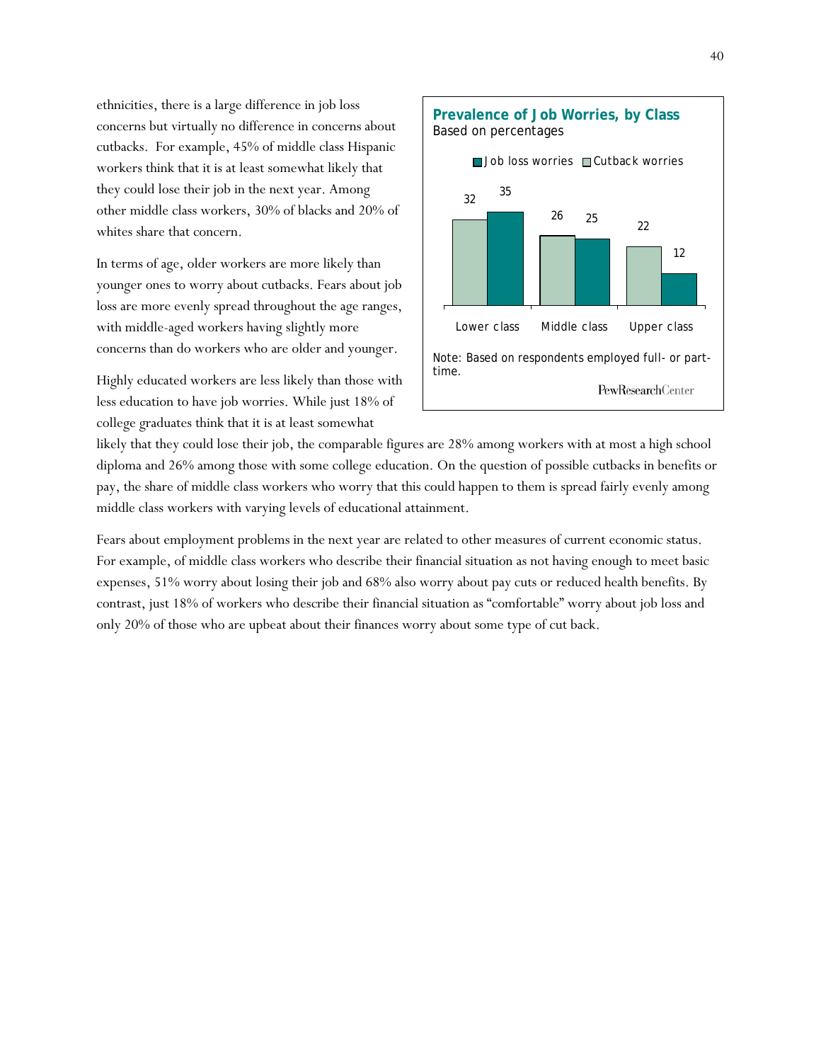ethnicities, there is a large difference in job loss concerns but virtually no difference in concerns about cutbacks. For example, 45% of middle class Hispanic workers think that it is at least somewhat likely that they could lose their job in the next year. Among other middle class workers, 30% of blacks and 20% of whites share that concern.

In terms of age, older workers are more likely than younger ones to worry about cutbacks. Fears about job loss are more evenly spread throughout the age ranges, with middle-aged workers having slightly more concerns than do workers who are older and younger.

Highly educated workers are less likely than those with less education to have job worries. While just 18% of college graduates think that it is at least somewhat likely that they could lose their job, the comparable figures are 28% among workers with at most a high school diploma and 26% among those with some college education. On the question of possible cutbacks in benefits or pay, the share of middle class workers who worry that this could happen to them is spread fairly evenly among middle class workers with varying levels of educational attainment.

**Prevalence of Job Worries, by Class**

Based on percentages

| | Cutback worries | Job loss worries |
|---|---|---|
| Lower class | 32 | 35 |
| Middle class | 26 | 25 |
| Upper class | 22 | 12 |

Note: Based on respondents employed full- or part-time.

PewResearchCenter

Fears about employment problems in the next year are related to other measures of current economic status. For example, of middle class workers who describe their financial situation as not having enough to meet basic expenses, 51% worry about losing their job and 68% also worry about pay cuts or reduced health benefits. By contrast, just 18% of workers who describe their financial situation as "comfortable" worry about job loss and only 20% of those who are upbeat about their finances worry about some type of cut back.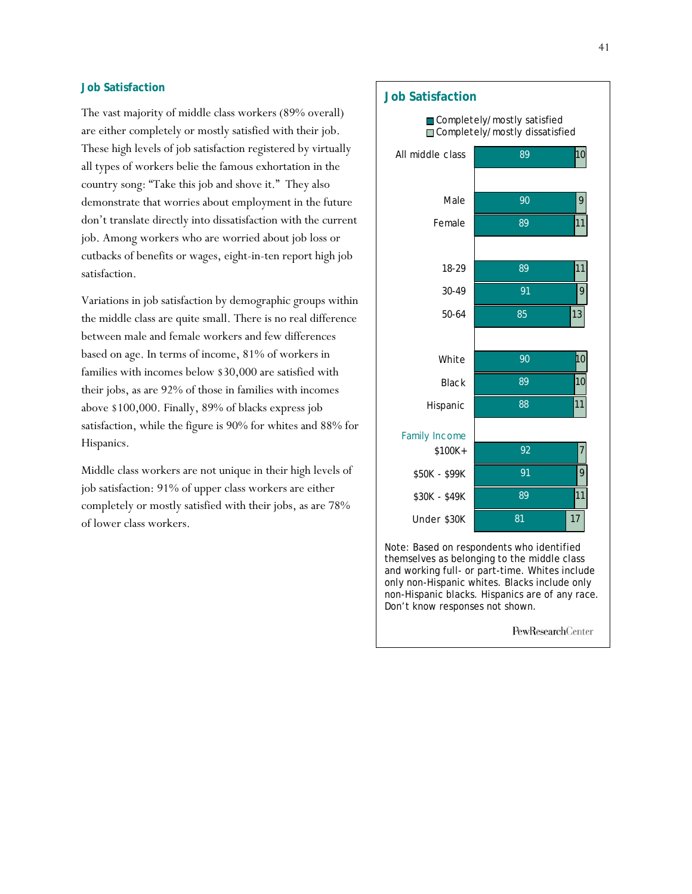### Job Satisfaction

The vast majority of middle class workers (89% overall) are either completely or mostly satisfied with their job. These high levels of job satisfaction registered by virtually all types of workers belie the famous exhortation in the country song: "Take this job and shove it." They also demonstrate that worries about employment in the future don't translate directly into dissatisfaction with the current job. Among workers who are worried about job loss or cutbacks of benefits or wages, eight-in-ten report high job satisfaction.

Variations in job satisfaction by demographic groups within the middle class are quite small. There is no real difference between male and female workers and few differences based on age. In terms of income, 81% of workers in families with incomes below $30,000 are satisfied with their jobs, as are 92% of those in families with incomes above $100,000. Finally, 89% of blacks express job satisfaction, while the figure is 90% for whites and 88% for Hispanics.

Middle class workers are not unique in their high levels of job satisfaction: 91% of upper class workers are either completely or mostly satisfied with their jobs, as are 78% of lower class workers.

### Job Satisfaction

| | Completely/mostly satisfied | Completely/mostly dissatisfied |
|---|---|---|
| All middle class | 89 | 10 |
| Male | 90 | 9 |
| Female | 89 | 11 |
| 18-29 | 89 | 11 |
| 30-49 | 91 | 9 |
| 50-64 | 85 | 13 |
| White | 90 | 10 |
| Black | 89 | 10 |
| Hispanic | 88 | 11 |
| **Family Income** | | |
| $100K+ | 92 | 7 |
| $50K - $99K | 91 | 9 |
| $30K - $49K | 89 | 11 |
| Under $30K | 81 | 17 |

Note: Based on respondents who identified themselves as belonging to the middle class and working full- or part-time. Whites include only non-Hispanic whites. Blacks include only non-Hispanic blacks. Hispanics are of any race. Don't know responses not shown.

PewResearchCenter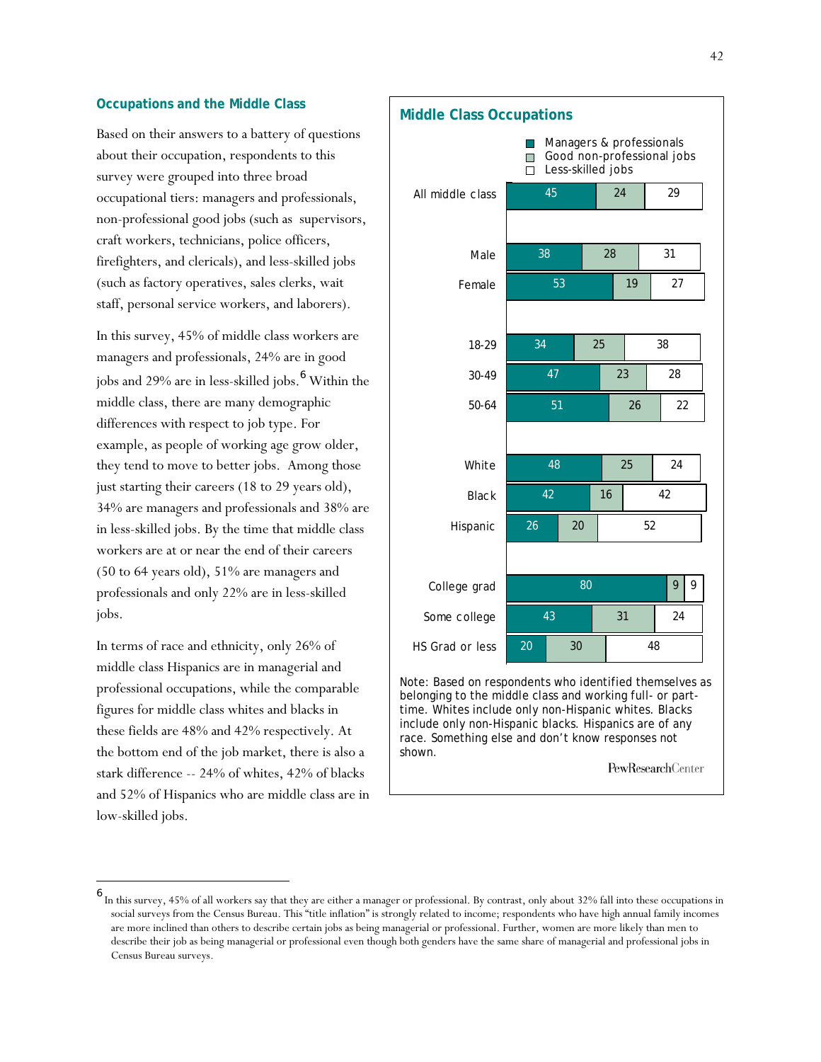## Occupations and the Middle Class

Based on their answers to a battery of questions about their occupation, respondents to this survey were grouped into three broad occupational tiers: managers and professionals, non-professional good jobs (such as supervisors, craft workers, technicians, police officers, firefighters, and clericals), and less-skilled jobs (such as factory operatives, sales clerks, wait staff, personal service workers, and laborers).

In this survey, 45% of middle class workers are managers and professionals, 24% are in good jobs and 29% are in less-skilled jobs.[6] Within the middle class, there are many demographic differences with respect to job type. For example, as people of working age grow older, they tend to move to better jobs. Among those just starting their careers (18 to 29 years old), 34% are managers and professionals and 38% are in less-skilled jobs. By the time that middle class workers are at or near the end of their careers (50 to 64 years old), 51% are managers and professionals and only 22% are in less-skilled jobs.

In terms of race and ethnicity, only 26% of middle class Hispanics are in managerial and professional occupations, while the comparable figures for middle class whites and blacks in these fields are 48% and 42% respectively. At the bottom end of the job market, there is also a stark difference -- 24% of whites, 42% of blacks and 52% of Hispanics who are middle class are in low-skilled jobs.

### Middle Class Occupations

| | Managers & professionals | Good non-professional jobs | Less-skilled jobs |
|---|---|---|---|
| All middle class | 45 | 24 | 29 |
| Male | 38 | 28 | 31 |
| Female | 53 | 19 | 27 |
| 18-29 | 34 | 25 | 38 |
| 30-49 | 47 | 23 | 28 |
| 50-64 | 51 | 26 | 22 |
| White | 48 | 25 | 24 |
| Black | 42 | 16 | 42 |
| Hispanic | 26 | 20 | 52 |
| College grad | 80 | 9 | 9 |
| Some college | 43 | 31 | 24 |
| HS Grad or less | 20 | 30 | 48 |

Note: Based on respondents who identified themselves as belonging to the middle class and working full- or part-time. Whites include only non-Hispanic whites. Blacks include only non-Hispanic blacks. Hispanics are of any race. Something else and don't know responses not shown.

PewResearchCenter

---

[6] In this survey, 45% of all workers say that they are either a manager or professional. By contrast, only about 32% fall into these occupations in social surveys from the Census Bureau. This "title inflation" is strongly related to income; respondents who have high annual family incomes are more inclined than others to describe certain jobs as being managerial or professional. Further, women are more likely than men to describe their job as being managerial or professional even though both genders have the same share of managerial and professional jobs in Census Bureau surveys.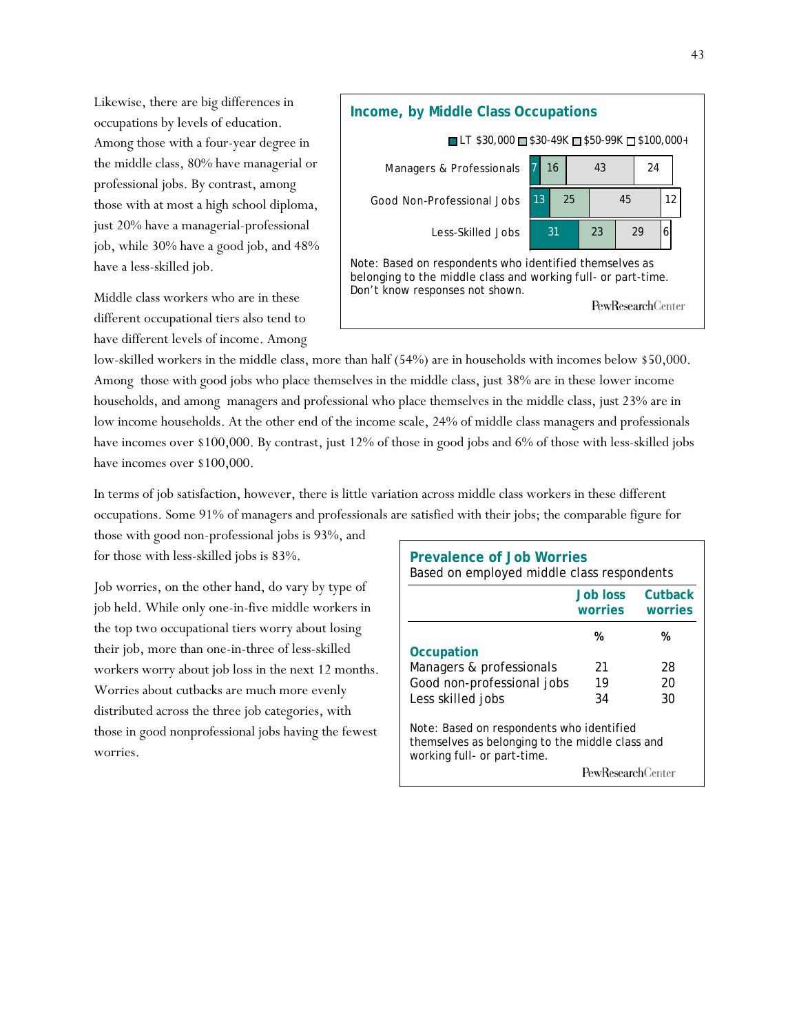Likewise, there are big differences in occupations by levels of education. Among those with a four-year degree in the middle class, 80% have managerial or professional jobs. By contrast, among those with at most a high school diploma, just 20% have a managerial-professional job, while 30% have a good job, and 48% have a less-skilled job.

**Income, by Middle Class Occupations**

| | LT $30,000 | $30-49K | $50-99K | $100,000+ |
|---|---|---|---|---|
| Managers & Professionals | 7 | 16 | 43 | 24 |
| Good Non-Professional Jobs | 13 | 25 | 45 | 12 |
| Less-Skilled Jobs | 31 | 23 | 29 | 6 |

Note: Based on respondents who identified themselves as belonging to the middle class and working full- or part-time. Don't know responses not shown.

PewResearchCenter

Middle class workers who are in these different occupational tiers also tend to have different levels of income. Among low-skilled workers in the middle class, more than half (54%) are in households with incomes below $50,000. Among those with good jobs who place themselves in the middle class, just 38% are in these lower income households, and among managers and professional who place themselves in the middle class, just 23% are in low income households. At the other end of the income scale, 24% of middle class managers and professionals have incomes over $100,000. By contrast, just 12% of those in good jobs and 6% of those with less-skilled jobs have incomes over $100,000.

In terms of job satisfaction, however, there is little variation across middle class workers in these different occupations. Some 91% of managers and professionals are satisfied with their jobs; the comparable figure for those with good non-professional jobs is 93%, and for those with less-skilled jobs is 83%.

Job worries, on the other hand, do vary by type of job held. While only one-in-five middle workers in the top two occupational tiers worry about losing their job, more than one-in-three of less-skilled workers worry about job loss in the next 12 months. Worries about cutbacks are much more evenly distributed across the three job categories, with those in good nonprofessional jobs having the fewest worries.

**Prevalence of Job Worries**

Based on employed middle class respondents

| | Job loss worries | Cutback worries |
|---|---|---|
| | % | % |
| **Occupation** | | |
| Managers & professionals | 21 | 28 |
| Good non-professional jobs | 19 | 20 |
| Less skilled jobs | 34 | 30 |

Note: Based on respondents who identified themselves as belonging to the middle class and working full- or part-time.

PewResearchCenter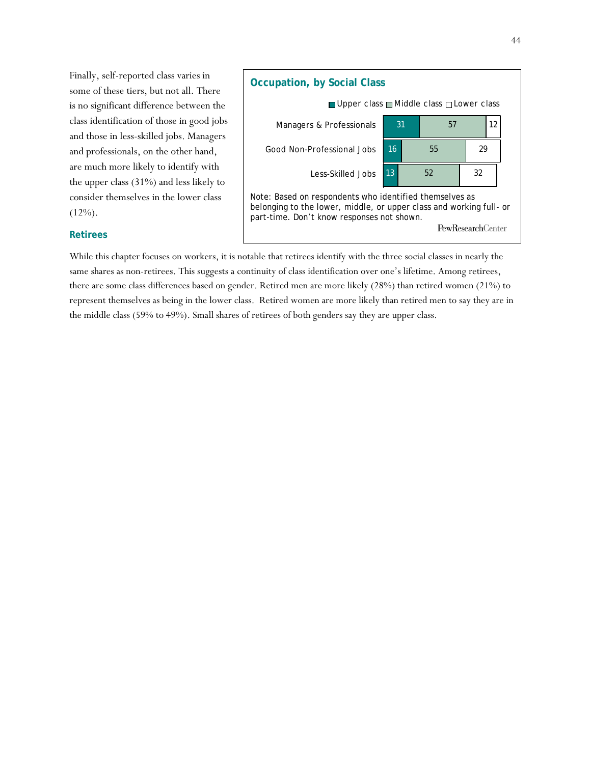Finally, self-reported class varies in some of these tiers, but not all. There is no significant difference between the class identification of those in good jobs and those in less-skilled jobs. Managers and professionals, on the other hand, are much more likely to identify with the upper class (31%) and less likely to consider themselves in the lower class (12%).

**Occupation, by Social Class**

| | Upper class | Middle class | Lower class |
|---|---|---|---|
| Managers & Professionals | 31 | 57 | 12 |
| Good Non-Professional Jobs | 16 | 55 | 29 |
| Less-Skilled Jobs | 13 | 52 | 32 |

Note: Based on respondents who identified themselves as belonging to the lower, middle, or upper class and working full- or part-time. Don't know responses not shown.

PewResearchCenter

### Retirees

While this chapter focuses on workers, it is notable that retirees identify with the three social classes in nearly the same shares as non-retirees. This suggests a continuity of class identification over one's lifetime. Among retirees, there are some class differences based on gender. Retired men are more likely (28%) than retired women (21%) to represent themselves as being in the lower class. Retired women are more likely than retired men to say they are in the middle class (59% to 49%). Small shares of retirees of both genders say they are upper class.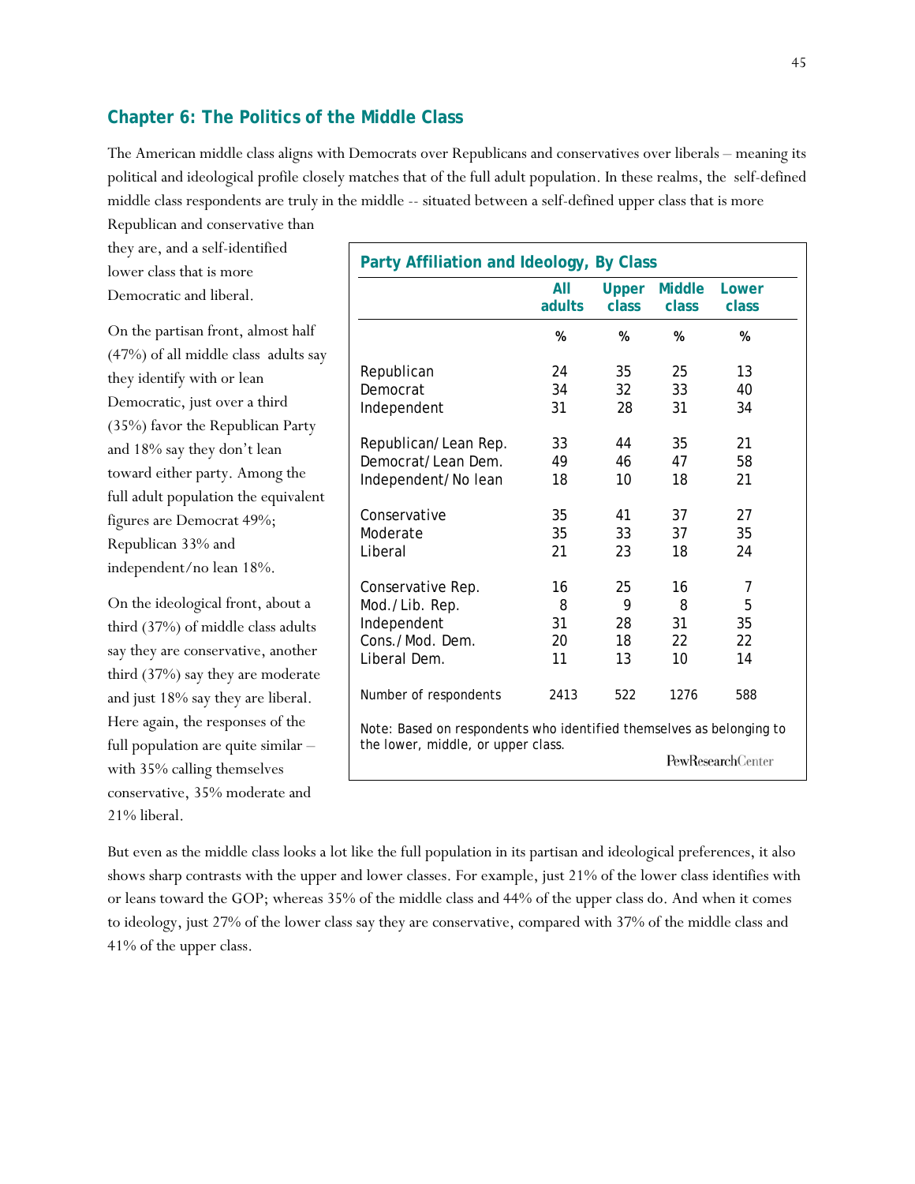## Chapter 6: The Politics of the Middle Class

The American middle class aligns with Democrats over Republicans and conservatives over liberals – meaning its political and ideological profile closely matches that of the full adult population. In these realms, the self-defined middle class respondents are truly in the middle -- situated between a self-defined upper class that is more Republican and conservative than they are, and a self-identified lower class that is more Democratic and liberal.

On the partisan front, almost half (47%) of all middle class adults say they identify with or lean Democratic, just over a third (35%) favor the Republican Party and 18% say they don't lean toward either party. Among the full adult population the equivalent figures are Democrat 49%; Republican 33% and independent/no lean 18%.

On the ideological front, about a third (37%) of middle class adults say they are conservative, another third (37%) say they are moderate and just 18% say they are liberal. Here again, the responses of the full population are quite similar – with 35% calling themselves conservative, 35% moderate and 21% liberal.

**Party Affiliation and Ideology, By Class**

| | All adults | Upper class | Middle class | Lower class |
|---|---|---|---|---|
| | % | % | % | % |
| Republican | 24 | 35 | 25 | 13 |
| Democrat | 34 | 32 | 33 | 40 |
| Independent | 31 | 28 | 31 | 34 |
| | | | | |
| Republican/Lean Rep. | 33 | 44 | 35 | 21 |
| Democrat/Lean Dem. | 49 | 46 | 47 | 58 |
| Independent/No lean | 18 | 10 | 18 | 21 |
| | | | | |
| Conservative | 35 | 41 | 37 | 27 |
| Moderate | 35 | 33 | 37 | 35 |
| Liberal | 21 | 23 | 18 | 24 |
| | | | | |
| Conservative Rep. | 16 | 25 | 16 | 7 |
| Mod./Lib. Rep. | 8 | 9 | 8 | 5 |
| Independent | 31 | 28 | 31 | 35 |
| Cons./Mod. Dem. | 20 | 18 | 22 | 22 |
| Liberal Dem. | 11 | 13 | 10 | 14 |
| | | | | |
| Number of respondents | 2413 | 522 | 1276 | 588 |

Note: Based on respondents who identified themselves as belonging to the lower, middle, or upper class.

PewResearchCenter

But even as the middle class looks a lot like the full population in its partisan and ideological preferences, it also shows sharp contrasts with the upper and lower classes. For example, just 21% of the lower class identifies with or leans toward the GOP; whereas 35% of the middle class and 44% of the upper class do. And when it comes to ideology, just 27% of the lower class say they are conservative, compared with 37% of the middle class and 41% of the upper class.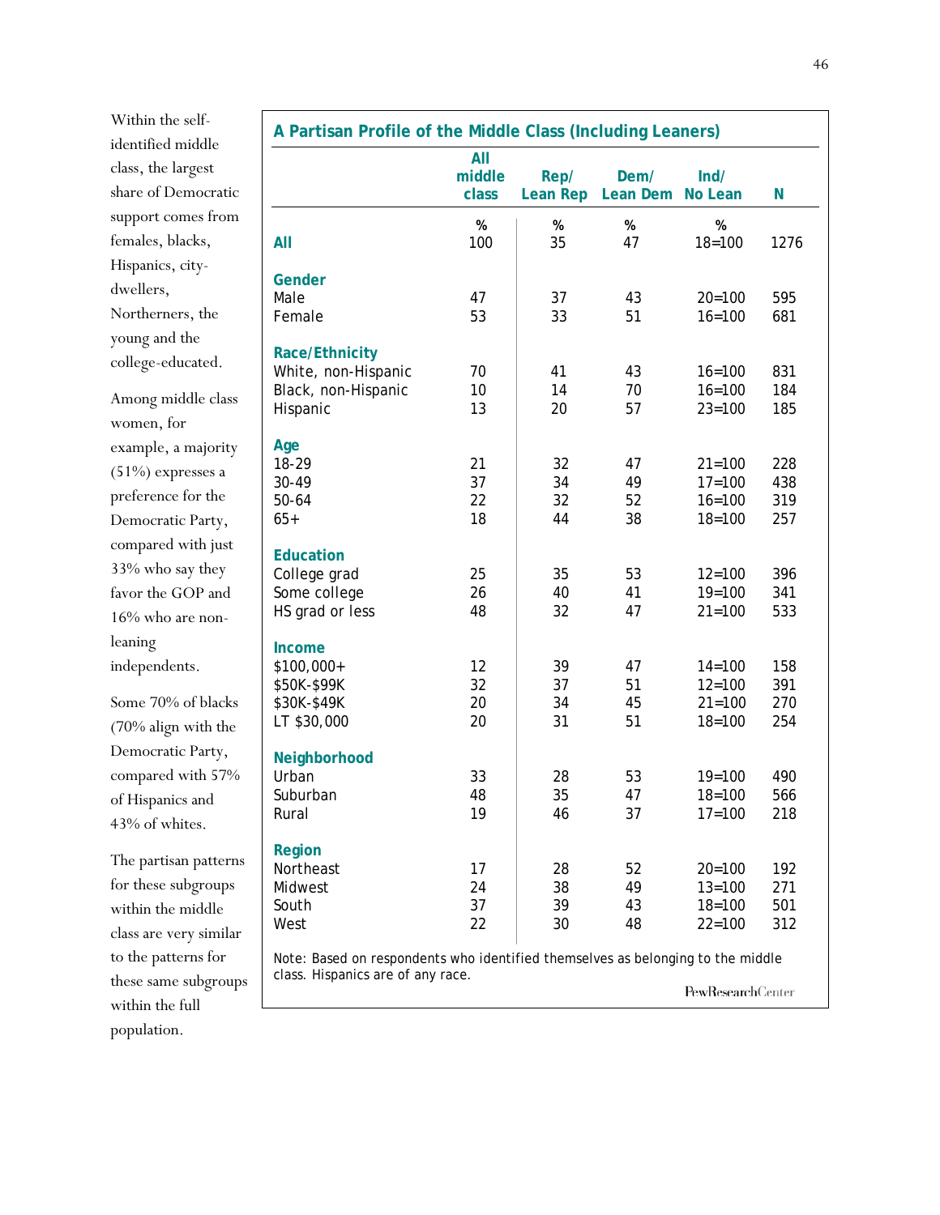Within the self-identified middle class, the largest share of Democratic support comes from females, blacks, Hispanics, city-dwellers, Northerners, the young and the college-educated.

Among middle class women, for example, a majority (51%) expresses a preference for the Democratic Party, compared with just 33% who say they favor the GOP and 16% who are non-leaning independents.

Some 70% of blacks (70% align with the Democratic Party, compared with 57% of Hispanics and 43% of whites.

The partisan patterns for these subgroups within the middle class are very similar to the patterns for these same subgroups within the full population.

**A Partisan Profile of the Middle Class (Including Leaners)**

| | All middle class | Rep/ Lean Rep | Dem/ Lean Dem | Ind/ No Lean | N |
|---|---|---|---|---|---|
| | % | % | % | % | |
| **All** | 100 | 35 | 47 | 18=100 | 1276 |
| **Gender** | | | | | |
| Male | 47 | 37 | 43 | 20=100 | 595 |
| Female | 53 | 33 | 51 | 16=100 | 681 |
| **Race/Ethnicity** | | | | | |
| White, non-Hispanic | 70 | 41 | 43 | 16=100 | 831 |
| Black, non-Hispanic | 10 | 14 | 70 | 16=100 | 184 |
| Hispanic | 13 | 20 | 57 | 23=100 | 185 |
| **Age** | | | | | |
| 18-29 | 21 | 32 | 47 | 21=100 | 228 |
| 30-49 | 37 | 34 | 49 | 17=100 | 438 |
| 50-64 | 22 | 32 | 52 | 16=100 | 319 |
| 65+ | 18 | 44 | 38 | 18=100 | 257 |
| **Education** | | | | | |
| College grad | 25 | 35 | 53 | 12=100 | 396 |
| Some college | 26 | 40 | 41 | 19=100 | 341 |
| HS grad or less | 48 | 32 | 47 | 21=100 | 533 |
| **Income** | | | | | |
| $100,000+ | 12 | 39 | 47 | 14=100 | 158 |
| $50K-$99K | 32 | 37 | 51 | 12=100 | 391 |
| $30K-$49K | 20 | 34 | 45 | 21=100 | 270 |
| LT $30,000 | 20 | 31 | 51 | 18=100 | 254 |
| **Neighborhood** | | | | | |
| Urban | 33 | 28 | 53 | 19=100 | 490 |
| Suburban | 48 | 35 | 47 | 18=100 | 566 |
| Rural | 19 | 46 | 37 | 17=100 | 218 |
| **Region** | | | | | |
| Northeast | 17 | 28 | 52 | 20=100 | 192 |
| Midwest | 24 | 38 | 49 | 13=100 | 271 |
| South | 37 | 39 | 43 | 18=100 | 501 |
| West | 22 | 30 | 48 | 22=100 | 312 |

Note: Based on respondents who identified themselves as belonging to the middle class. Hispanics are of any race.

PewResearchCenter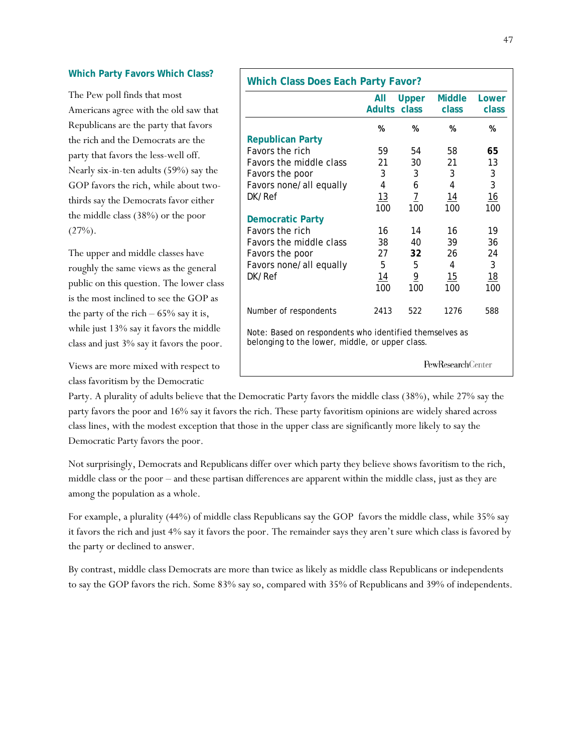### Which Party Favors Which Class?

The Pew poll finds that most Americans agree with the old saw that Republicans are the party that favors the rich and the Democrats are the party that favors the less-well off. Nearly six-in-ten adults (59%) say the GOP favors the rich, while about two-thirds say the Democrats favor either the middle class (38%) or the poor (27%).

The upper and middle classes have roughly the same views as the general public on this question. The lower class is the most inclined to see the GOP as the party of the rich – 65% say it is, while just 13% say it favors the middle class and just 3% say it favors the poor.

Views are more mixed with respect to class favoritism by the Democratic Party. A plurality of adults believe that the Democratic Party favors the middle class (38%), while 27% say the party favors the poor and 16% say it favors the rich. These party favoritism opinions are widely shared across class lines, with the modest exception that those in the upper class are significantly more likely to say the Democratic Party favors the poor.

**Which Class Does Each Party Favor?**

| | All Adults | Upper class | Middle class | Lower class |
|---|---|---|---|---|
| | % | % | % | % |
| **Republican Party** | | | | |
| Favors the rich | 59 | 54 | 58 | **65** |
| Favors the middle class | 21 | 30 | 21 | 13 |
| Favors the poor | 3 | 3 | 3 | 3 |
| Favors none/all equally | 4 | 6 | 4 | 3 |
| DK/Ref | 13 | 7 | 14 | 16 |
| | 100 | 100 | 100 | 100 |
| **Democratic Party** | | | | |
| Favors the rich | 16 | 14 | 16 | 19 |
| Favors the middle class | 38 | 40 | 39 | 36 |
| Favors the poor | 27 | **32** | 26 | 24 |
| Favors none/all equally | 5 | 5 | 4 | 3 |
| DK/Ref | 14 | 9 | 15 | 18 |
| | 100 | 100 | 100 | 100 |
| Number of respondents | 2413 | 522 | 1276 | 588 |

Note: Based on respondents who identified themselves as belonging to the lower, middle, or upper class.

PewResearchCenter

Not surprisingly, Democrats and Republicans differ over which party they believe shows favoritism to the rich, middle class or the poor – and these partisan differences are apparent within the middle class, just as they are among the population as a whole.

For example, a plurality (44%) of middle class Republicans say the GOP favors the middle class, while 35% say it favors the rich and just 4% say it favors the poor. The remainder says they aren't sure which class is favored by the party or declined to answer.

By contrast, middle class Democrats are more than twice as likely as middle class Republicans or independents to say the GOP favors the rich. Some 83% say so, compared with 35% of Republicans and 39% of independents.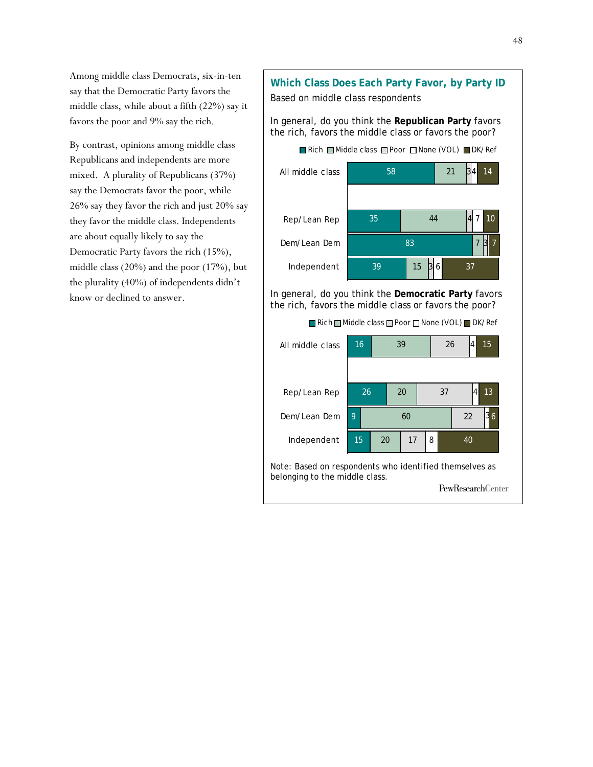Among middle class Democrats, six-in-ten say that the Democratic Party favors the middle class, while about a fifth (22%) say it favors the poor and 9% say the rich.

By contrast, opinions among middle class Republicans and independents are more mixed. A plurality of Republicans (37%) say the Democrats favor the poor, while 26% say they favor the rich and just 20% say they favor the middle class. Independents are about equally likely to say the Democratic Party favors the rich (15%), middle class (20%) and the poor (17%), but the plurality (40%) of independents didn't know or declined to answer.

## Which Class Does Each Party Favor, by Party ID

Based on middle class respondents

In general, do you think the **Republican Party** favors the rich, favors the middle class or favors the poor?

| | Rich | Middle class | Poor | None (VOL) | DK/ Ref |
|---|---|---|---|---|---|
| All middle class | 58 | 21 | 3 | 4 | 14 |
| Rep/Lean Rep | 35 | 44 | 4 | 7 | 10 |
| Dem/Lean Dem | 83 | 7 | 3 | | 7 |
| Independent | 39 | 15 | 3 | 6 | 37 |

In general, do you think the **Democratic Party** favors the rich, favors the middle class or favors the poor?

| | Rich | Middle class | Poor | None (VOL) | DK/ Ref |
|---|---|---|---|---|---|
| All middle class | 16 | 39 | 26 | 4 | 15 |
| Rep/Lean Rep | 26 | 20 | 37 | 4 | 13 |
| Dem/Lean Dem | 9 | 60 | 22 | 3 | 6 |
| Independent | 15 | 20 | 17 | 8 | 40 |

Note: Based on respondents who identified themselves as belonging to the middle class.

PewResearchCenter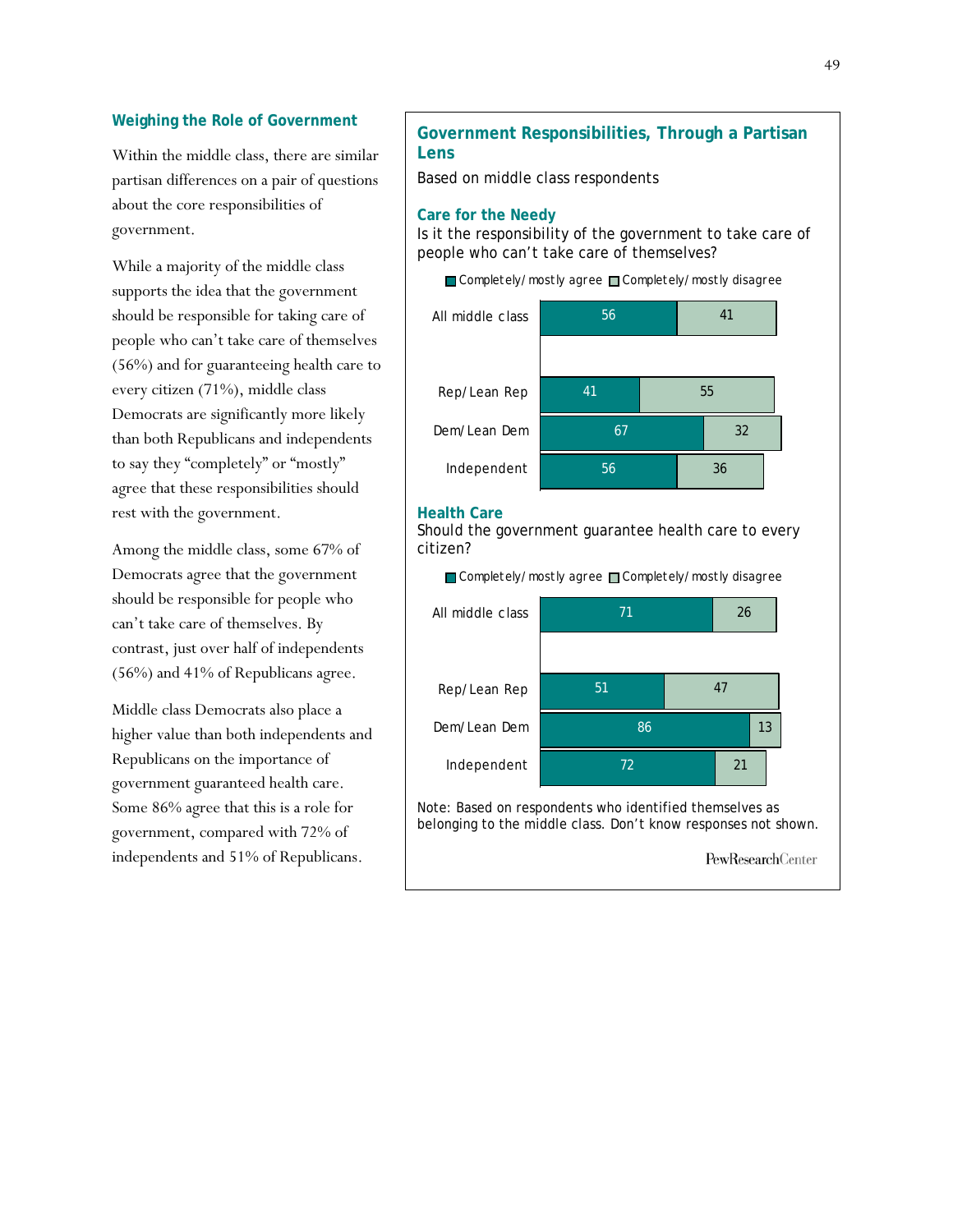### Weighing the Role of Government

Within the middle class, there are similar partisan differences on a pair of questions about the core responsibilities of government.

While a majority of the middle class supports the idea that the government should be responsible for taking care of people who can't take care of themselves (56%) and for guaranteeing health care to every citizen (71%), middle class Democrats are significantly more likely than both Republicans and independents to say they "completely" or "mostly" agree that these responsibilities should rest with the government.

Among the middle class, some 67% of Democrats agree that the government should be responsible for people who can't take care of themselves. By contrast, just over half of independents (56%) and 41% of Republicans agree.

Middle class Democrats also place a higher value than both independents and Republicans on the importance of government guaranteed health care. Some 86% agree that this is a role for government, compared with 72% of independents and 51% of Republicans.

### Government Responsibilities, Through a Partisan Lens

Based on middle class respondents

**Care for the Needy**

Is it the responsibility of the government to take care of people who can't take care of themselves?

| | Completely/mostly agree | Completely/mostly disagree |
|---|---|---|
| All middle class | 56 | 41 |
| Rep/Lean Rep | 41 | 55 |
| Dem/Lean Dem | 67 | 32 |
| Independent | 56 | 36 |

**Health Care**

Should the government guarantee health care to every citizen?

| | Completely/mostly agree | Completely/mostly disagree |
|---|---|---|
| All middle class | 71 | 26 |
| Rep/Lean Rep | 51 | 47 |
| Dem/Lean Dem | 86 | 13 |
| Independent | 72 | 21 |

Note: Based on respondents who identified themselves as belonging to the middle class. Don't know responses not shown.

PewResearchCenter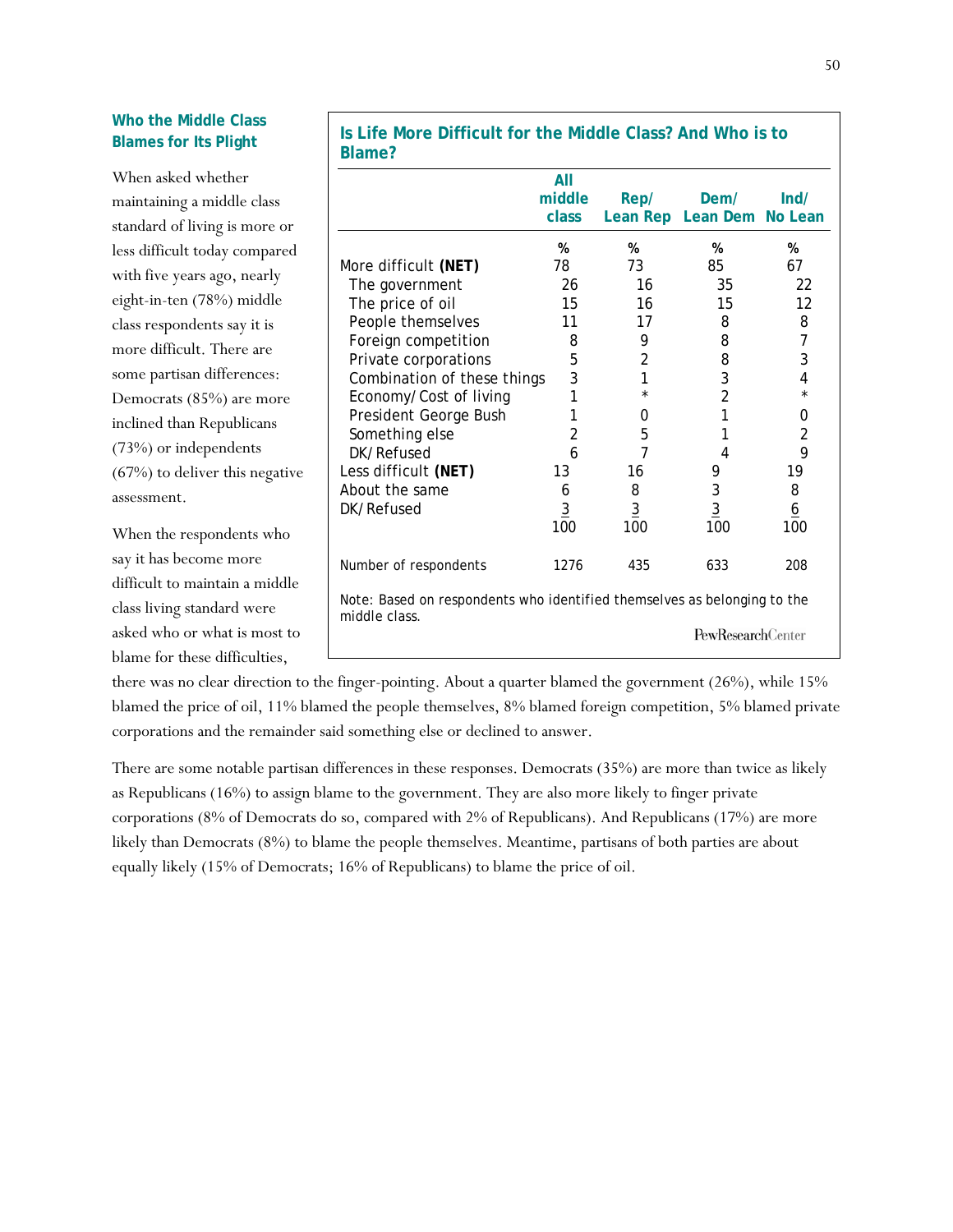### Who the Middle Class Blames for Its Plight

When asked whether maintaining a middle class standard of living is more or less difficult today compared with five years ago, nearly eight-in-ten (78%) middle class respondents say it is more difficult. There are some partisan differences: Democrats (85%) are more inclined than Republicans (73%) or independents (67%) to deliver this negative assessment.

When the respondents who say it has become more difficult to maintain a middle class living standard were asked who or what is most to blame for these difficulties, there was no clear direction to the finger-pointing. About a quarter blamed the government (26%), while 15% blamed the price of oil, 11% blamed the people themselves, 8% blamed foreign competition, 5% blamed private corporations and the remainder said something else or declined to answer.

**Is Life More Difficult for the Middle Class? And Who is to Blame?**

| | All middle class | Rep/ Lean Rep | Dem/ Lean Dem | Ind/ No Lean |
|---|---|---|---|---|
| | % | % | % | % |
| More difficult **(NET)** | 78 | 73 | 85 | 67 |
| The government | 26 | 16 | 35 | 22 |
| The price of oil | 15 | 16 | 15 | 12 |
| People themselves | 11 | 17 | 8 | 8 |
| Foreign competition | 8 | 9 | 8 | 7 |
| Private corporations | 5 | 2 | 8 | 3 |
| Combination of these things | 3 | 1 | 3 | 4 |
| Economy/Cost of living | 1 | * | 2 | * |
| President George Bush | 1 | 0 | 1 | 0 |
| Something else | 2 | 5 | 1 | 2 |
| DK/Refused | 6 | 7 | 4 | 9 |
| Less difficult **(NET)** | 13 | 16 | 9 | 19 |
| About the same | 6 | 8 | 3 | 8 |
| DK/Refused | 3 | 3 | 3 | 6 |
| | 100 | 100 | 100 | 100 |
| Number of respondents | 1276 | 435 | 633 | 208 |

Note: Based on respondents who identified themselves as belonging to the middle class.

PewResearchCenter

There are some notable partisan differences in these responses. Democrats (35%) are more than twice as likely as Republicans (16%) to assign blame to the government. They are also more likely to finger private corporations (8% of Democrats do so, compared with 2% of Republicans). And Republicans (17%) are more likely than Democrats (8%) to blame the people themselves. Meantime, partisans of both parties are about equally likely (15% of Democrats; 16% of Republicans) to blame the price of oil.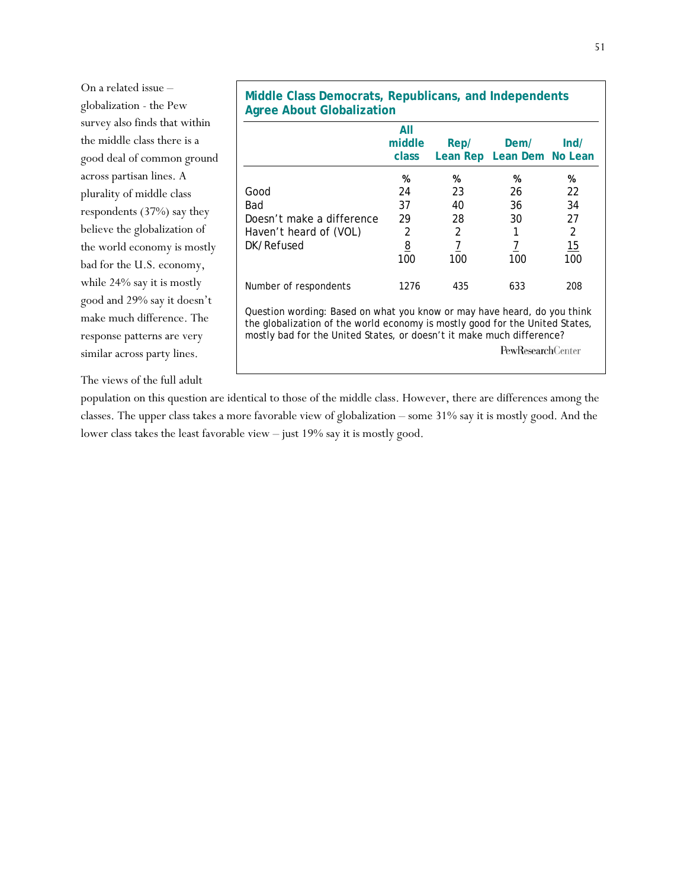On a related issue – globalization - the Pew survey also finds that within the middle class there is a good deal of common ground across partisan lines. A plurality of middle class respondents (37%) say they believe the globalization of the world economy is mostly bad for the U.S. economy, while 24% say it is mostly good and 29% say it doesn't make much difference. The response patterns are very similar across party lines.

**Middle Class Democrats, Republicans, and Independents Agree About Globalization**

| | All middle class | Rep/ Lean Rep | Dem/ Lean Dem | Ind/ No Lean |
|---|---|---|---|---|
| | % | % | % | % |
| Good | 24 | 23 | 26 | 22 |
| Bad | 37 | 40 | 36 | 34 |
| Doesn't make a difference | 29 | 28 | 30 | 27 |
| Haven't heard of (VOL) | 2 | 2 | 1 | 2 |
| DK/Refused | 8 | 7 | 7 | 15 |
| | 100 | 100 | 100 | 100 |
| Number of respondents | 1276 | 435 | 633 | 208 |

Question wording: Based on what you know or may have heard, do you think the globalization of the world economy is mostly good for the United States, mostly bad for the United States, or doesn't it make much difference?

PewResearchCenter

The views of the full adult population on this question are identical to those of the middle class. However, there are differences among the classes. The upper class takes a more favorable view of globalization – some 31% say it is mostly good. And the lower class takes the least favorable view – just 19% say it is mostly good.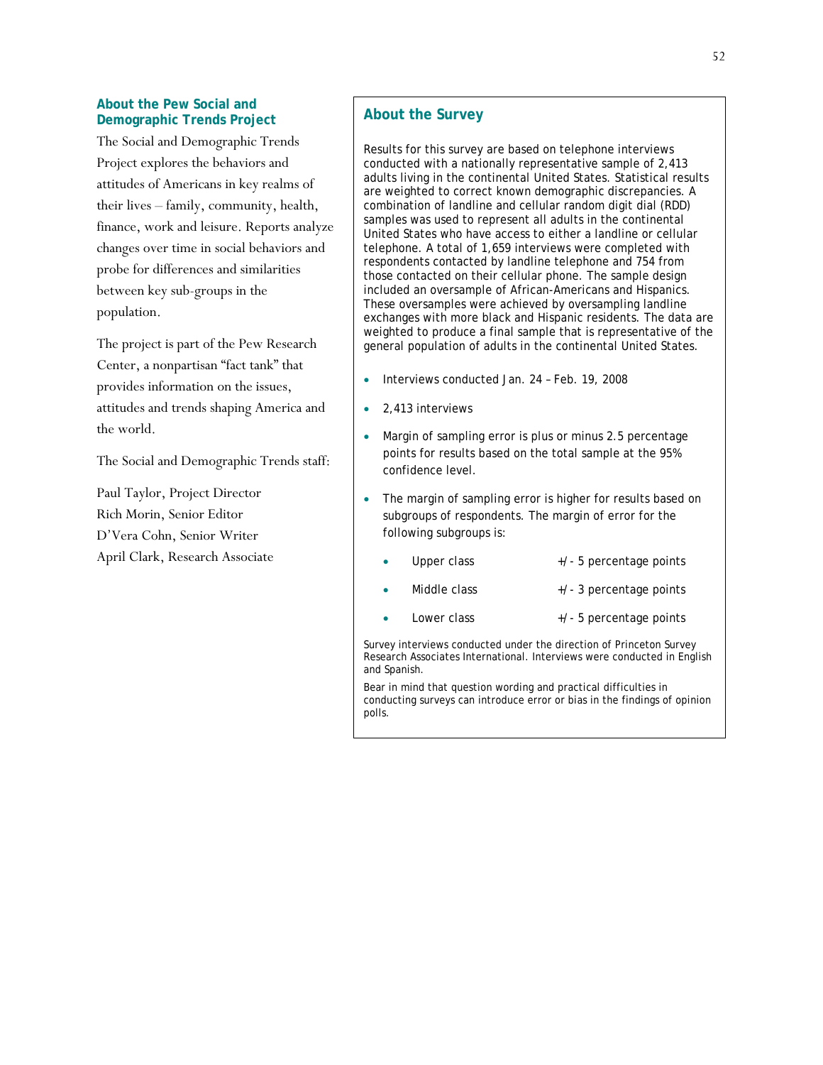## About the Pew Social and Demographic Trends Project

The Social and Demographic Trends Project explores the behaviors and attitudes of Americans in key realms of their lives – family, community, health, finance, work and leisure. Reports analyze changes over time in social behaviors and probe for differences and similarities between key sub-groups in the population.

The project is part of the Pew Research Center, a nonpartisan "fact tank" that provides information on the issues, attitudes and trends shaping America and the world.

The Social and Demographic Trends staff:

Paul Taylor, Project Director
Rich Morin, Senior Editor
D'Vera Cohn, Senior Writer
April Clark, Research Associate

## About the Survey

Results for this survey are based on telephone interviews conducted with a nationally representative sample of 2,413 adults living in the continental United States. Statistical results are weighted to correct known demographic discrepancies. A combination of landline and cellular random digit dial (RDD) samples was used to represent all adults in the continental United States who have access to either a landline or cellular telephone. A total of 1,659 interviews were completed with respondents contacted by landline telephone and 754 from those contacted on their cellular phone. The sample design included an oversample of African-Americans and Hispanics. These oversamples were achieved by oversampling landline exchanges with more black and Hispanic residents. The data are weighted to produce a final sample that is representative of the general population of adults in the continental United States.

- Interviews conducted Jan. 24 – Feb. 19, 2008
- 2,413 interviews
- Margin of sampling error is plus or minus 2.5 percentage points for results based on the total sample at the 95% confidence level.
- The margin of sampling error is higher for results based on subgroups of respondents. The margin of error for the following subgroups is:
  - Upper class +/- 5 percentage points
  - Middle class +/- 3 percentage points
  - Lower class +/- 5 percentage points

Survey interviews conducted under the direction of Princeton Survey Research Associates International. Interviews were conducted in English and Spanish.

Bear in mind that question wording and practical difficulties in conducting surveys can introduce error or bias in the findings of opinion polls.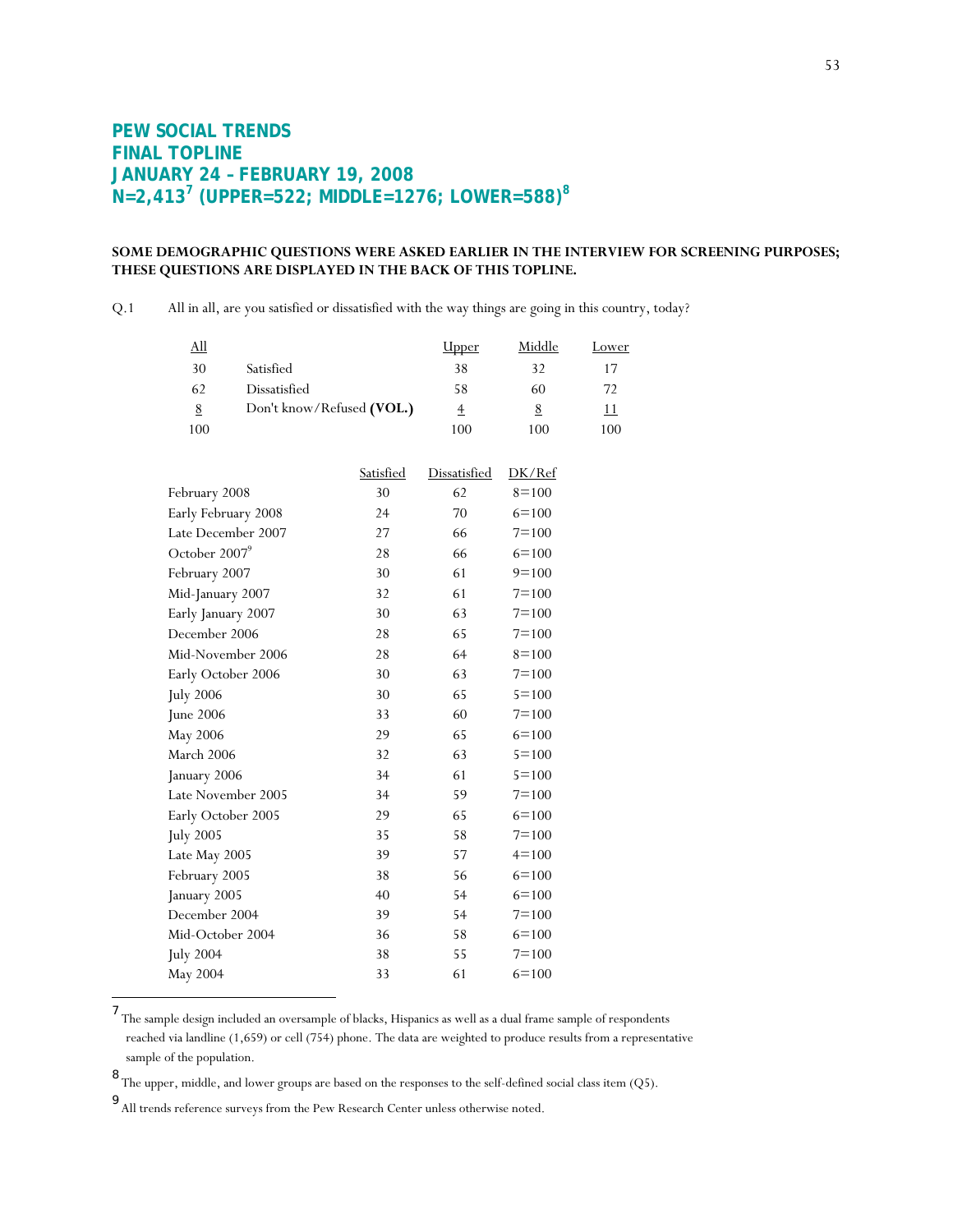# PEW SOCIAL TRENDS
# FINAL TOPLINE
# JANUARY 24 – FEBRUARY 19, 2008
# N=2,413[7] (UPPER=522; MIDDLE=1276; LOWER=588)[8]

**SOME DEMOGRAPHIC QUESTIONS WERE ASKED EARLIER IN THE INTERVIEW FOR SCREENING PURPOSES; THESE QUESTIONS ARE DISPLAYED IN THE BACK OF THIS TOPLINE.**

Q.1 All in all, are you satisfied or dissatisfied with the way things are going in this country, today?

| All | | Upper | Middle | Lower |
|---|---|---|---|---|
| 30 | Satisfied | 38 | 32 | 17 |
| 62 | Dissatisfied | 58 | 60 | 72 |
| 8 | Don't know/Refused **(VOL.)** | 4 | 8 | 11 |
| 100 | | 100 | 100 | 100 |

| | Satisfied | Dissatisfied | DK/Ref |
|---|---|---|---|
| February 2008 | 30 | 62 | 8=100 |
| Early February 2008 | 24 | 70 | 6=100 |
| Late December 2007 | 27 | 66 | 7=100 |
| October 2007[9] | 28 | 66 | 6=100 |
| February 2007 | 30 | 61 | 9=100 |
| Mid-January 2007 | 32 | 61 | 7=100 |
| Early January 2007 | 30 | 63 | 7=100 |
| December 2006 | 28 | 65 | 7=100 |
| Mid-November 2006 | 28 | 64 | 8=100 |
| Early October 2006 | 30 | 63 | 7=100 |
| July 2006 | 30 | 65 | 5=100 |
| June 2006 | 33 | 60 | 7=100 |
| May 2006 | 29 | 65 | 6=100 |
| March 2006 | 32 | 63 | 5=100 |
| January 2006 | 34 | 61 | 5=100 |
| Late November 2005 | 34 | 59 | 7=100 |
| Early October 2005 | 29 | 65 | 6=100 |
| July 2005 | 35 | 58 | 7=100 |
| Late May 2005 | 39 | 57 | 4=100 |
| February 2005 | 38 | 56 | 6=100 |
| January 2005 | 40 | 54 | 6=100 |
| December 2004 | 39 | 54 | 7=100 |
| Mid-October 2004 | 36 | 58 | 6=100 |
| July 2004 | 38 | 55 | 7=100 |
| May 2004 | 33 | 61 | 6=100 |

[7] The sample design included an oversample of blacks, Hispanics as well as a dual frame sample of respondents reached via landline (1,659) or cell (754) phone. The data are weighted to produce results from a representative sample of the population.

[8] The upper, middle, and lower groups are based on the responses to the self-defined social class item (Q5).

[9] All trends reference surveys from the Pew Research Center unless otherwise noted.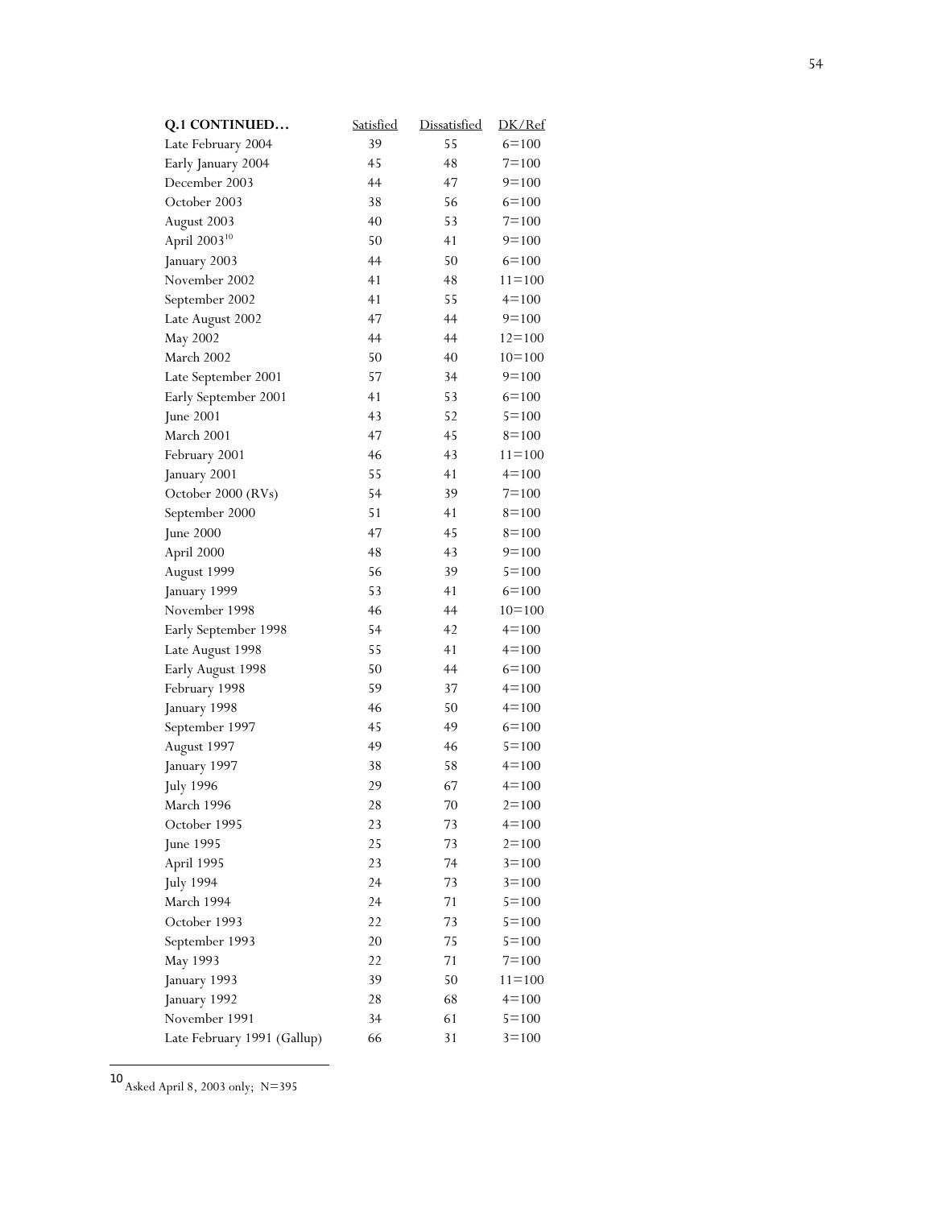| **Q.1 CONTINUED…** | Satisfied | Dissatisfied | DK/Ref |
|---|---|---|---|
| Late February 2004 | 39 | 55 | 6=100 |
| Early January 2004 | 45 | 48 | 7=100 |
| December 2003 | 44 | 47 | 9=100 |
| October 2003 | 38 | 56 | 6=100 |
| August 2003 | 40 | 53 | 7=100 |
| April 2003[10] | 50 | 41 | 9=100 |
| January 2003 | 44 | 50 | 6=100 |
| November 2002 | 41 | 48 | 11=100 |
| September 2002 | 41 | 55 | 4=100 |
| Late August 2002 | 47 | 44 | 9=100 |
| May 2002 | 44 | 44 | 12=100 |
| March 2002 | 50 | 40 | 10=100 |
| Late September 2001 | 57 | 34 | 9=100 |
| Early September 2001 | 41 | 53 | 6=100 |
| June 2001 | 43 | 52 | 5=100 |
| March 2001 | 47 | 45 | 8=100 |
| February 2001 | 46 | 43 | 11=100 |
| January 2001 | 55 | 41 | 4=100 |
| October 2000 (RVs) | 54 | 39 | 7=100 |
| September 2000 | 51 | 41 | 8=100 |
| June 2000 | 47 | 45 | 8=100 |
| April 2000 | 48 | 43 | 9=100 |
| August 1999 | 56 | 39 | 5=100 |
| January 1999 | 53 | 41 | 6=100 |
| November 1998 | 46 | 44 | 10=100 |
| Early September 1998 | 54 | 42 | 4=100 |
| Late August 1998 | 55 | 41 | 4=100 |
| Early August 1998 | 50 | 44 | 6=100 |
| February 1998 | 59 | 37 | 4=100 |
| January 1998 | 46 | 50 | 4=100 |
| September 1997 | 45 | 49 | 6=100 |
| August 1997 | 49 | 46 | 5=100 |
| January 1997 | 38 | 58 | 4=100 |
| July 1996 | 29 | 67 | 4=100 |
| March 1996 | 28 | 70 | 2=100 |
| October 1995 | 23 | 73 | 4=100 |
| June 1995 | 25 | 73 | 2=100 |
| April 1995 | 23 | 74 | 3=100 |
| July 1994 | 24 | 73 | 3=100 |
| March 1994 | 24 | 71 | 5=100 |
| October 1993 | 22 | 73 | 5=100 |
| September 1993 | 20 | 75 | 5=100 |
| May 1993 | 22 | 71 | 7=100 |
| January 1993 | 39 | 50 | 11=100 |
| January 1992 | 28 | 68 | 4=100 |
| November 1991 | 34 | 61 | 5=100 |
| Late February 1991 (Gallup) | 66 | 31 | 3=100 |

[10] Asked April 8, 2003 only; N=395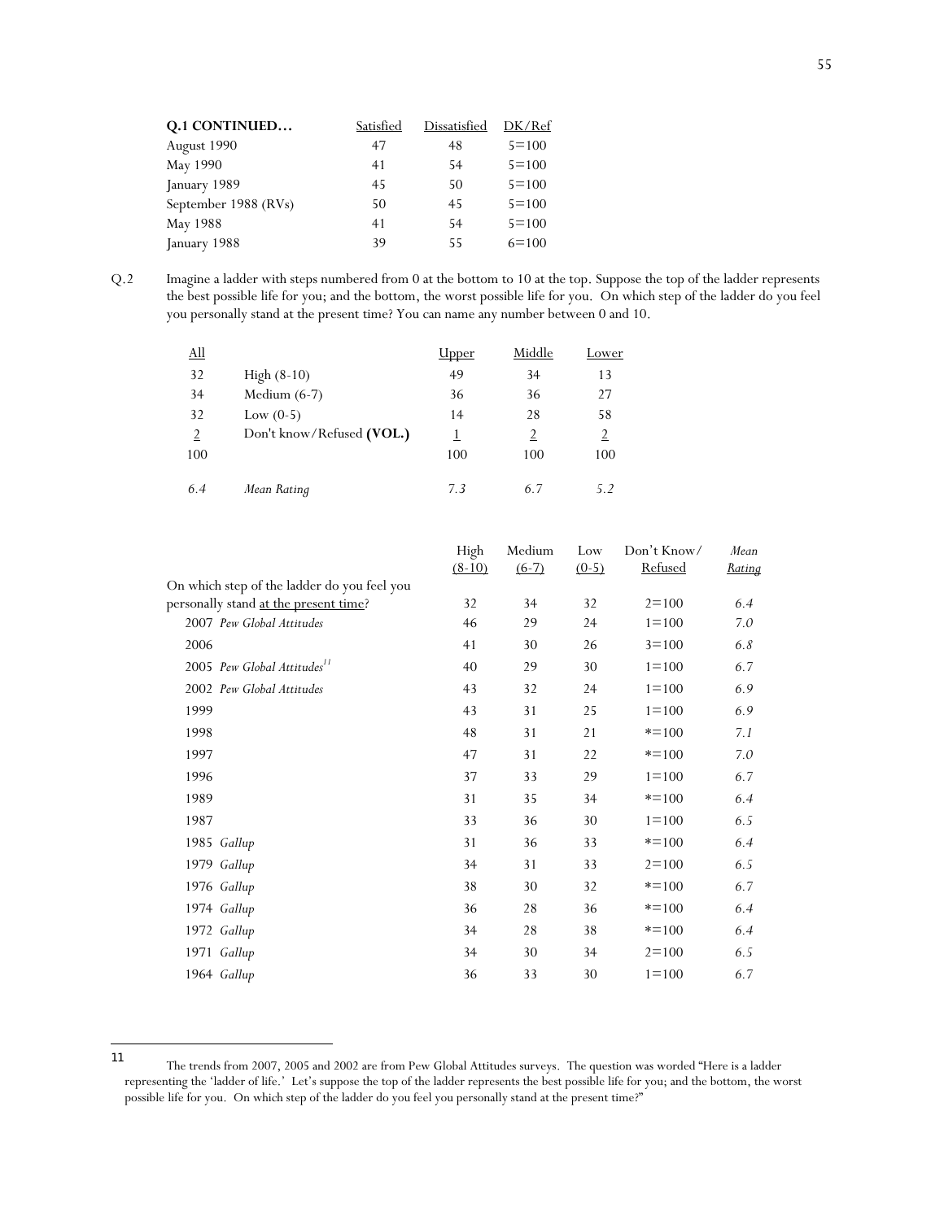| Q.1 CONTINUED… | Satisfied | Dissatisfied | DK/Ref |
|---|---|---|---|
| August 1990 | 47 | 48 | 5=100 |
| May 1990 | 41 | 54 | 5=100 |
| January 1989 | 45 | 50 | 5=100 |
| September 1988 (RVs) | 50 | 45 | 5=100 |
| May 1988 | 41 | 54 | 5=100 |
| January 1988 | 39 | 55 | 6=100 |

Q.2 Imagine a ladder with steps numbered from 0 at the bottom to 10 at the top. Suppose the top of the ladder represents the best possible life for you; and the bottom, the worst possible life for you. On which step of the ladder do you feel you personally stand at the present time? You can name any number between 0 and 10.

| All | | Upper | Middle | Lower |
|---|---|---|---|---|
| 32 | High (8-10) | 49 | 34 | 13 |
| 34 | Medium (6-7) | 36 | 36 | 27 |
| 32 | Low (0-5) | 14 | 28 | 58 |
| 2 | Don't know/Refused **(VOL.)** | 1 | 2 | 2 |
| 100 | | 100 | 100 | 100 |
| *6.4* | *Mean Rating* | *7.3* | *6.7* | *5.2* |

| | High (8-10) | Medium (6-7) | Low (0-5) | Don't Know/ Refused | *Mean Rating* |
|---|---|---|---|---|---|
| On which step of the ladder do you feel you personally stand at the present time? | 32 | 34 | 32 | 2=100 | *6.4* |
| 2007 *Pew Global Attitudes* | 46 | 29 | 24 | 1=100 | *7.0* |
| 2006 | 41 | 30 | 26 | 3=100 | *6.8* |
| 2005 *Pew Global Attitudes*[11] | 40 | 29 | 30 | 1=100 | *6.7* |
| 2002 *Pew Global Attitudes* | 43 | 32 | 24 | 1=100 | *6.9* |
| 1999 | 43 | 31 | 25 | 1=100 | *6.9* |
| 1998 | 48 | 31 | 21 | *=100 | *7.1* |
| 1997 | 47 | 31 | 22 | *=100 | *7.0* |
| 1996 | 37 | 33 | 29 | 1=100 | *6.7* |
| 1989 | 31 | 35 | 34 | *=100 | *6.4* |
| 1987 | 33 | 36 | 30 | 1=100 | *6.5* |
| 1985 *Gallup* | 31 | 36 | 33 | *=100 | *6.4* |
| 1979 *Gallup* | 34 | 31 | 33 | 2=100 | *6.5* |
| 1976 *Gallup* | 38 | 30 | 32 | *=100 | *6.7* |
| 1974 *Gallup* | 36 | 28 | 36 | *=100 | *6.4* |
| 1972 *Gallup* | 34 | 28 | 38 | *=100 | *6.4* |
| 1971 *Gallup* | 34 | 30 | 34 | 2=100 | *6.5* |
| 1964 *Gallup* | 36 | 33 | 30 | 1=100 | *6.7* |

[11] The trends from 2007, 2005 and 2002 are from Pew Global Attitudes surveys. The question was worded "Here is a ladder representing the 'ladder of life.' Let's suppose the top of the ladder represents the best possible life for you; and the bottom, the worst possible life for you. On which step of the ladder do you feel you personally stand at the present time?"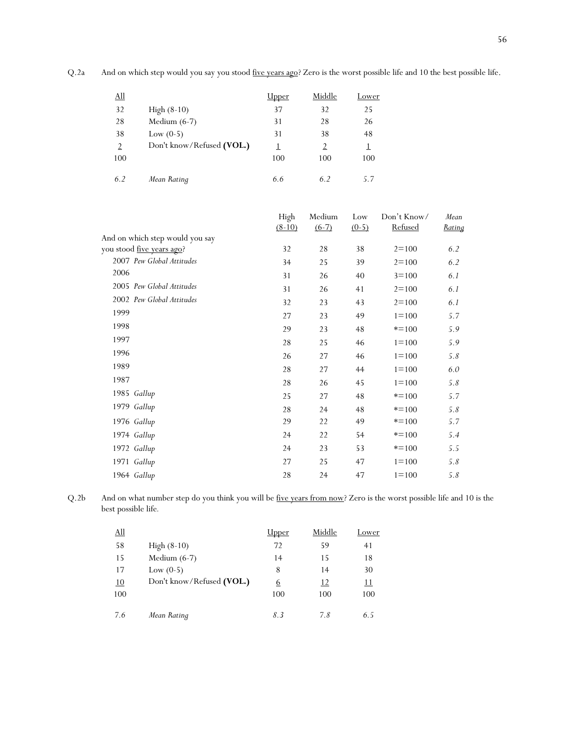Q.2a And on which step would you say you stood five years ago? Zero is the worst possible life and 10 the best possible life.

| All | | Upper | Middle | Lower |
|---|---|---|---|---|
| 32 | High (8-10) | 37 | 32 | 25 |
| 28 | Medium (6-7) | 31 | 28 | 26 |
| 38 | Low (0-5) | 31 | 38 | 48 |
| 2 | Don't know/Refused **(VOL.)** | 1 | 2 | 1 |
| 100 | | 100 | 100 | 100 |
| *6.2* | *Mean Rating* | *6.6* | *6.2* | *5.7* |

| | High (8-10) | Medium (6-7) | Low (0-5) | Don't Know/ Refused | *Mean Rating* |
|---|---|---|---|---|---|
| And on which step would you say you stood five years ago? | 32 | 28 | 38 | 2=100 | *6.2* |
| 2007 *Pew Global Attitudes* | 34 | 25 | 39 | 2=100 | *6.2* |
| 2006 | 31 | 26 | 40 | 3=100 | *6.1* |
| 2005 *Pew Global Attitudes* | 31 | 26 | 41 | 2=100 | *6.1* |
| 2002 *Pew Global Attitudes* | 32 | 23 | 43 | 2=100 | *6.1* |
| 1999 | 27 | 23 | 49 | 1=100 | *5.7* |
| 1998 | 29 | 23 | 48 | *=100 | *5.9* |
| 1997 | 28 | 25 | 46 | 1=100 | *5.9* |
| 1996 | 26 | 27 | 46 | 1=100 | *5.8* |
| 1989 | 28 | 27 | 44 | 1=100 | *6.0* |
| 1987 | 28 | 26 | 45 | 1=100 | *5.8* |
| 1985 *Gallup* | 25 | 27 | 48 | *=100 | *5.7* |
| 1979 *Gallup* | 28 | 24 | 48 | *=100 | *5.8* |
| 1976 *Gallup* | 29 | 22 | 49 | *=100 | *5.7* |
| 1974 *Gallup* | 24 | 22 | 54 | *=100 | *5.4* |
| 1972 *Gallup* | 24 | 23 | 53 | *=100 | *5.5* |
| 1971 *Gallup* | 27 | 25 | 47 | 1=100 | *5.8* |
| 1964 *Gallup* | 28 | 24 | 47 | 1=100 | *5.8* |

Q.2b And on what number step do you think you will be five years from now? Zero is the worst possible life and 10 is the best possible life.

| All | | Upper | Middle | Lower |
|---|---|---|---|---|
| 58 | High (8-10) | 72 | 59 | 41 |
| 15 | Medium (6-7) | 14 | 15 | 18 |
| 17 | Low (0-5) | 8 | 14 | 30 |
| 10 | Don't know/Refused **(VOL.)** | 6 | 12 | 11 |
| 100 | | 100 | 100 | 100 |
| *7.6* | *Mean Rating* | *8.3* | *7.8* | *6.5* |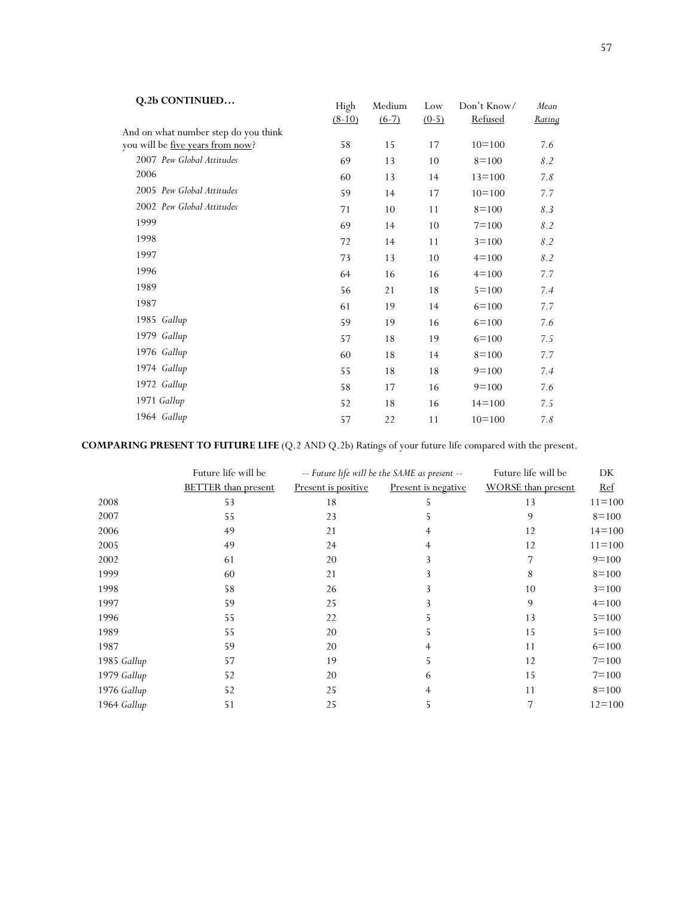**Q.2b CONTINUED…**

| | High (8-10) | Medium (6-7) | Low (0-5) | Don't Know/ Refused | *Mean Rating* |
|---|---|---|---|---|---|
| And on what number step do you think you will be five years from now? | 58 | 15 | 17 | 10=100 | 7.6 |
| 2007 *Pew Global Attitudes* | 69 | 13 | 10 | 8=100 | *8.2* |
| 2006 | 60 | 13 | 14 | 13=100 | *7.8* |
| 2005 *Pew Global Attitudes* | 59 | 14 | 17 | 10=100 | *7.7* |
| 2002 *Pew Global Attitudes* | 71 | 10 | 11 | 8=100 | *8.3* |
| 1999 | 69 | 14 | 10 | 7=100 | *8.2* |
| 1998 | 72 | 14 | 11 | 3=100 | *8.2* |
| 1997 | 73 | 13 | 10 | 4=100 | *8.2* |
| 1996 | 64 | 16 | 16 | 4=100 | *7.7* |
| 1989 | 56 | 21 | 18 | 5=100 | *7.4* |
| 1987 | 61 | 19 | 14 | 6=100 | *7.7* |
| 1985 *Gallup* | 59 | 19 | 16 | 6=100 | *7.6* |
| 1979 *Gallup* | 57 | 18 | 19 | 6=100 | *7.5* |
| 1976 *Gallup* | 60 | 18 | 14 | 8=100 | *7.7* |
| 1974 *Gallup* | 55 | 18 | 18 | 9=100 | *7.4* |
| 1972 *Gallup* | 58 | 17 | 16 | 9=100 | *7.6* |
| 1971 *Gallup* | 52 | 18 | 16 | 14=100 | *7.5* |
| 1964 *Gallup* | 57 | 22 | 11 | 10=100 | *7.8* |

**COMPARING PRESENT TO FUTURE LIFE** (Q.2 AND Q.2b) Ratings of your future life compared with the present.

| | Future life will be | *-- Future life will be the SAME as present --* | | Future life will be | DK |
|---|---|---|---|---|---|
| | BETTER than present | Present is positive | Present is negative | WORSE than present | Ref |
| 2008 | 53 | 18 | 5 | 13 | 11=100 |
| 2007 | 55 | 23 | 5 | 9 | 8=100 |
| 2006 | 49 | 21 | 4 | 12 | 14=100 |
| 2005 | 49 | 24 | 4 | 12 | 11=100 |
| 2002 | 61 | 20 | 3 | 7 | 9=100 |
| 1999 | 60 | 21 | 3 | 8 | 8=100 |
| 1998 | 58 | 26 | 3 | 10 | 3=100 |
| 1997 | 59 | 25 | 3 | 9 | 4=100 |
| 1996 | 55 | 22 | 5 | 13 | 5=100 |
| 1989 | 55 | 20 | 5 | 15 | 5=100 |
| 1987 | 59 | 20 | 4 | 11 | 6=100 |
| 1985 *Gallup* | 57 | 19 | 5 | 12 | 7=100 |
| 1979 *Gallup* | 52 | 20 | 6 | 15 | 7=100 |
| 1976 *Gallup* | 52 | 25 | 4 | 11 | 8=100 |
| 1964 *Gallup* | 51 | 25 | 5 | 7 | 12=100 |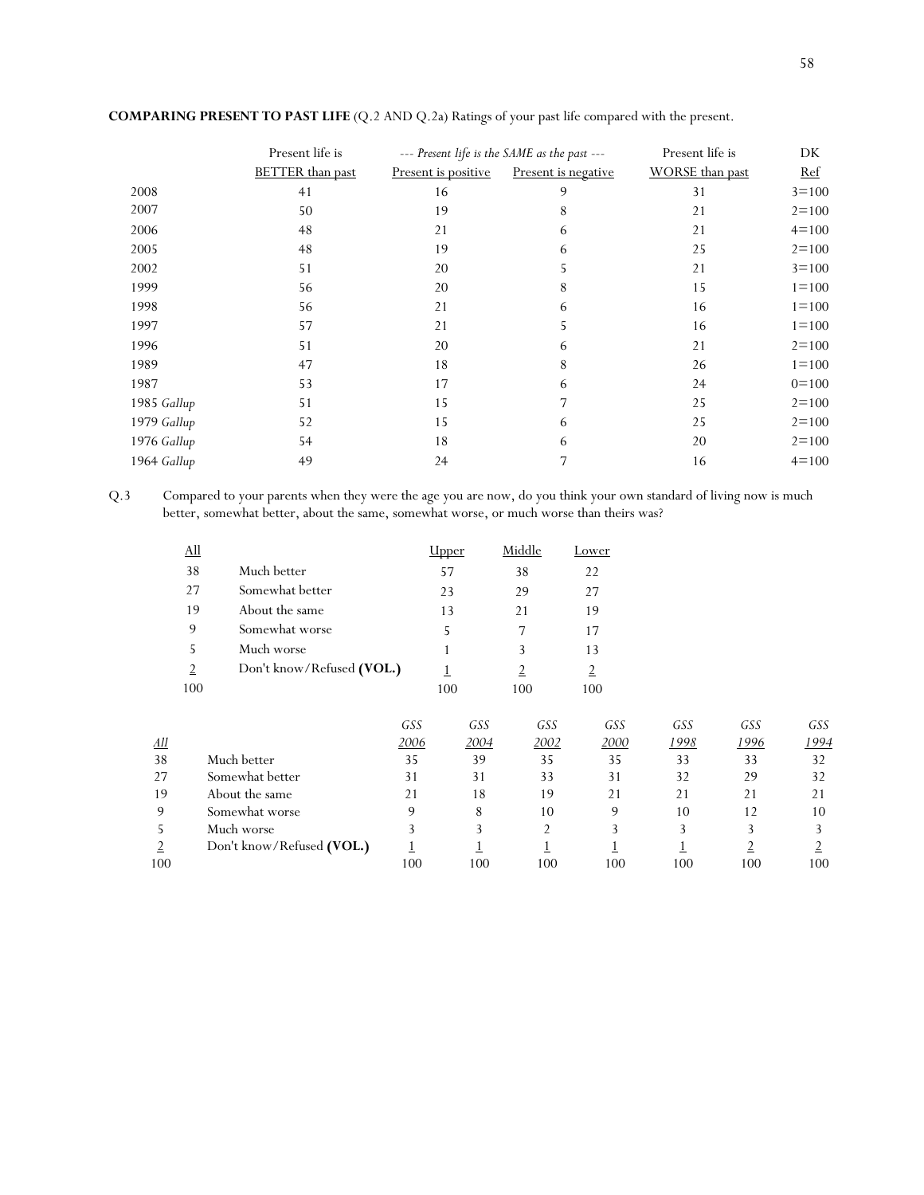**COMPARING PRESENT TO PAST LIFE** (Q.2 AND Q.2a) Ratings of your past life compared with the present.

| | Present life is | --- *Present life is the SAME as the past* --- | | Present life is | DK |
|---|---|---|---|---|---|
| | BETTER than past | Present is positive | Present is negative | WORSE than past | Ref |
| 2008 | 41 | 16 | 9 | 31 | 3=100 |
| 2007 | 50 | 19 | 8 | 21 | 2=100 |
| 2006 | 48 | 21 | 6 | 21 | 4=100 |
| 2005 | 48 | 19 | 6 | 25 | 2=100 |
| 2002 | 51 | 20 | 5 | 21 | 3=100 |
| 1999 | 56 | 20 | 8 | 15 | 1=100 |
| 1998 | 56 | 21 | 6 | 16 | 1=100 |
| 1997 | 57 | 21 | 5 | 16 | 1=100 |
| 1996 | 51 | 20 | 6 | 21 | 2=100 |
| 1989 | 47 | 18 | 8 | 26 | 1=100 |
| 1987 | 53 | 17 | 6 | 24 | 0=100 |
| 1985 *Gallup* | 51 | 15 | 7 | 25 | 2=100 |
| 1979 *Gallup* | 52 | 15 | 6 | 25 | 2=100 |
| 1976 *Gallup* | 54 | 18 | 6 | 20 | 2=100 |
| 1964 *Gallup* | 49 | 24 | 7 | 16 | 4=100 |

Q.3 Compared to your parents when they were the age you are now, do you think your own standard of living now is much better, somewhat better, about the same, somewhat worse, or much worse than theirs was?

| All | | Upper | Middle | Lower |
|---|---|---|---|---|
| 38 | Much better | 57 | 38 | 22 |
| 27 | Somewhat better | 23 | 29 | 27 |
| 19 | About the same | 13 | 21 | 19 |
| 9 | Somewhat worse | 5 | 7 | 17 |
| 5 | Much worse | 1 | 3 | 13 |
| 2 | Don't know/Refused **(VOL.)** | 1 | 2 | 2 |
| 100 | | 100 | 100 | 100 |

| *All* | | *GSS 2006* | *GSS 2004* | *GSS 2002* | *GSS 2000* | *GSS 1998* | *GSS 1996* | *GSS 1994* |
|---|---|---|---|---|---|---|---|---|
| 38 | Much better | 35 | 39 | 35 | 35 | 33 | 33 | 32 |
| 27 | Somewhat better | 31 | 31 | 33 | 31 | 32 | 29 | 32 |
| 19 | About the same | 21 | 18 | 19 | 21 | 21 | 21 | 21 |
| 9 | Somewhat worse | 9 | 8 | 10 | 9 | 10 | 12 | 10 |
| 5 | Much worse | 3 | 3 | 2 | 3 | 3 | 3 | 3 |
| 2 | Don't know/Refused **(VOL.)** | 1 | 1 | 1 | 1 | 1 | 2 | 2 |
| 100 | | 100 | 100 | 100 | 100 | 100 | 100 | 100 |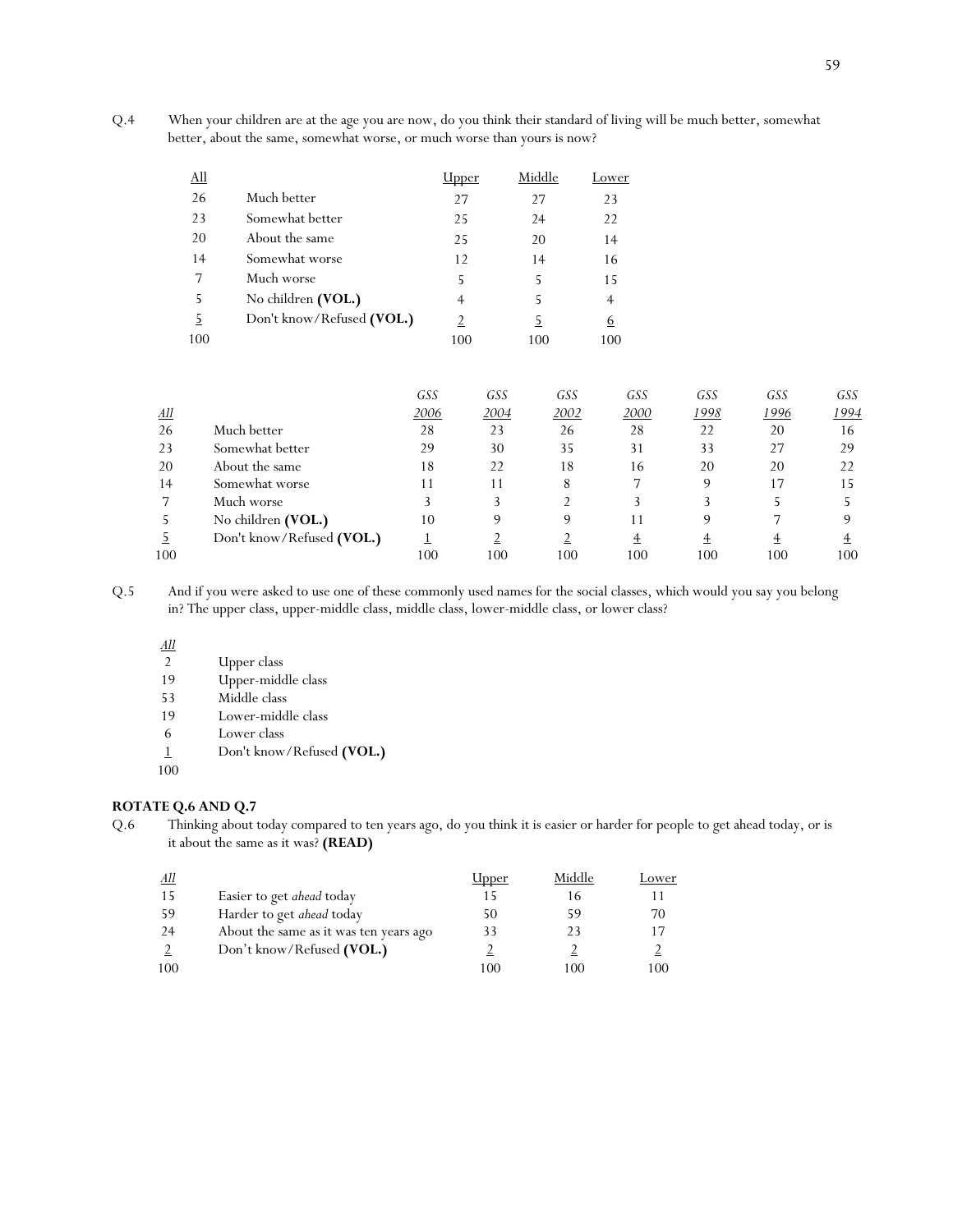Q.4 When your children are at the age you are now, do you think their standard of living will be much better, somewhat better, about the same, somewhat worse, or much worse than yours is now?

| All | | Upper | Middle | Lower |
|---|---|---|---|---|
| 26 | Much better | 27 | 27 | 23 |
| 23 | Somewhat better | 25 | 24 | 22 |
| 20 | About the same | 25 | 20 | 14 |
| 14 | Somewhat worse | 12 | 14 | 16 |
| 7 | Much worse | 5 | 5 | 15 |
| 5 | No children **(VOL.)** | 4 | 5 | 4 |
| 5 | Don't know/Refused **(VOL.)** | 2 | 5 | 6 |
| 100 | | 100 | 100 | 100 |

| All | | *GSS 2006* | *GSS 2004* | *GSS 2002* | *GSS 2000* | *GSS 1998* | *GSS 1996* | *GSS 1994* |
|---|---|---|---|---|---|---|---|---|
| 26 | Much better | 28 | 23 | 26 | 28 | 22 | 20 | 16 |
| 23 | Somewhat better | 29 | 30 | 35 | 31 | 33 | 27 | 29 |
| 20 | About the same | 18 | 22 | 18 | 16 | 20 | 20 | 22 |
| 14 | Somewhat worse | 11 | 11 | 8 | 7 | 9 | 17 | 15 |
| 7 | Much worse | 3 | 3 | 2 | 3 | 3 | 5 | 5 |
| 5 | No children **(VOL.)** | 10 | 9 | 9 | 11 | 9 | 7 | 9 |
| 5 | Don't know/Refused **(VOL.)** | 1 | 2 | 2 | 4 | 4 | 4 | 4 |
| 100 | | 100 | 100 | 100 | 100 | 100 | 100 | 100 |

Q.5 And if you were asked to use one of these commonly used names for the social classes, which would you say you belong in? The upper class, upper-middle class, middle class, lower-middle class, or lower class?

| *All* | |
|---|---|
| 2 | Upper class |
| 19 | Upper-middle class |
| 53 | Middle class |
| 19 | Lower-middle class |
| 6 | Lower class |
| 1 | Don't know/Refused **(VOL.)** |
| 100 | |

**ROTATE Q.6 AND Q.7**

Q.6 Thinking about today compared to ten years ago, do you think it is easier or harder for people to get ahead today, or is it about the same as it was? **(READ)**

| *All* | | Upper | Middle | Lower |
|---|---|---|---|---|
| 15 | Easier to get *ahead* today | 15 | 16 | 11 |
| 59 | Harder to get *ahead* today | 50 | 59 | 70 |
| 24 | About the same as it was ten years ago | 33 | 23 | 17 |
| 2 | Don't know/Refused **(VOL.)** | 2 | 2 | 2 |
| 100 | | 100 | 100 | 100 |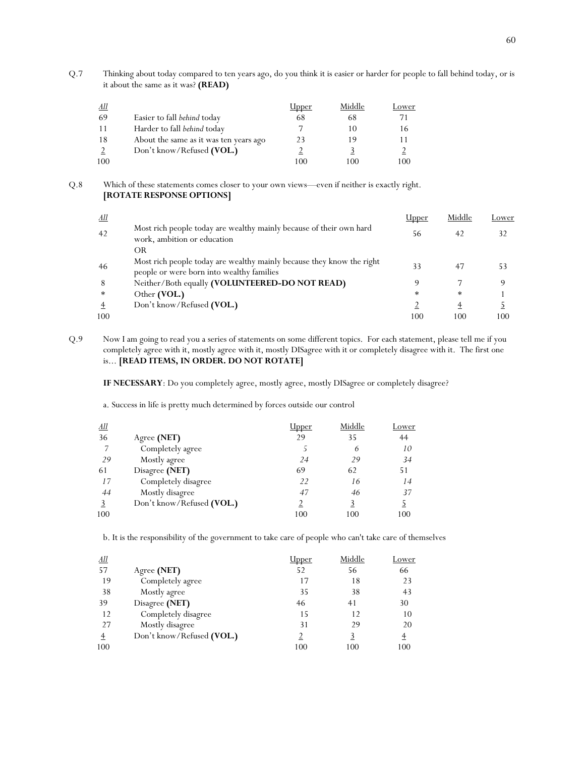Q.7 Thinking about today compared to ten years ago, do you think it is easier or harder for people to fall behind today, or is it about the same as it was? **(READ)**

| *All* | | Upper | Middle | Lower |
|---|---|---|---|---|
| 69 | Easier to fall *behind* today | 68 | 68 | 71 |
| 11 | Harder to fall *behind* today | 7 | 10 | 16 |
| 18 | About the same as it was ten years ago | 23 | 19 | 11 |
| 2 | Don't know/Refused **(VOL.)** | 2 | 3 | 2 |
| 100 | | 100 | 100 | 100 |

Q.8 Which of these statements comes closer to your own views—even if neither is exactly right. **[ROTATE RESPONSE OPTIONS]**

| *All* | | Upper | Middle | Lower |
|---|---|---|---|---|
| 42 | Most rich people today are wealthy mainly because of their own hard work, ambition or education | 56 | 42 | 32 |
| | OR | | | |
| 46 | Most rich people today are wealthy mainly because they know the right people or were born into wealthy families | 33 | 47 | 53 |
| 8 | Neither/Both equally **(VOLUNTEERED-DO NOT READ)** | 9 | 7 | 9 |
| * | Other **(VOL.)** | * | * | 1 |
| 4 | Don't know/Refused **(VOL.)** | 2 | 4 | 5 |
| 100 | | 100 | 100 | 100 |

Q.9 Now I am going to read you a series of statements on some different topics. For each statement, please tell me if you completely agree with it, mostly agree with it, mostly DISagree with it or completely disagree with it. The first one is… **[READ ITEMS, IN ORDER. DO NOT ROTATE]**

**IF NECESSARY**: Do you completely agree, mostly agree, mostly DISagree or completely disagree?

a. Success in life is pretty much determined by forces outside our control

| *All* | | Upper | Middle | Lower |
|---|---|---|---|---|
| 36 | Agree **(NET)** | 29 | 35 | 44 |
| *7* | Completely agree | *5* | *6* | *10* |
| *29* | Mostly agree | *24* | *29* | *34* |
| 61 | Disagree **(NET)** | 69 | 62 | 51 |
| *17* | Completely disagree | *22* | *16* | *14* |
| *44* | Mostly disagree | *47* | *46* | *37* |
| 3 | Don't know/Refused **(VOL.)** | 2 | 3 | 5 |
| 100 | | 100 | 100 | 100 |

b. It is the responsibility of the government to take care of people who can't take care of themselves

| *All* | | Upper | Middle | Lower |
|---|---|---|---|---|
| 57 | Agree **(NET)** | 52 | 56 | 66 |
| 19 | Completely agree | 17 | 18 | 23 |
| 38 | Mostly agree | 35 | 38 | 43 |
| 39 | Disagree **(NET)** | 46 | 41 | 30 |
| 12 | Completely disagree | 15 | 12 | 10 |
| 27 | Mostly disagree | 31 | 29 | 20 |
| 4 | Don't know/Refused **(VOL.)** | 2 | 3 | 4 |
| 100 | | 100 | 100 | 100 |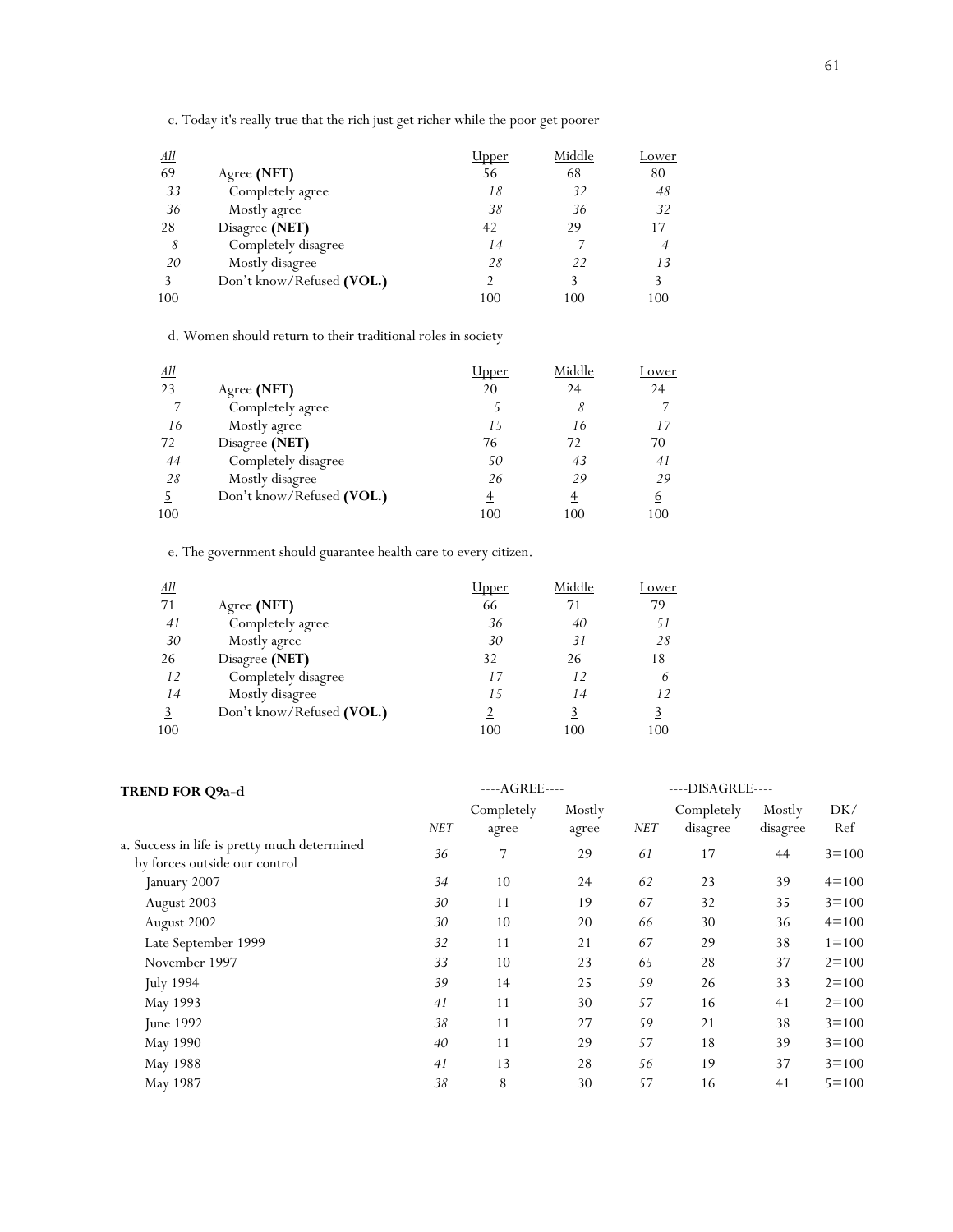c. Today it's really true that the rich just get richer while the poor get poorer

| All | | Upper | Middle | Lower |
|---|---|---|---|---|
| 69 | Agree **(NET)** | 56 | 68 | 80 |
| *33* | *Completely agree* | *18* | *32* | *48* |
| *36* | *Mostly agree* | *38* | *36* | *32* |
| 28 | Disagree **(NET)** | 42 | 29 | 17 |
| *8* | *Completely disagree* | *14* | *7* | *4* |
| *20* | *Mostly disagree* | *28* | *22* | *13* |
| 3 | Don't know/Refused **(VOL.)** | 2 | 3 | 3 |
| 100 | | 100 | 100 | 100 |

d. Women should return to their traditional roles in society

| All | | Upper | Middle | Lower |
|---|---|---|---|---|
| 23 | Agree **(NET)** | 20 | 24 | 24 |
| *7* | *Completely agree* | *5* | *8* | *7* |
| *16* | *Mostly agree* | *15* | *16* | *17* |
| 72 | Disagree **(NET)** | 76 | 72 | 70 |
| *44* | *Completely disagree* | *50* | *43* | *41* |
| *28* | *Mostly disagree* | *26* | *29* | *29* |
| 5 | Don't know/Refused **(VOL.)** | 4 | 4 | 6 |
| 100 | | 100 | 100 | 100 |

e. The government should guarantee health care to every citizen.

| All | | Upper | Middle | Lower |
|---|---|---|---|---|
| 71 | Agree **(NET)** | 66 | 71 | 79 |
| *41* | *Completely agree* | *36* | *40* | *51* |
| *30* | *Mostly agree* | *30* | *31* | *28* |
| 26 | Disagree **(NET)** | 32 | 26 | 18 |
| *12* | *Completely disagree* | *17* | *12* | *6* |
| *14* | *Mostly disagree* | *15* | *14* | *12* |
| 3 | Don't know/Refused **(VOL.)** | 2 | 3 | 3 |
| 100 | | 100 | 100 | 100 |

**TREND FOR Q9a-d**

| | ----AGREE---- | | | ----DISAGREE---- | | | |
|---|---|---|---|---|---|---|---|
| | *NET* | Completely agree | Mostly agree | *NET* | Completely disagree | Mostly disagree | DK/ Ref |
| a. Success in life is pretty much determined by forces outside our control | *36* | 7 | 29 | *61* | 17 | 44 | 3=100 |
| January 2007 | *34* | 10 | 24 | *62* | 23 | 39 | 4=100 |
| August 2003 | *30* | 11 | 19 | *67* | 32 | 35 | 3=100 |
| August 2002 | *30* | 10 | 20 | *66* | 30 | 36 | 4=100 |
| Late September 1999 | *32* | 11 | 21 | *67* | 29 | 38 | 1=100 |
| November 1997 | *33* | 10 | 23 | *65* | 28 | 37 | 2=100 |
| July 1994 | *39* | 14 | 25 | *59* | 26 | 33 | 2=100 |
| May 1993 | *41* | 11 | 30 | *57* | 16 | 41 | 2=100 |
| June 1992 | *38* | 11 | 27 | *59* | 21 | 38 | 3=100 |
| May 1990 | *40* | 11 | 29 | *57* | 18 | 39 | 3=100 |
| May 1988 | *41* | 13 | 28 | *56* | 19 | 37 | 3=100 |
| May 1987 | *38* | 8 | 30 | *57* | 16 | 41 | 5=100 |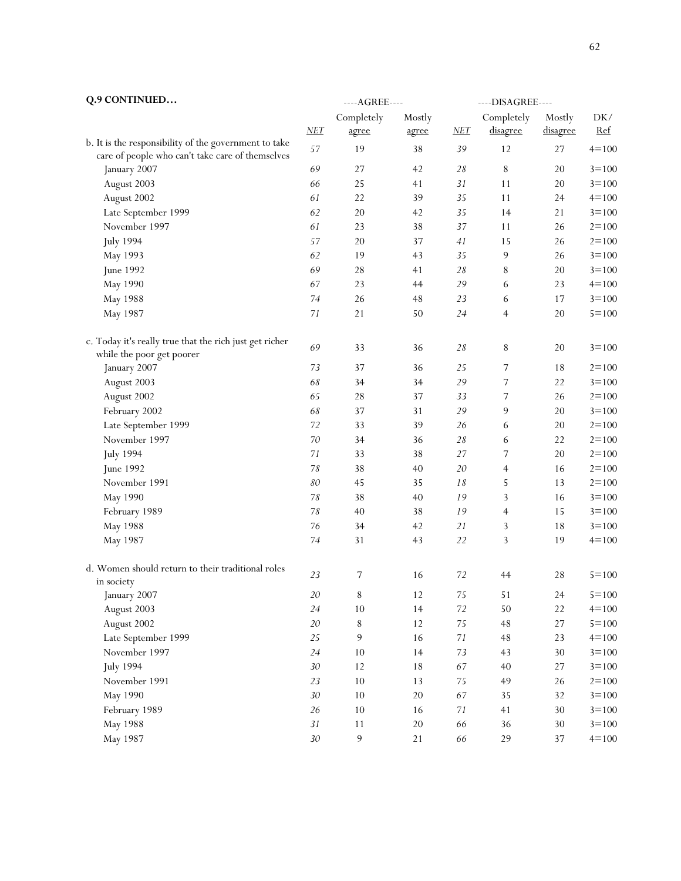**Q.9 CONTINUED…**

| | ----AGREE---- | | | ----DISAGREE---- | | | |
|---|---|---|---|---|---|---|---|
| | *NET* | Completely agree | Mostly agree | *NET* | Completely disagree | Mostly disagree | DK/ Ref |
| b. It is the responsibility of the government to take care of people who can't take care of themselves | *57* | 19 | 38 | *39* | 12 | 27 | 4=100 |
| January 2007 | *69* | 27 | 42 | *28* | 8 | 20 | 3=100 |
| August 2003 | *66* | 25 | 41 | *31* | 11 | 20 | 3=100 |
| August 2002 | *61* | 22 | 39 | *35* | 11 | 24 | 4=100 |
| Late September 1999 | *62* | 20 | 42 | *35* | 14 | 21 | 3=100 |
| November 1997 | *61* | 23 | 38 | *37* | 11 | 26 | 2=100 |
| July 1994 | *57* | 20 | 37 | *41* | 15 | 26 | 2=100 |
| May 1993 | *62* | 19 | 43 | *35* | 9 | 26 | 3=100 |
| June 1992 | *69* | 28 | 41 | *28* | 8 | 20 | 3=100 |
| May 1990 | *67* | 23 | 44 | *29* | 6 | 23 | 4=100 |
| May 1988 | *74* | 26 | 48 | *23* | 6 | 17 | 3=100 |
| May 1987 | *71* | 21 | 50 | *24* | 4 | 20 | 5=100 |
| c. Today it's really true that the rich just get richer while the poor get poorer | *69* | 33 | 36 | *28* | 8 | 20 | 3=100 |
| January 2007 | *73* | 37 | 36 | *25* | 7 | 18 | 2=100 |
| August 2003 | *68* | 34 | 34 | *29* | 7 | 22 | 3=100 |
| August 2002 | *65* | 28 | 37 | *33* | 7 | 26 | 2=100 |
| February 2002 | *68* | 37 | 31 | *29* | 9 | 20 | 3=100 |
| Late September 1999 | *72* | 33 | 39 | *26* | 6 | 20 | 2=100 |
| November 1997 | *70* | 34 | 36 | *28* | 6 | 22 | 2=100 |
| July 1994 | *71* | 33 | 38 | *27* | 7 | 20 | 2=100 |
| June 1992 | *78* | 38 | 40 | *20* | 4 | 16 | 2=100 |
| November 1991 | *80* | 45 | 35 | *18* | 5 | 13 | 2=100 |
| May 1990 | *78* | 38 | 40 | *19* | 3 | 16 | 3=100 |
| February 1989 | *78* | 40 | 38 | *19* | 4 | 15 | 3=100 |
| May 1988 | *76* | 34 | 42 | *21* | 3 | 18 | 3=100 |
| May 1987 | *74* | 31 | 43 | *22* | 3 | 19 | 4=100 |
| d. Women should return to their traditional roles in society | *23* | 7 | 16 | *72* | 44 | 28 | 5=100 |
| January 2007 | *20* | 8 | 12 | *75* | 51 | 24 | 5=100 |
| August 2003 | *24* | 10 | 14 | *72* | 50 | 22 | 4=100 |
| August 2002 | *20* | 8 | 12 | *75* | 48 | 27 | 5=100 |
| Late September 1999 | *25* | 9 | 16 | *71* | 48 | 23 | 4=100 |
| November 1997 | *24* | 10 | 14 | *73* | 43 | 30 | 3=100 |
| July 1994 | *30* | 12 | 18 | *67* | 40 | 27 | 3=100 |
| November 1991 | *23* | 10 | 13 | *75* | 49 | 26 | 2=100 |
| May 1990 | *30* | 10 | 20 | *67* | 35 | 32 | 3=100 |
| February 1989 | *26* | 10 | 16 | *71* | 41 | 30 | 3=100 |
| May 1988 | *31* | 11 | 20 | *66* | 36 | 30 | 3=100 |
| May 1987 | *30* | 9 | 21 | *66* | 29 | 37 | 4=100 |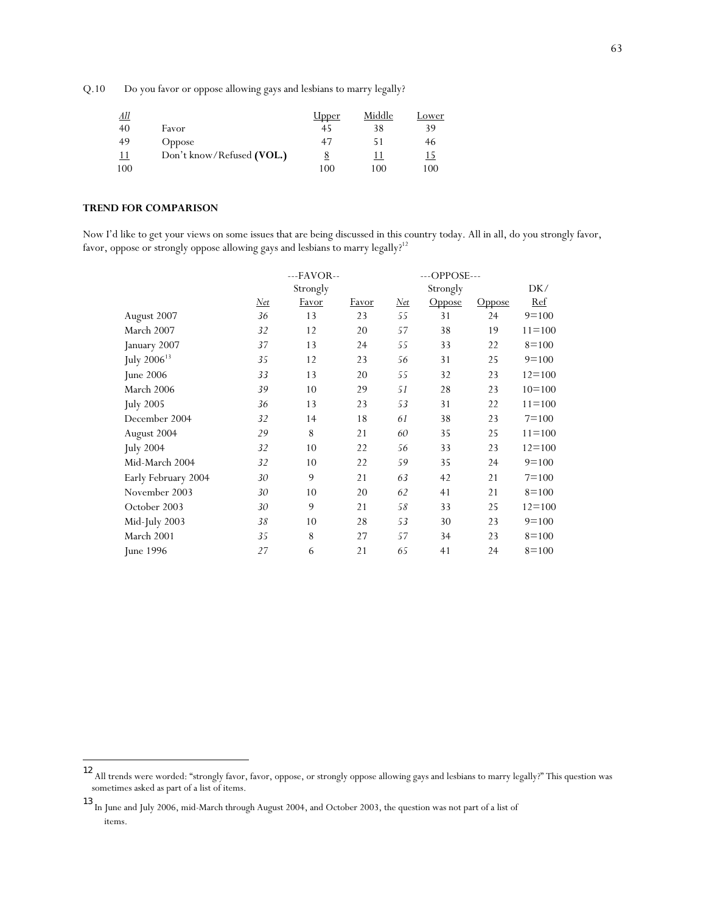Q.10 Do you favor or oppose allowing gays and lesbians to marry legally?

| All | | Upper | Middle | Lower |
|---|---|---|---|---|
| 40 | Favor | 45 | 38 | 39 |
| 49 | Oppose | 47 | 51 | 46 |
| 11 | Don't know/Refused **(VOL.)** | 8 | 11 | 15 |
| 100 | | 100 | 100 | 100 |

**TREND FOR COMPARISON**

Now I'd like to get your views on some issues that are being discussed in this country today. All in all, do you strongly favor, favor, oppose or strongly oppose allowing gays and lesbians to marry legally?[12]

| | ---FAVOR-- | | | ---OPPOSE--- | | | |
|---|---|---|---|---|---|---|---|
| | *Net* | Strongly Favor | Favor | *Net* | Strongly Oppose | Oppose | DK/ Ref |
| August 2007 | *36* | 13 | 23 | *55* | 31 | 24 | 9=100 |
| March 2007 | *32* | 12 | 20 | *57* | 38 | 19 | 11=100 |
| January 2007 | *37* | 13 | 24 | *55* | 33 | 22 | 8=100 |
| July 2006[13] | *35* | 12 | 23 | *56* | 31 | 25 | 9=100 |
| June 2006 | *33* | 13 | 20 | *55* | 32 | 23 | 12=100 |
| March 2006 | *39* | 10 | 29 | *51* | 28 | 23 | 10=100 |
| July 2005 | *36* | 13 | 23 | *53* | 31 | 22 | 11=100 |
| December 2004 | *32* | 14 | 18 | *61* | 38 | 23 | 7=100 |
| August 2004 | *29* | 8 | 21 | *60* | 35 | 25 | 11=100 |
| July 2004 | *32* | 10 | 22 | *56* | 33 | 23 | 12=100 |
| Mid-March 2004 | *32* | 10 | 22 | *59* | 35 | 24 | 9=100 |
| Early February 2004 | *30* | 9 | 21 | *63* | 42 | 21 | 7=100 |
| November 2003 | *30* | 10 | 20 | *62* | 41 | 21 | 8=100 |
| October 2003 | *30* | 9 | 21 | *58* | 33 | 25 | 12=100 |
| Mid-July 2003 | *38* | 10 | 28 | *53* | 30 | 23 | 9=100 |
| March 2001 | *35* | 8 | 27 | *57* | 34 | 23 | 8=100 |
| June 1996 | *27* | 6 | 21 | *65* | 41 | 24 | 8=100 |

---

12 All trends were worded: "strongly favor, favor, oppose, or strongly oppose allowing gays and lesbians to marry legally?" This question was sometimes asked as part of a list of items.

13 In June and July 2006, mid-March through August 2004, and October 2003, the question was not part of a list of items.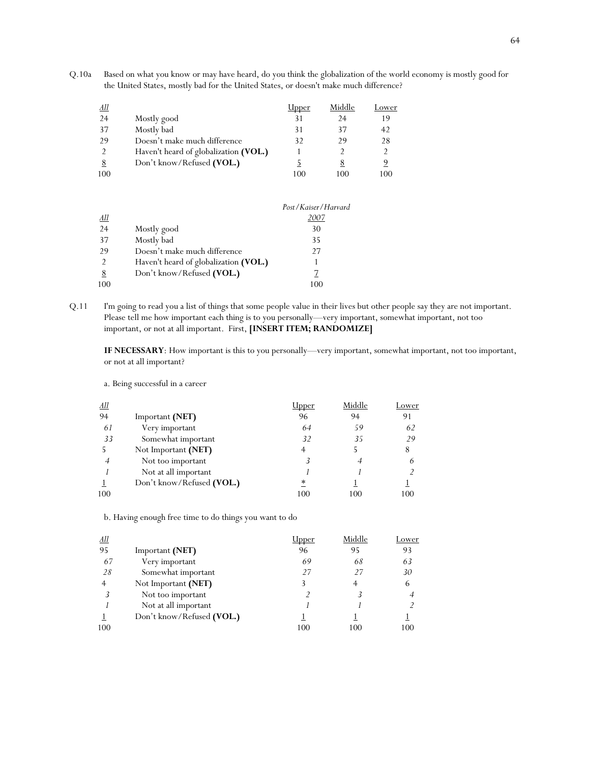Q.10a Based on what you know or may have heard, do you think the globalization of the world economy is mostly good for the United States, mostly bad for the United States, or doesn't make much difference?

| *All* | | Upper | Middle | Lower |
|---|---|---|---|---|
| 24 | Mostly good | 31 | 24 | 19 |
| 37 | Mostly bad | 31 | 37 | 42 |
| 29 | Doesn't make much difference | 32 | 29 | 28 |
| 2 | Haven't heard of globalization **(VOL.)** | 1 | 2 | 2 |
| 8 | Don't know/Refused **(VOL.)** | 5 | 8 | 9 |
| 100 | | 100 | 100 | 100 |

| *All* | | *Post/Kaiser/Harvard 2007* |
|---|---|---|
| 24 | Mostly good | 30 |
| 37 | Mostly bad | 35 |
| 29 | Doesn't make much difference | 27 |
| 2 | Haven't heard of globalization **(VOL.)** | 1 |
| 8 | Don't know/Refused **(VOL.)** | 7 |
| 100 | | 100 |

Q.11 I'm going to read you a list of things that some people value in their lives but other people say they are not important. Please tell me how important each thing is to you personally—very important, somewhat important, not too important, or not at all important. First, **[INSERT ITEM; RANDOMIZE]**

**IF NECESSARY**: How important is this to you personally—very important, somewhat important, not too important, or not at all important?

a. Being successful in a career

| *All* | | Upper | Middle | Lower |
|---|---|---|---|---|
| 94 | Important **(NET)** | 96 | 94 | 91 |
| *61* | *Very important* | *64* | *59* | *62* |
| *33* | *Somewhat important* | *32* | *35* | *29* |
| 5 | Not Important **(NET)** | 4 | 5 | 8 |
| *4* | *Not too important* | *3* | *4* | *6* |
| *1* | *Not at all important* | *1* | *1* | *2* |
| 1 | Don't know/Refused **(VOL.)** | * | 1 | 1 |
| 100 | | 100 | 100 | 100 |

b. Having enough free time to do things you want to do

| *All* | | Upper | Middle | Lower |
|---|---|---|---|---|
| 95 | Important **(NET)** | 96 | 95 | 93 |
| *67* | *Very important* | *69* | *68* | *63* |
| *28* | *Somewhat important* | *27* | *27* | *30* |
| 4 | Not Important **(NET)** | 3 | 4 | 6 |
| *3* | *Not too important* | *2* | *3* | *4* |
| *1* | *Not at all important* | *1* | *1* | *2* |
| 1 | Don't know/Refused **(VOL.)** | 1 | 1 | 1 |
| 100 | | 100 | 100 | 100 |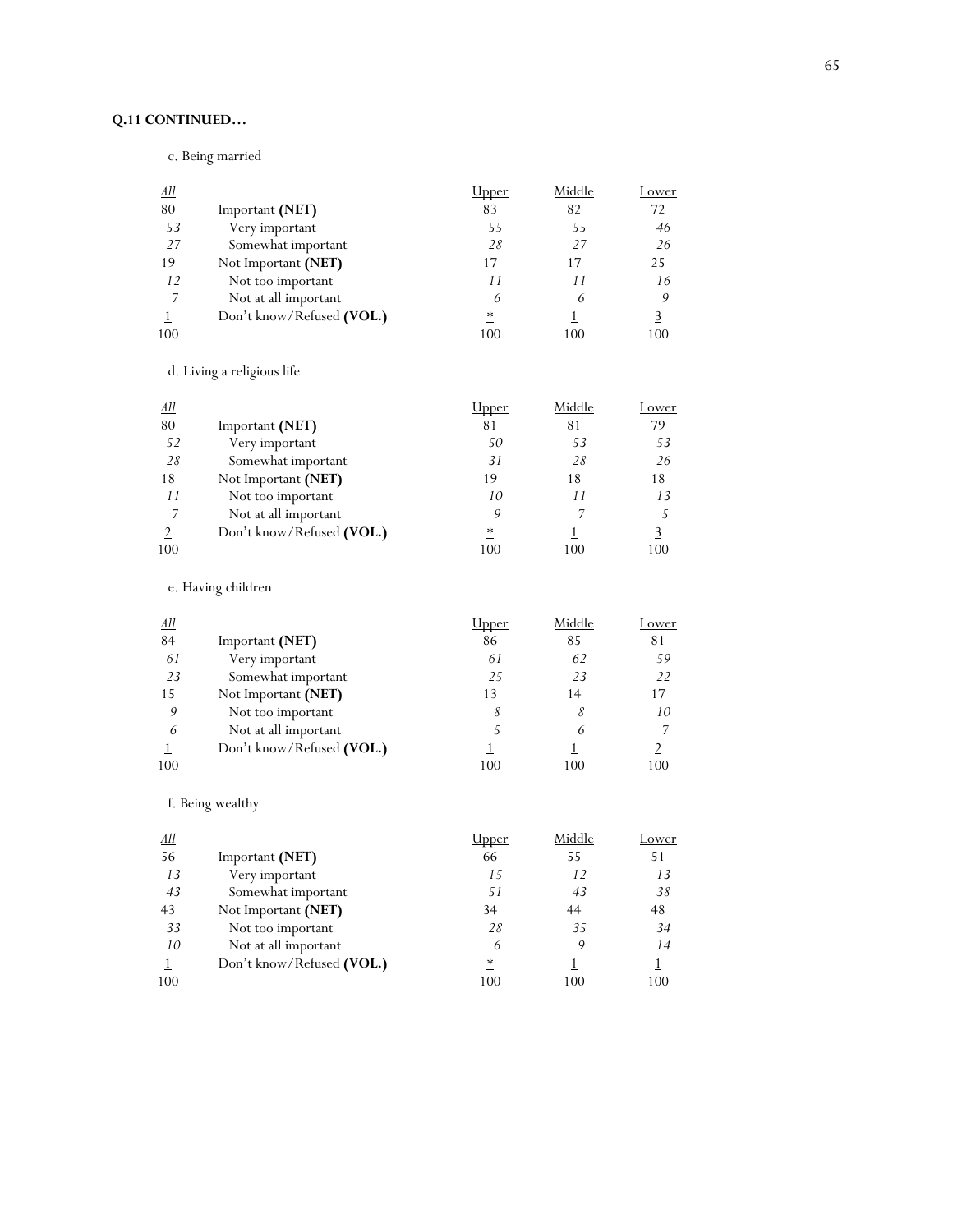**Q.11 CONTINUED…**

c. Being married

| All | | Upper | Middle | Lower |
|---|---|---|---|---|
| 80 | Important **(NET)** | 83 | 82 | 72 |
| *53* | *Very important* | *55* | *55* | *46* |
| *27* | *Somewhat important* | *28* | *27* | *26* |
| 19 | Not Important **(NET)** | 17 | 17 | 25 |
| *12* | *Not too important* | *11* | *11* | *16* |
| *7* | *Not at all important* | *6* | *6* | *9* |
| 1 | Don't know/Refused **(VOL.)** | * | 1 | 3 |
| 100 | | 100 | 100 | 100 |

d. Living a religious life

| All | | Upper | Middle | Lower |
|---|---|---|---|---|
| 80 | Important **(NET)** | 81 | 81 | 79 |
| *52* | *Very important* | *50* | *53* | *53* |
| *28* | *Somewhat important* | *31* | *28* | *26* |
| 18 | Not Important **(NET)** | 19 | 18 | 18 |
| *11* | *Not too important* | *10* | *11* | *13* |
| *7* | *Not at all important* | *9* | *7* | *5* |
| 2 | Don't know/Refused **(VOL.)** | * | 1 | 3 |
| 100 | | 100 | 100 | 100 |

e. Having children

| All | | Upper | Middle | Lower |
|---|---|---|---|---|
| 84 | Important **(NET)** | 86 | 85 | 81 |
| *61* | *Very important* | *61* | *62* | *59* |
| *23* | *Somewhat important* | *25* | *23* | *22* |
| 15 | Not Important **(NET)** | 13 | 14 | 17 |
| *9* | *Not too important* | *8* | *8* | *10* |
| *6* | *Not at all important* | *5* | *6* | *7* |
| 1 | Don't know/Refused **(VOL.)** | 1 | 1 | 2 |
| 100 | | 100 | 100 | 100 |

f. Being wealthy

| All | | Upper | Middle | Lower |
|---|---|---|---|---|
| 56 | Important **(NET)** | 66 | 55 | 51 |
| *13* | *Very important* | *15* | *12* | *13* |
| *43* | *Somewhat important* | *51* | *43* | *38* |
| 43 | Not Important **(NET)** | 34 | 44 | 48 |
| *33* | *Not too important* | *28* | *35* | *34* |
| *10* | *Not at all important* | *6* | *9* | *14* |
| 1 | Don't know/Refused **(VOL.)** | * | 1 | 1 |
| 100 | | 100 | 100 | 100 |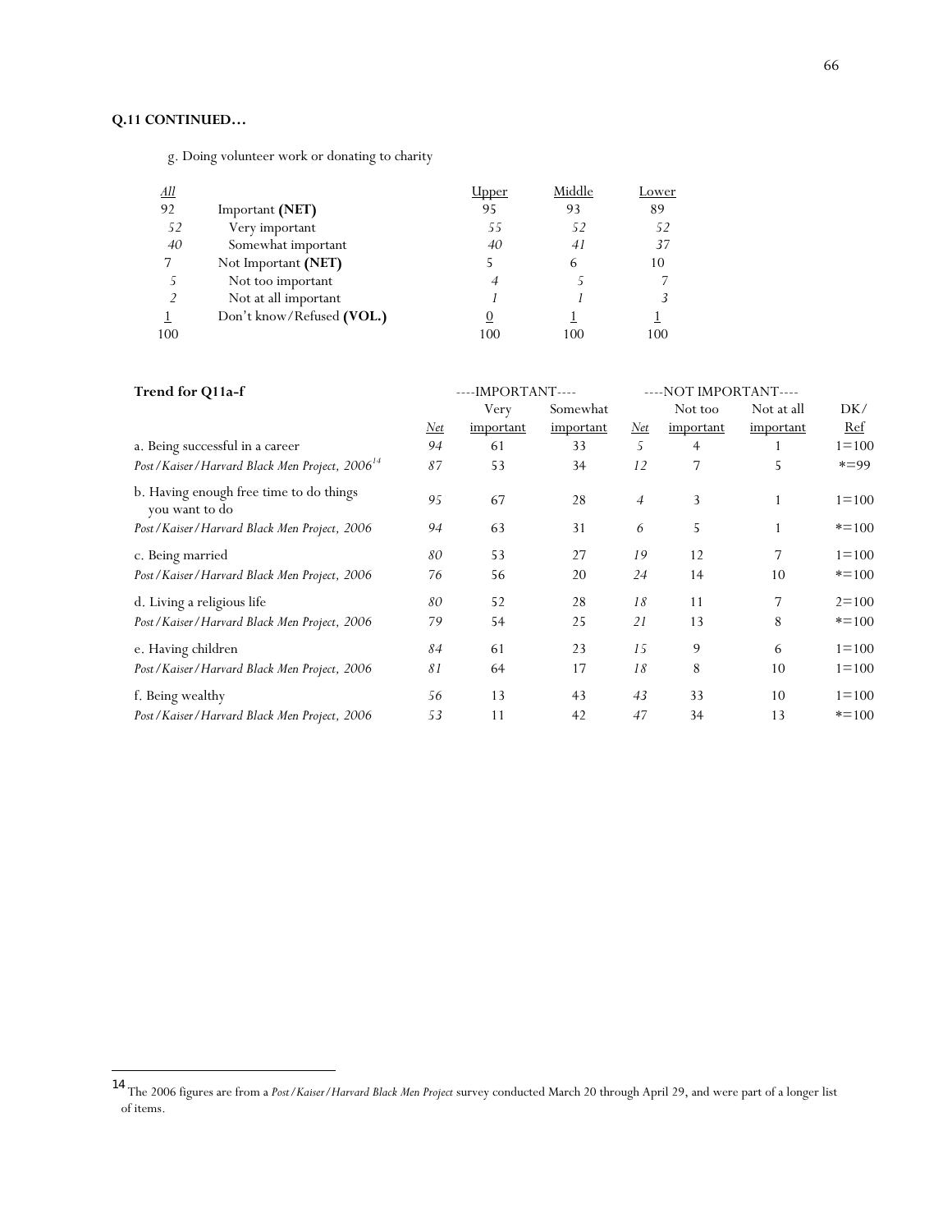**Q.11 CONTINUED…**

g. Doing volunteer work or donating to charity

| *All* | | Upper | Middle | Lower |
|---|---|---|---|---|
| 92 | Important **(NET)** | 95 | 93 | 89 |
| *52* | Very important | *55* | *52* | *52* |
| *40* | Somewhat important | *40* | *41* | *37* |
| 7 | Not Important **(NET)** | 5 | 6 | 10 |
| *5* | Not too important | *4* | *5* | *7* |
| *2* | Not at all important | *1* | *1* | *3* |
| 1 | Don't know/Refused **(VOL.)** | 0 | 1 | 1 |
| 100 | | 100 | 100 | 100 |

| **Trend for Q11a-f** | ----IMPORTANT---- | | | ----NOT IMPORTANT---- | | | |
|---|---|---|---|---|---|---|---|
| | *Net* | Very important | Somewhat important | *Net* | Not too important | Not at all important | DK/ Ref |
| a. Being successful in a career | *94* | 61 | 33 | *5* | 4 | 1 | 1=100 |
| *Post/Kaiser/Harvard Black Men Project, 2006*[14] | *87* | 53 | 34 | *12* | 7 | 5 | *=99 |
| b. Having enough free time to do things you want to do | *95* | 67 | 28 | *4* | 3 | 1 | 1=100 |
| *Post/Kaiser/Harvard Black Men Project, 2006* | *94* | 63 | 31 | *6* | 5 | 1 | *=100 |
| c. Being married | *80* | 53 | 27 | *19* | 12 | 7 | 1=100 |
| *Post/Kaiser/Harvard Black Men Project, 2006* | *76* | 56 | 20 | *24* | 14 | 10 | *=100 |
| d. Living a religious life | *80* | 52 | 28 | *18* | 11 | 7 | 2=100 |
| *Post/Kaiser/Harvard Black Men Project, 2006* | *79* | 54 | 25 | *21* | 13 | 8 | *=100 |
| e. Having children | *84* | 61 | 23 | *15* | 9 | 6 | 1=100 |
| *Post/Kaiser/Harvard Black Men Project, 2006* | *81* | 64 | 17 | *18* | 8 | 10 | 1=100 |
| f. Being wealthy | *56* | 13 | 43 | *43* | 33 | 10 | 1=100 |
| *Post/Kaiser/Harvard Black Men Project, 2006* | *53* | 11 | 42 | *47* | 34 | 13 | *=100 |

---

[14] The 2006 figures are from a *Post/Kaiser/Harvard Black Men Project* survey conducted March 20 through April 29, and were part of a longer list of items.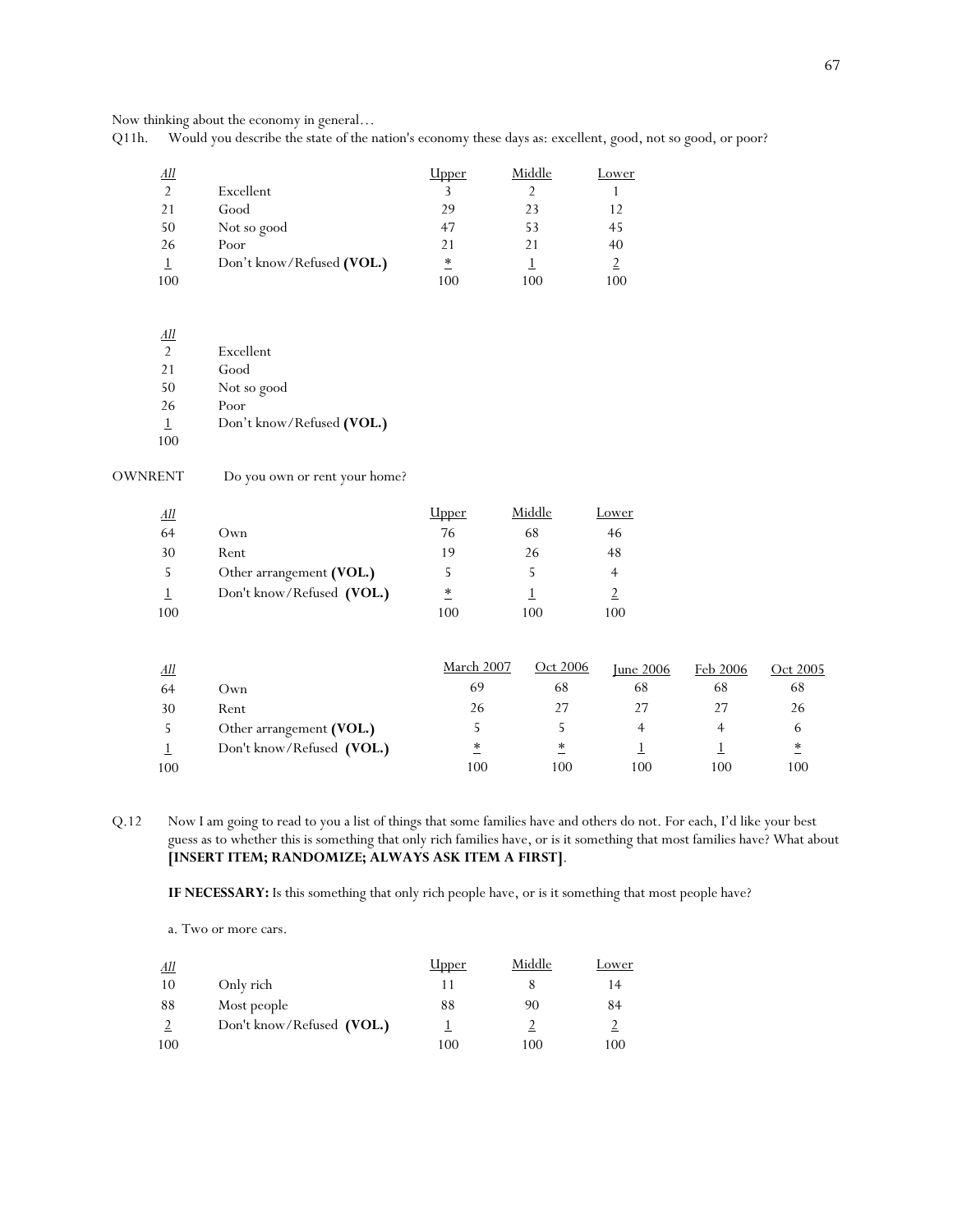Now thinking about the economy in general…

Q11h. Would you describe the state of the nation's economy these days as: excellent, good, not so good, or poor?

| *All* | | Upper | Middle | Lower |
|---|---|---|---|---|
| 2 | Excellent | 3 | 2 | 1 |
| 21 | Good | 29 | 23 | 12 |
| 50 | Not so good | 47 | 53 | 45 |
| 26 | Poor | 21 | 21 | 40 |
| 1 | Don't know/Refused **(VOL.)** | * | 1 | 2 |
| 100 | | 100 | 100 | 100 |

| *All* | |
|---|---|
| 2 | Excellent |
| 21 | Good |
| 50 | Not so good |
| 26 | Poor |
| 1 | Don't know/Refused **(VOL.)** |
| 100 | |

OWNRENT Do you own or rent your home?

| *All* | | Upper | Middle | Lower |
|---|---|---|---|---|
| 64 | Own | 76 | 68 | 46 |
| 30 | Rent | 19 | 26 | 48 |
| 5 | Other arrangement **(VOL.)** | 5 | 5 | 4 |
| 1 | Don't know/Refused **(VOL.)** | * | 1 | 2 |
| 100 | | 100 | 100 | 100 |

| *All* | | March 2007 | Oct 2006 | June 2006 | Feb 2006 | Oct 2005 |
|---|---|---|---|---|---|---|
| 64 | Own | 69 | 68 | 68 | 68 | 68 |
| 30 | Rent | 26 | 27 | 27 | 27 | 26 |
| 5 | Other arrangement **(VOL.)** | 5 | 5 | 4 | 4 | 6 |
| 1 | Don't know/Refused **(VOL.)** | * | * | 1 | 1 | * |
| 100 | | 100 | 100 | 100 | 100 | 100 |

Q.12 Now I am going to read to you a list of things that some families have and others do not. For each, I'd like your best guess as to whether this is something that only rich families have, or is it something that most families have? What about **[INSERT ITEM; RANDOMIZE; ALWAYS ASK ITEM A FIRST]**.

**IF NECESSARY:** Is this something that only rich people have, or is it something that most people have?

a. Two or more cars.

| *All* | | Upper | Middle | Lower |
|---|---|---|---|---|
| 10 | Only rich | 11 | 8 | 14 |
| 88 | Most people | 88 | 90 | 84 |
| 2 | Don't know/Refused **(VOL.)** | 1 | 2 | 2 |
| 100 | | 100 | 100 | 100 |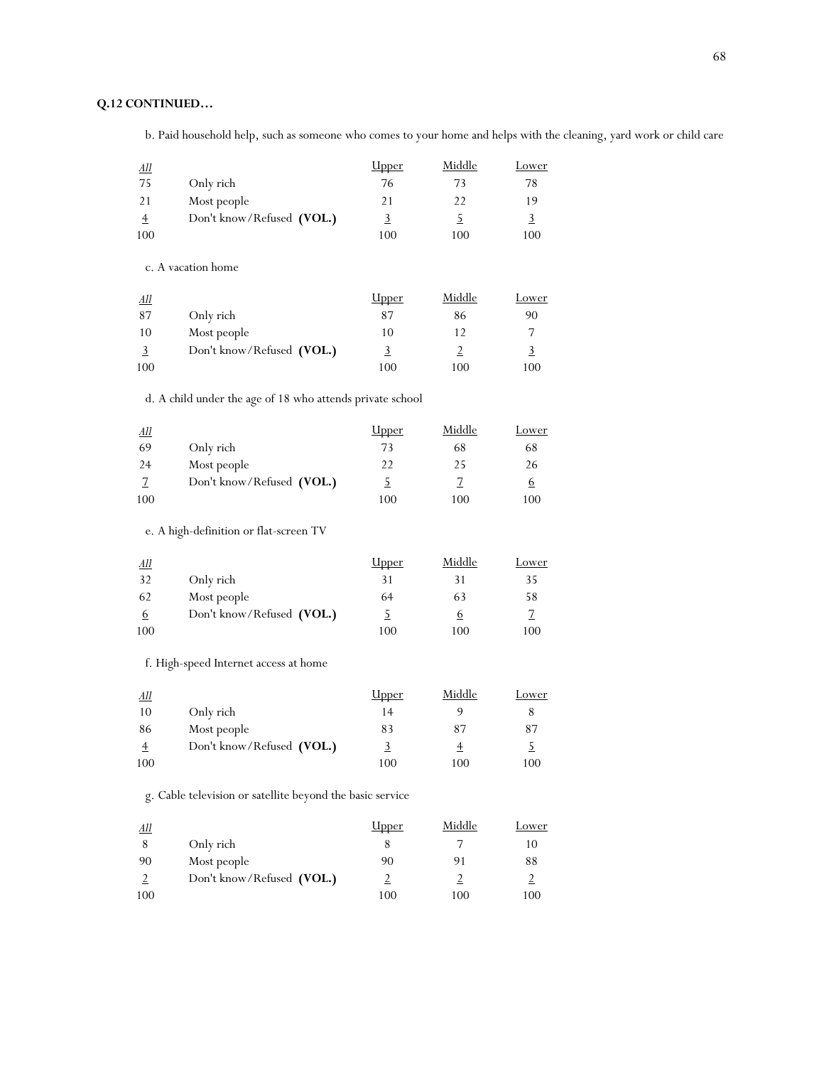**Q.12 CONTINUED…**

b. Paid household help, such as someone who comes to your home and helps with the cleaning, yard work or child care

| *All* | | Upper | Middle | Lower |
|---|---|---|---|---|
| 75 | Only rich | 76 | 73 | 78 |
| 21 | Most people | 21 | 22 | 19 |
| 4 | Don't know/Refused **(VOL.)** | 3 | 5 | 3 |
| 100 | | 100 | 100 | 100 |

c. A vacation home

| *All* | | Upper | Middle | Lower |
|---|---|---|---|---|
| 87 | Only rich | 87 | 86 | 90 |
| 10 | Most people | 10 | 12 | 7 |
| 3 | Don't know/Refused **(VOL.)** | 3 | 2 | 3 |
| 100 | | 100 | 100 | 100 |

d. A child under the age of 18 who attends private school

| *All* | | Upper | Middle | Lower |
|---|---|---|---|---|
| 69 | Only rich | 73 | 68 | 68 |
| 24 | Most people | 22 | 25 | 26 |
| 7 | Don't know/Refused **(VOL.)** | 5 | 7 | 6 |
| 100 | | 100 | 100 | 100 |

e. A high-definition or flat-screen TV

| *All* | | Upper | Middle | Lower |
|---|---|---|---|---|
| 32 | Only rich | 31 | 31 | 35 |
| 62 | Most people | 64 | 63 | 58 |
| 6 | Don't know/Refused **(VOL.)** | 5 | 6 | 7 |
| 100 | | 100 | 100 | 100 |

f. High-speed Internet access at home

| *All* | | Upper | Middle | Lower |
|---|---|---|---|---|
| 10 | Only rich | 14 | 9 | 8 |
| 86 | Most people | 83 | 87 | 87 |
| 4 | Don't know/Refused **(VOL.)** | 3 | 4 | 5 |
| 100 | | 100 | 100 | 100 |

g. Cable television or satellite beyond the basic service

| *All* | | Upper | Middle | Lower |
|---|---|---|---|---|
| 8 | Only rich | 8 | 7 | 10 |
| 90 | Most people | 90 | 91 | 88 |
| 2 | Don't know/Refused **(VOL.)** | 2 | 2 | 2 |
| 100 | | 100 | 100 | 100 |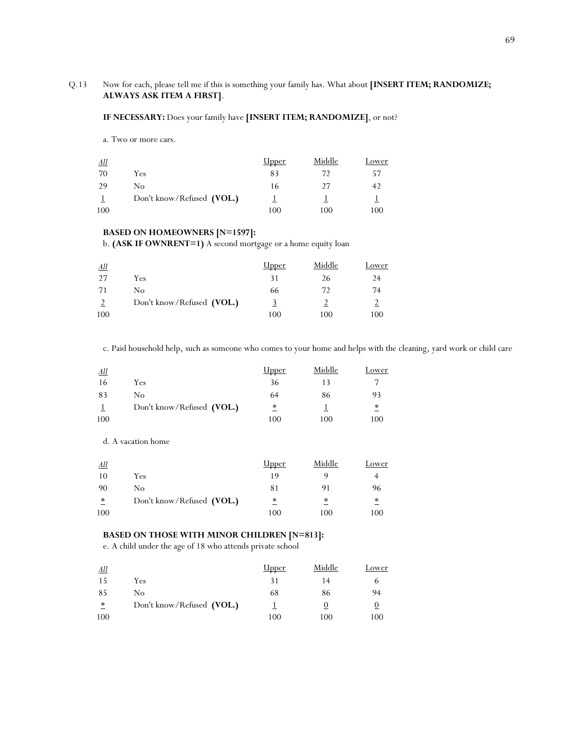Q.13 Now for each, please tell me if this is something your family has. What about **[INSERT ITEM; RANDOMIZE; ALWAYS ASK ITEM A FIRST]**.

**IF NECESSARY:** Does your family have **[INSERT ITEM; RANDOMIZE]**, or not?

a. Two or more cars.

| *All* | | Upper | Middle | Lower |
|---|---|---|---|---|
| 70 | Yes | 83 | 72 | 57 |
| 29 | No | 16 | 27 | 42 |
| 1 | Don't know/Refused **(VOL.)** | 1 | 1 | 1 |
| 100 | | 100 | 100 | 100 |

**BASED ON HOMEOWNERS [N=1597]:**

b. **(ASK IF OWNRENT=1)** A second mortgage or a home equity loan

| *All* | | Upper | Middle | Lower |
|---|---|---|---|---|
| 27 | Yes | 31 | 26 | 24 |
| 71 | No | 66 | 72 | 74 |
| 2 | Don't know/Refused **(VOL.)** | 3 | 2 | 2 |
| 100 | | 100 | 100 | 100 |

c. Paid household help, such as someone who comes to your home and helps with the cleaning, yard work or child care

| *All* | | Upper | Middle | Lower |
|---|---|---|---|---|
| 16 | Yes | 36 | 13 | 7 |
| 83 | No | 64 | 86 | 93 |
| 1 | Don't know/Refused **(VOL.)** | * | 1 | * |
| 100 | | 100 | 100 | 100 |

d. A vacation home

| *All* | | Upper | Middle | Lower |
|---|---|---|---|---|
| 10 | Yes | 19 | 9 | 4 |
| 90 | No | 81 | 91 | 96 |
| * | Don't know/Refused **(VOL.)** | * | * | * |
| 100 | | 100 | 100 | 100 |

**BASED ON THOSE WITH MINOR CHILDREN [N=813]:**

e. A child under the age of 18 who attends private school

| *All* | | Upper | Middle | Lower |
|---|---|---|---|---|
| 15 | Yes | 31 | 14 | 6 |
| 85 | No | 68 | 86 | 94 |
| * | Don't know/Refused **(VOL.)** | 1 | 0 | 0 |
| 100 | | 100 | 100 | 100 |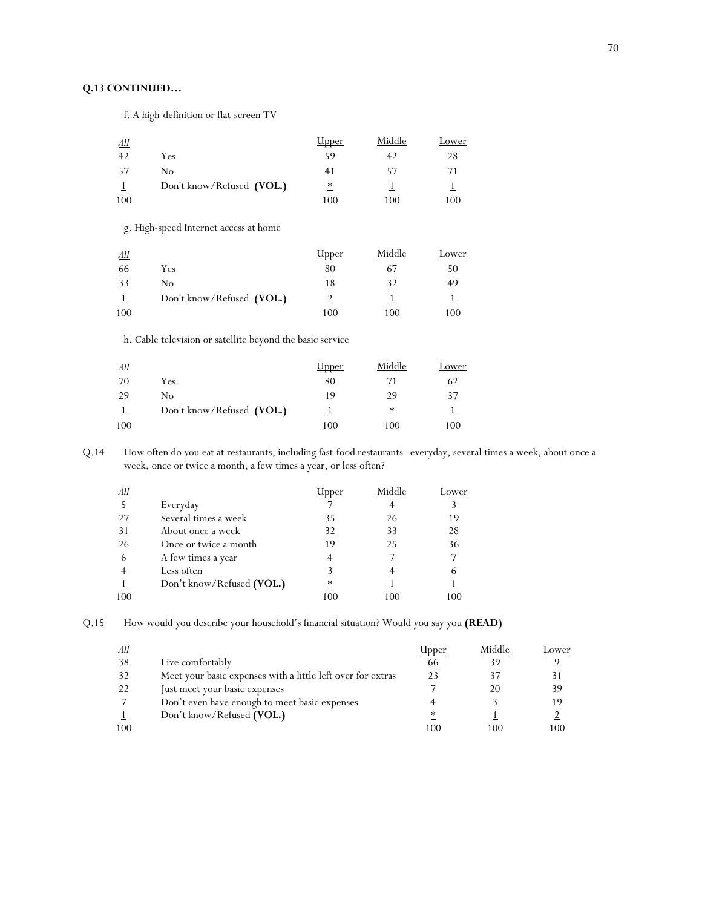**Q.13 CONTINUED…**

f. A high-definition or flat-screen TV

| All | | Upper | Middle | Lower |
|---|---|---|---|---|
| 42 | Yes | 59 | 42 | 28 |
| 57 | No | 41 | 57 | 71 |
| 1 | Don't know/Refused **(VOL.)** | * | 1 | 1 |
| 100 | | 100 | 100 | 100 |

g. High-speed Internet access at home

| All | | Upper | Middle | Lower |
|---|---|---|---|---|
| 66 | Yes | 80 | 67 | 50 |
| 33 | No | 18 | 32 | 49 |
| 1 | Don't know/Refused **(VOL.)** | 2 | 1 | 1 |
| 100 | | 100 | 100 | 100 |

h. Cable television or satellite beyond the basic service

| All | | Upper | Middle | Lower |
|---|---|---|---|---|
| 70 | Yes | 80 | 71 | 62 |
| 29 | No | 19 | 29 | 37 |
| 1 | Don't know/Refused **(VOL.)** | 1 | * | 1 |
| 100 | | 100 | 100 | 100 |

Q.14 How often do you eat at restaurants, including fast-food restaurants--everyday, several times a week, about once a week, once or twice a month, a few times a year, or less often?

| All | | Upper | Middle | Lower |
|---|---|---|---|---|
| 5 | Everyday | 7 | 4 | 3 |
| 27 | Several times a week | 35 | 26 | 19 |
| 31 | About once a week | 32 | 33 | 28 |
| 26 | Once or twice a month | 19 | 25 | 36 |
| 6 | A few times a year | 4 | 7 | 7 |
| 4 | Less often | 3 | 4 | 6 |
| 1 | Don't know/Refused **(VOL.)** | * | 1 | 1 |
| 100 | | 100 | 100 | 100 |

Q.15 How would you describe your household's financial situation? Would you say you **(READ)**

| All | | Upper | Middle | Lower |
|---|---|---|---|---|
| 38 | Live comfortably | 66 | 39 | 9 |
| 32 | Meet your basic expenses with a little left over for extras | 23 | 37 | 31 |
| 22 | Just meet your basic expenses | 7 | 20 | 39 |
| 7 | Don't even have enough to meet basic expenses | 4 | 3 | 19 |
| 1 | Don't know/Refused **(VOL.)** | * | 1 | 2 |
| 100 | | 100 | 100 | 100 |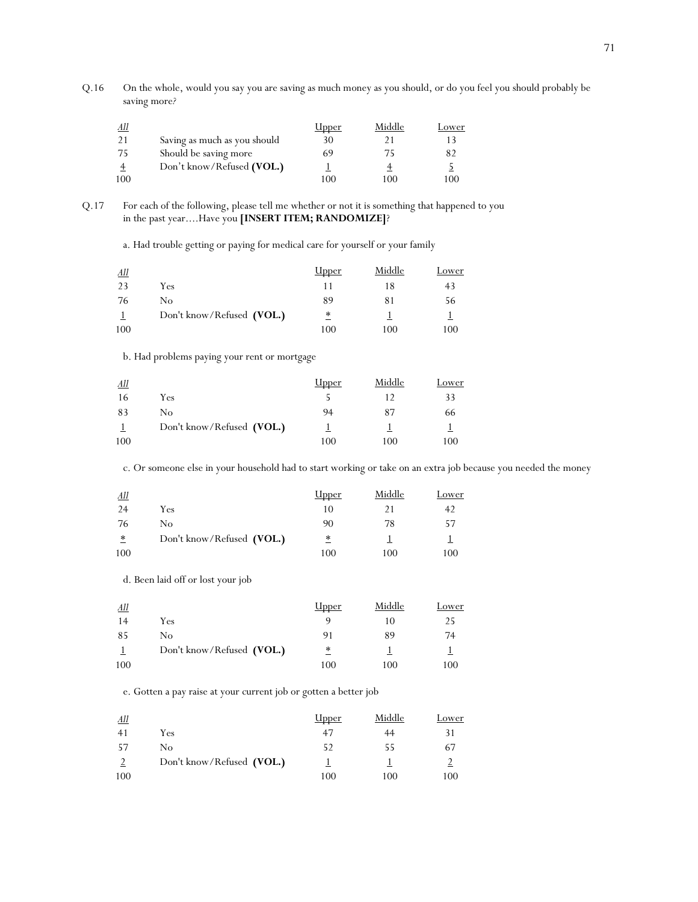Q.16 On the whole, would you say you are saving as much money as you should, or do you feel you should probably be saving more?

| *All* | | Upper | Middle | Lower |
|---|---|---|---|---|
| 21 | Saving as much as you should | 30 | 21 | 13 |
| 75 | Should be saving more | 69 | 75 | 82 |
| 4 | Don't know/Refused **(VOL.)** | 1 | 4 | 5 |
| 100 | | 100 | 100 | 100 |

Q.17 For each of the following, please tell me whether or not it is something that happened to you in the past year….Have you **[INSERT ITEM; RANDOMIZE]**?

a. Had trouble getting or paying for medical care for yourself or your family

| *All* | | Upper | Middle | Lower |
|---|---|---|---|---|
| 23 | Yes | 11 | 18 | 43 |
| 76 | No | 89 | 81 | 56 |
| 1 | Don't know/Refused **(VOL.)** | * | 1 | 1 |
| 100 | | 100 | 100 | 100 |

b. Had problems paying your rent or mortgage

| *All* | | Upper | Middle | Lower |
|---|---|---|---|---|
| 16 | Yes | 5 | 12 | 33 |
| 83 | No | 94 | 87 | 66 |
| 1 | Don't know/Refused **(VOL.)** | 1 | 1 | 1 |
| 100 | | 100 | 100 | 100 |

c. Or someone else in your household had to start working or take on an extra job because you needed the money

| *All* | | Upper | Middle | Lower |
|---|---|---|---|---|
| 24 | Yes | 10 | 21 | 42 |
| 76 | No | 90 | 78 | 57 |
| * | Don't know/Refused **(VOL.)** | * | 1 | 1 |
| 100 | | 100 | 100 | 100 |

d. Been laid off or lost your job

| *All* | | Upper | Middle | Lower |
|---|---|---|---|---|
| 14 | Yes | 9 | 10 | 25 |
| 85 | No | 91 | 89 | 74 |
| 1 | Don't know/Refused **(VOL.)** | * | 1 | 1 |
| 100 | | 100 | 100 | 100 |

e. Gotten a pay raise at your current job or gotten a better job

| *All* | | Upper | Middle | Lower |
|---|---|---|---|---|
| 41 | Yes | 47 | 44 | 31 |
| 57 | No | 52 | 55 | 67 |
| 2 | Don't know/Refused **(VOL.)** | 1 | 1 | 2 |
| 100 | | 100 | 100 | 100 |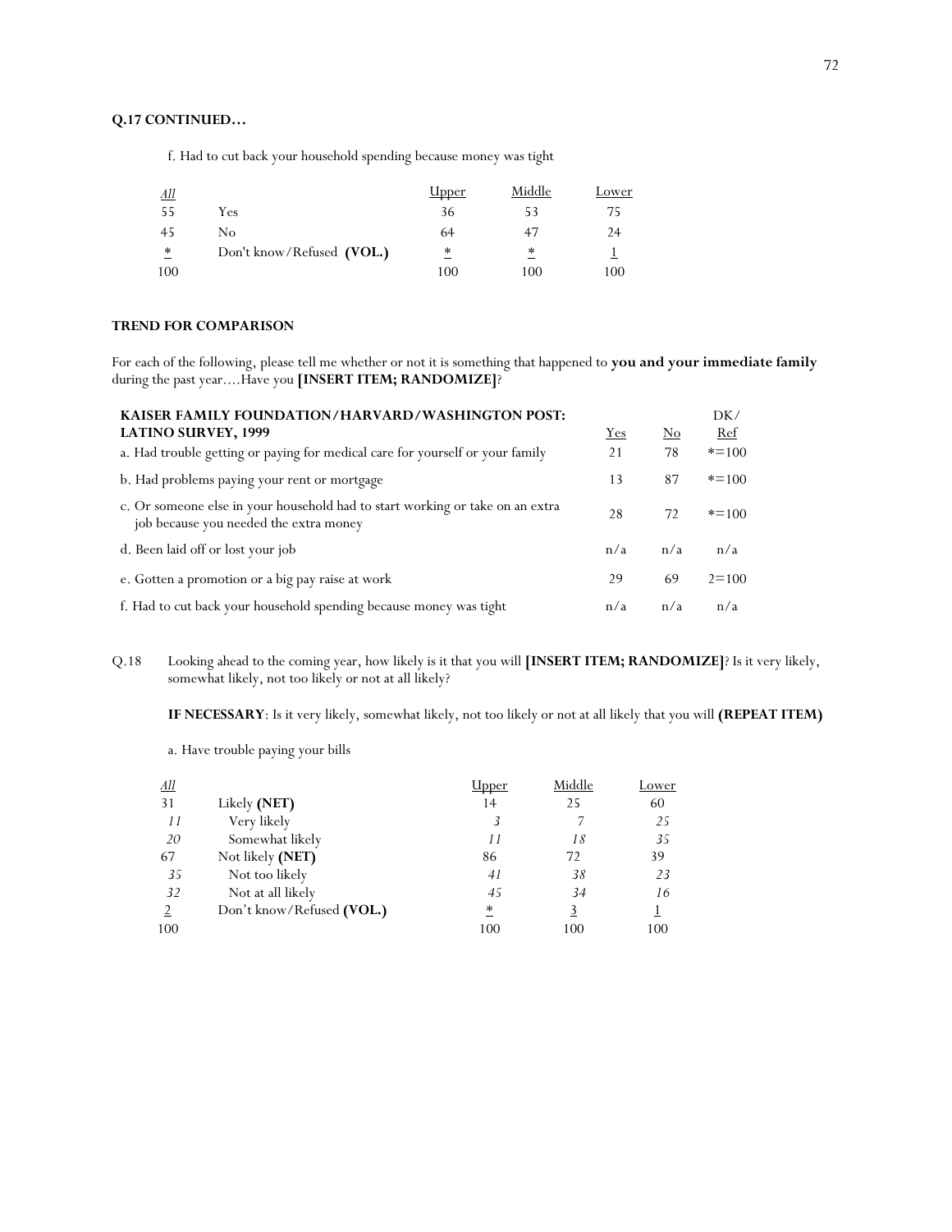**Q.17 CONTINUED…**

f. Had to cut back your household spending because money was tight

| *All* | | Upper | Middle | Lower |
|---|---|---|---|---|
| 55 | Yes | 36 | 53 | 75 |
| 45 | No | 64 | 47 | 24 |
| * | Don't know/Refused **(VOL.)** | * | * | 1 |
| 100 | | 100 | 100 | 100 |

**TREND FOR COMPARISON**

For each of the following, please tell me whether or not it is something that happened to **you and your immediate family** during the past year….Have you **[INSERT ITEM; RANDOMIZE]**?

| **KAISER FAMILY FOUNDATION/HARVARD/WASHINGTON POST: LATINO SURVEY, 1999** | Yes | No | DK/ Ref |
|---|---|---|---|
| a. Had trouble getting or paying for medical care for yourself or your family | 21 | 78 | *=100 |
| b. Had problems paying your rent or mortgage | 13 | 87 | *=100 |
| c. Or someone else in your household had to start working or take on an extra job because you needed the extra money | 28 | 72 | *=100 |
| d. Been laid off or lost your job | n/a | n/a | n/a |
| e. Gotten a promotion or a big pay raise at work | 29 | 69 | 2=100 |
| f. Had to cut back your household spending because money was tight | n/a | n/a | n/a |

Q.18 Looking ahead to the coming year, how likely is it that you will **[INSERT ITEM; RANDOMIZE]**? Is it very likely, somewhat likely, not too likely or not at all likely?

**IF NECESSARY**: Is it very likely, somewhat likely, not too likely or not at all likely that you will **(REPEAT ITEM)**

a. Have trouble paying your bills

| *All* | | Upper | Middle | Lower |
|---|---|---|---|---|
| 31 | Likely **(NET)** | 14 | 25 | 60 |
| *11* | Very likely | *3* | *7* | *25* |
| *20* | Somewhat likely | *11* | *18* | *35* |
| 67 | Not likely **(NET)** | 86 | 72 | 39 |
| *35* | Not too likely | *41* | *38* | *23* |
| *32* | Not at all likely | *45* | *34* | *16* |
| 2 | Don't know/Refused **(VOL.)** | * | 3 | 1 |
| 100 | | 100 | 100 | 100 |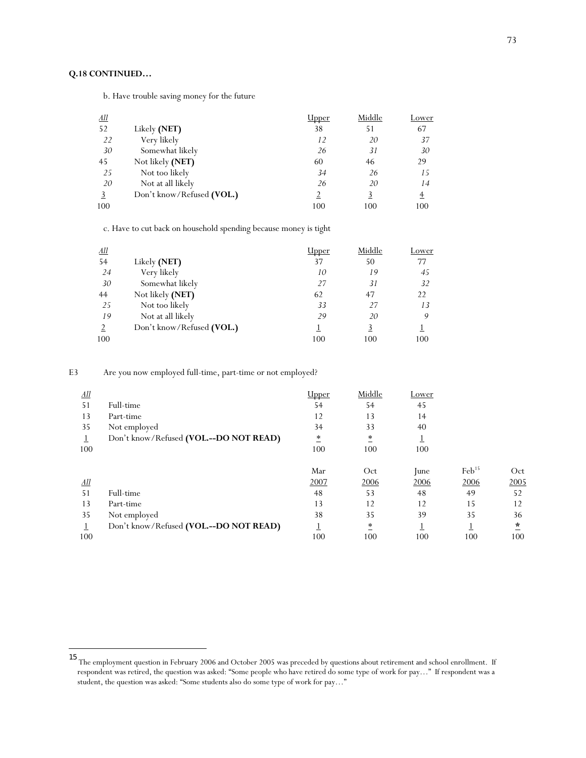**Q.18 CONTINUED…**

b. Have trouble saving money for the future

| All | | Upper | Middle | Lower |
|---|---|---|---|---|
| 52 | Likely **(NET)** | 38 | 51 | 67 |
| *22* | Very likely | *12* | *20* | *37* |
| *30* | Somewhat likely | *26* | *31* | *30* |
| 45 | Not likely **(NET)** | 60 | 46 | 29 |
| *25* | Not too likely | *34* | *26* | *15* |
| *20* | Not at all likely | *26* | *20* | *14* |
| 3 | Don't know/Refused **(VOL.)** | 2 | 3 | 4 |
| 100 | | 100 | 100 | 100 |

c. Have to cut back on household spending because money is tight

| All | | Upper | Middle | Lower |
|---|---|---|---|---|
| 54 | Likely **(NET)** | 37 | 50 | 77 |
| *24* | Very likely | *10* | *19* | *45* |
| *30* | Somewhat likely | *27* | *31* | *32* |
| 44 | Not likely **(NET)** | 62 | 47 | 22 |
| *25* | Not too likely | *33* | *27* | *13* |
| *19* | Not at all likely | *29* | *20* | *9* |
| 2 | Don't know/Refused **(VOL.)** | 1 | 3 | 1 |
| 100 | | 100 | 100 | 100 |

E3 Are you now employed full-time, part-time or not employed?

| All | | Upper | Middle | Lower |
|---|---|---|---|---|
| 51 | Full-time | 54 | 54 | 45 |
| 13 | Part-time | 12 | 13 | 14 |
| 35 | Not employed | 34 | 33 | 40 |
| 1 | Don't know/Refused **(VOL.--DO NOT READ)** | * | * | 1 |
| 100 | | 100 | 100 | 100 |

| All | | Mar 2007 | Oct 2006 | June 2006 | Feb[15] 2006 | Oct 2005 |
|---|---|---|---|---|---|---|
| 51 | Full-time | 48 | 53 | 48 | 49 | 52 |
| 13 | Part-time | 13 | 12 | 12 | 15 | 12 |
| 35 | Not employed | 38 | 35 | 39 | 35 | 36 |
| 1 | Don't know/Refused **(VOL.--DO NOT READ)** | 1 | * | 1 | 1 | * |
| 100 | | 100 | 100 | 100 | 100 | 100 |

[15] The employment question in February 2006 and October 2005 was preceded by questions about retirement and school enrollment. If respondent was retired, the question was asked: "Some people who have retired do some type of work for pay…" If respondent was a student, the question was asked: "Some students also do some type of work for pay…"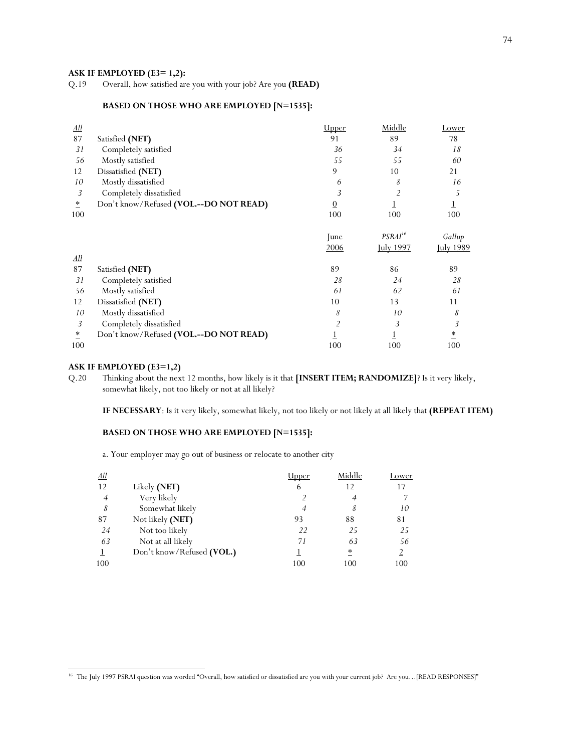**ASK IF EMPLOYED (E3= 1,2):**

Q.19 Overall, how satisfied are you with your job? Are you **(READ)**

**BASED ON THOSE WHO ARE EMPLOYED [N=1535]:**

| *All* | | Upper | Middle | Lower |
|---|---|---|---|---|
| 87 | Satisfied **(NET)** | 91 | 89 | 78 |
| *31* | Completely satisfied | *36* | *34* | *18* |
| *56* | Mostly satisfied | *55* | *55* | *60* |
| 12 | Dissatisfied **(NET)** | 9 | 10 | 21 |
| *10* | Mostly dissatisfied | *6* | *8* | *16* |
| *3* | Completely dissatisfied | *3* | *2* | *5* |
| * | Don't know/Refused **(VOL.--DO NOT READ)** | 0 | 1 | 1 |
| 100 | | 100 | 100 | 100 |

| *All* | | June 2006 | *PSRAI*[16] July 1997 | *Gallup* July 1989 |
|---|---|---|---|---|
| 87 | Satisfied **(NET)** | 89 | 86 | 89 |
| *31* | Completely satisfied | *28* | *24* | *28* |
| *56* | Mostly satisfied | *61* | *62* | *61* |
| 12 | Dissatisfied **(NET)** | 10 | 13 | 11 |
| *10* | Mostly dissatisfied | *8* | *10* | *8* |
| *3* | Completely dissatisfied | *2* | *3* | *3* |
| * | Don't know/Refused **(VOL.--DO NOT READ)** | 1 | 1 | * |
| 100 | | 100 | 100 | 100 |

**ASK IF EMPLOYED (E3=1,2)**

Q.20 Thinking about the next 12 months, how likely is it that **[INSERT ITEM; RANDOMIZE]**? Is it very likely, somewhat likely, not too likely or not at all likely?

**IF NECESSARY**: Is it very likely, somewhat likely, not too likely or not likely at all likely that **(REPEAT ITEM)**

**BASED ON THOSE WHO ARE EMPLOYED [N=1535]:**

a. Your employer may go out of business or relocate to another city

| *All* | | Upper | Middle | Lower |
|---|---|---|---|---|
| 12 | Likely **(NET)** | 6 | 12 | 17 |
| *4* | Very likely | *2* | *4* | *7* |
| *8* | Somewhat likely | *4* | *8* | *10* |
| 87 | Not likely **(NET)** | 93 | 88 | 81 |
| *24* | Not too likely | *22* | *25* | *25* |
| *63* | Not at all likely | *71* | *63* | *56* |
| 1 | Don't know/Refused **(VOL.)** | 1 | * | 2 |
| 100 | | 100 | 100 | 100 |

[16] The July 1997 PSRAI question was worded "Overall, how satisfied or dissatisfied are you with your current job? Are you…[READ RESPONSES]"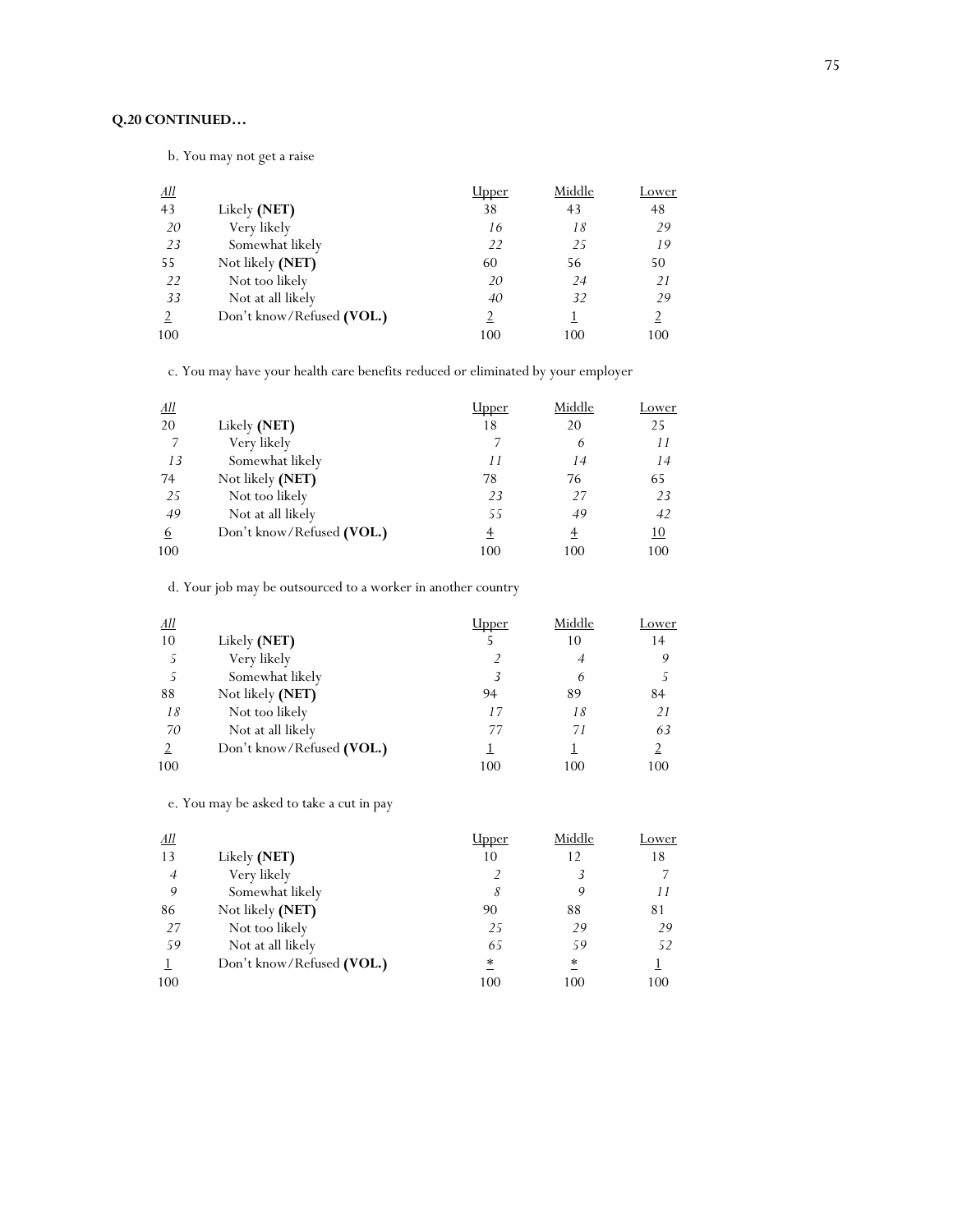**Q.20 CONTINUED…**

b. You may not get a raise

| All | | Upper | Middle | Lower |
|---|---|---|---|---|
| 43 | Likely **(NET)** | 38 | 43 | 48 |
| *20* | *Very likely* | *16* | *18* | *29* |
| *23* | *Somewhat likely* | *22* | *25* | *19* |
| 55 | Not likely **(NET)** | 60 | 56 | 50 |
| *22* | *Not too likely* | *20* | *24* | *21* |
| *33* | *Not at all likely* | *40* | *32* | *29* |
| 2 | Don't know/Refused **(VOL.)** | 2 | 1 | 2 |
| 100 | | 100 | 100 | 100 |

c. You may have your health care benefits reduced or eliminated by your employer

| All | | Upper | Middle | Lower |
|---|---|---|---|---|
| 20 | Likely **(NET)** | 18 | 20 | 25 |
| *7* | *Very likely* | *7* | *6* | *11* |
| *13* | *Somewhat likely* | *11* | *14* | *14* |
| 74 | Not likely **(NET)** | 78 | 76 | 65 |
| *25* | *Not too likely* | *23* | *27* | *23* |
| *49* | *Not at all likely* | *55* | *49* | *42* |
| 6 | Don't know/Refused **(VOL.)** | 4 | 4 | 10 |
| 100 | | 100 | 100 | 100 |

d. Your job may be outsourced to a worker in another country

| All | | Upper | Middle | Lower |
|---|---|---|---|---|
| 10 | Likely **(NET)** | 5 | 10 | 14 |
| *5* | *Very likely* | *2* | *4* | *9* |
| *5* | *Somewhat likely* | *3* | *6* | *5* |
| 88 | Not likely **(NET)** | 94 | 89 | 84 |
| *18* | *Not too likely* | *17* | *18* | *21* |
| *70* | *Not at all likely* | *77* | *71* | *63* |
| 2 | Don't know/Refused **(VOL.)** | 1 | 1 | 2 |
| 100 | | 100 | 100 | 100 |

e. You may be asked to take a cut in pay

| All | | Upper | Middle | Lower |
|---|---|---|---|---|
| 13 | Likely **(NET)** | 10 | 12 | 18 |
| *4* | *Very likely* | *2* | *3* | *7* |
| *9* | *Somewhat likely* | *8* | *9* | *11* |
| 86 | Not likely **(NET)** | 90 | 88 | 81 |
| *27* | *Not too likely* | *25* | *29* | *29* |
| *59* | *Not at all likely* | *65* | *59* | *52* |
| 1 | Don't know/Refused **(VOL.)** | * | * | 1 |
| 100 | | 100 | 100 | 100 |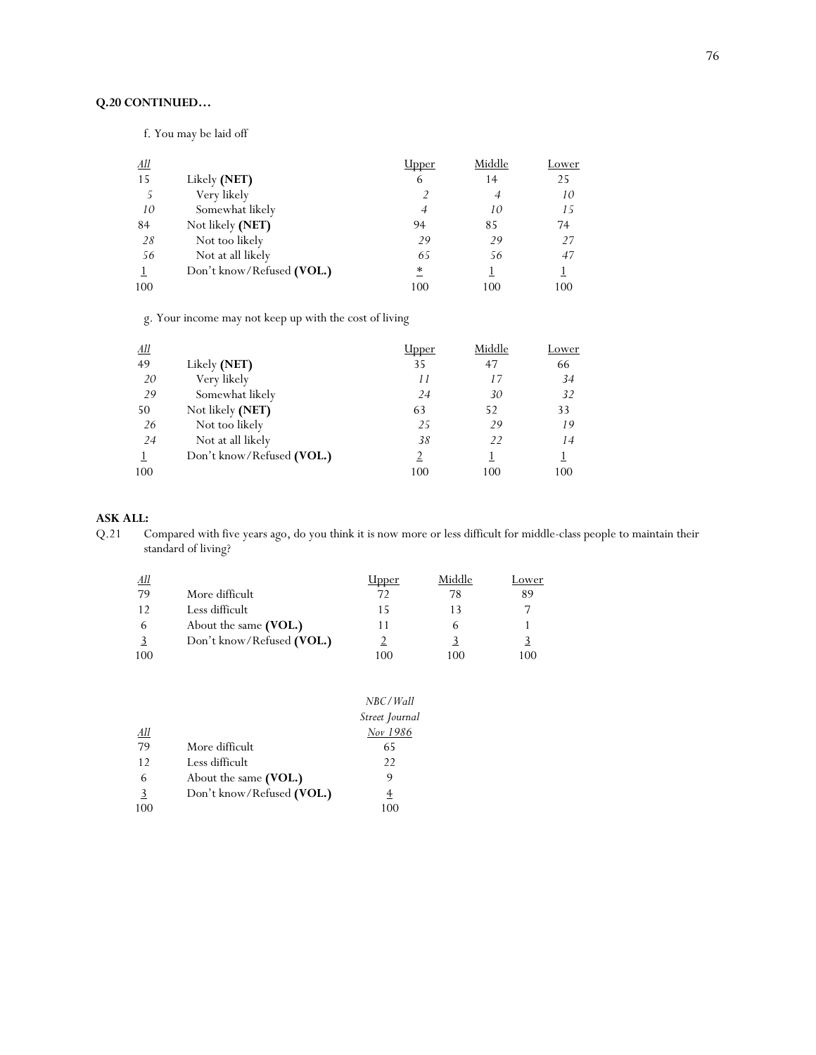**Q.20 CONTINUED…**

f. You may be laid off

| *All* | | Upper | Middle | Lower |
|---|---|---|---|---|
| 15 | Likely **(NET)** | 6 | 14 | 25 |
| *5* | *Very likely* | *2* | *4* | *10* |
| *10* | *Somewhat likely* | *4* | *10* | *15* |
| 84 | Not likely **(NET)** | 94 | 85 | 74 |
| *28* | *Not too likely* | *29* | *29* | *27* |
| *56* | *Not at all likely* | *65* | *56* | *47* |
| 1 | Don't know/Refused **(VOL.)** | * | 1 | 1 |
| 100 | | 100 | 100 | 100 |

g. Your income may not keep up with the cost of living

| *All* | | Upper | Middle | Lower |
|---|---|---|---|---|
| 49 | Likely **(NET)** | 35 | 47 | 66 |
| *20* | *Very likely* | *11* | *17* | *34* |
| *29* | *Somewhat likely* | *24* | *30* | *32* |
| 50 | Not likely **(NET)** | 63 | 52 | 33 |
| *26* | *Not too likely* | *25* | *29* | *19* |
| *24* | *Not at all likely* | *38* | *22* | *14* |
| 1 | Don't know/Refused **(VOL.)** | 2 | 1 | 1 |
| 100 | | 100 | 100 | 100 |

**ASK ALL:**

Q.21 Compared with five years ago, do you think it is now more or less difficult for middle-class people to maintain their standard of living?

| *All* | | Upper | Middle | Lower |
|---|---|---|---|---|
| 79 | More difficult | 72 | 78 | 89 |
| 12 | Less difficult | 15 | 13 | 7 |
| 6 | About the same **(VOL.)** | 11 | 6 | 1 |
| 3 | Don't know/Refused **(VOL.)** | 2 | 3 | 3 |
| 100 | | 100 | 100 | 100 |

| *All* | | *NBC/Wall Street Journal Nov 1986* |
|---|---|---|
| 79 | More difficult | 65 |
| 12 | Less difficult | 22 |
| 6 | About the same **(VOL.)** | 9 |
| 3 | Don't know/Refused **(VOL.)** | 4 |
| 100 | | 100 |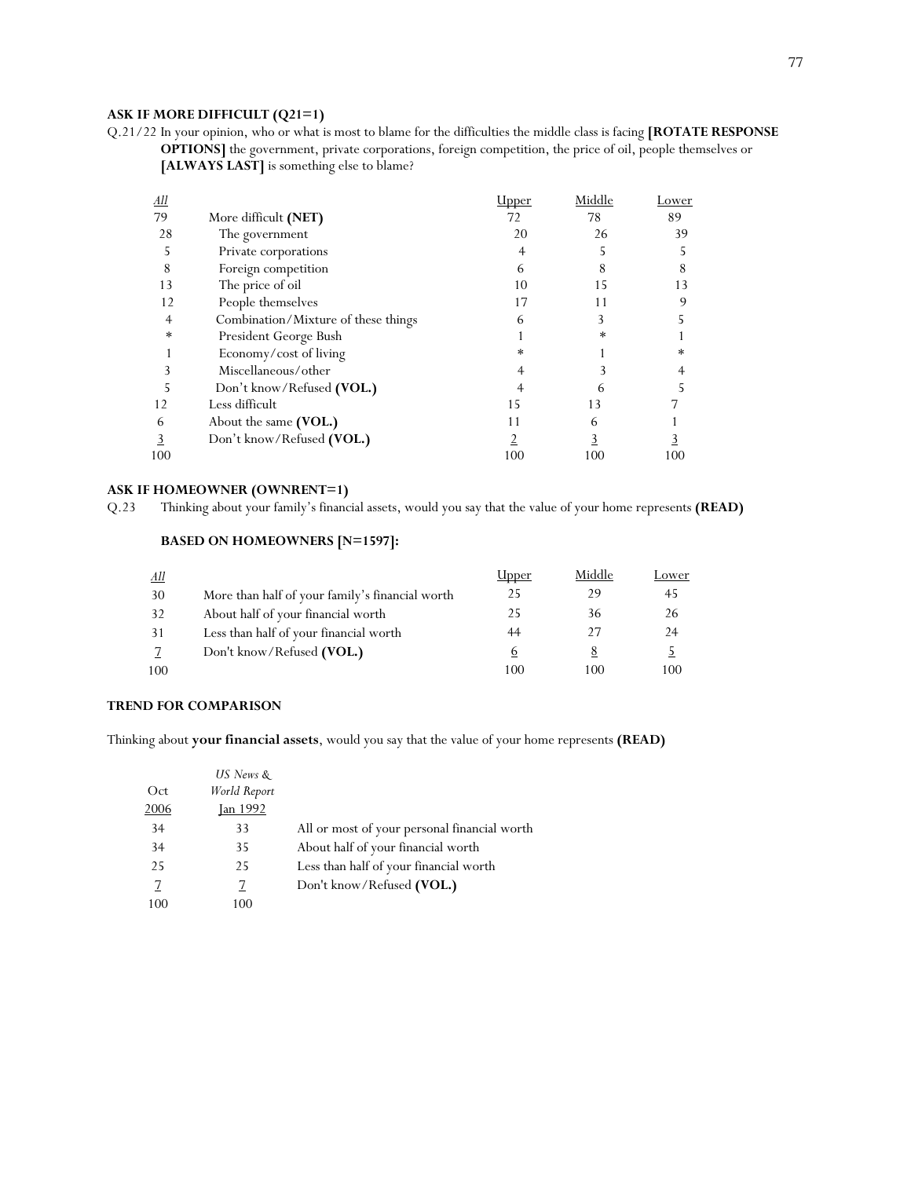**ASK IF MORE DIFFICULT (Q21=1)**

Q.21/22 In your opinion, who or what is most to blame for the difficulties the middle class is facing **[ROTATE RESPONSE OPTIONS]** the government, private corporations, foreign competition, the price of oil, people themselves or **[ALWAYS LAST]** is something else to blame?

| *All* | | Upper | Middle | Lower |
|---|---|---|---|---|
| 79 | More difficult **(NET)** | 72 | 78 | 89 |
| 28 | The government | 20 | 26 | 39 |
| 5 | Private corporations | 4 | 5 | 5 |
| 8 | Foreign competition | 6 | 8 | 8 |
| 13 | The price of oil | 10 | 15 | 13 |
| 12 | People themselves | 17 | 11 | 9 |
| 4 | Combination/Mixture of these things | 6 | 3 | 5 |
| * | President George Bush | 1 | * | 1 |
| 1 | Economy/cost of living | * | 1 | * |
| 3 | Miscellaneous/other | 4 | 3 | 4 |
| 5 | Don't know/Refused **(VOL.)** | 4 | 6 | 5 |
| 12 | Less difficult | 15 | 13 | 7 |
| 6 | About the same **(VOL.)** | 11 | 6 | 1 |
| 3 | Don't know/Refused **(VOL.)** | 2 | 3 | 3 |
| 100 | | 100 | 100 | 100 |

**ASK IF HOMEOWNER (OWNRENT=1)**

Q.23 Thinking about your family's financial assets, would you say that the value of your home represents **(READ)**

**BASED ON HOMEOWNERS [N=1597]:**

| *All* | | Upper | Middle | Lower |
|---|---|---|---|---|
| 30 | More than half of your family's financial worth | 25 | 29 | 45 |
| 32 | About half of your financial worth | 25 | 36 | 26 |
| 31 | Less than half of your financial worth | 44 | 27 | 24 |
| 7 | Don't know/Refused **(VOL.)** | 6 | 8 | 5 |
| 100 | | 100 | 100 | 100 |

**TREND FOR COMPARISON**

Thinking about **your financial assets**, would you say that the value of your home represents **(READ)**

| Oct 2006 | *US News & World Report* Jan 1992 | |
|---|---|---|
| 34 | 33 | All or most of your personal financial worth |
| 34 | 35 | About half of your financial worth |
| 25 | 25 | Less than half of your financial worth |
| 7 | 7 | Don't know/Refused **(VOL.)** |
| 100 | 100 | |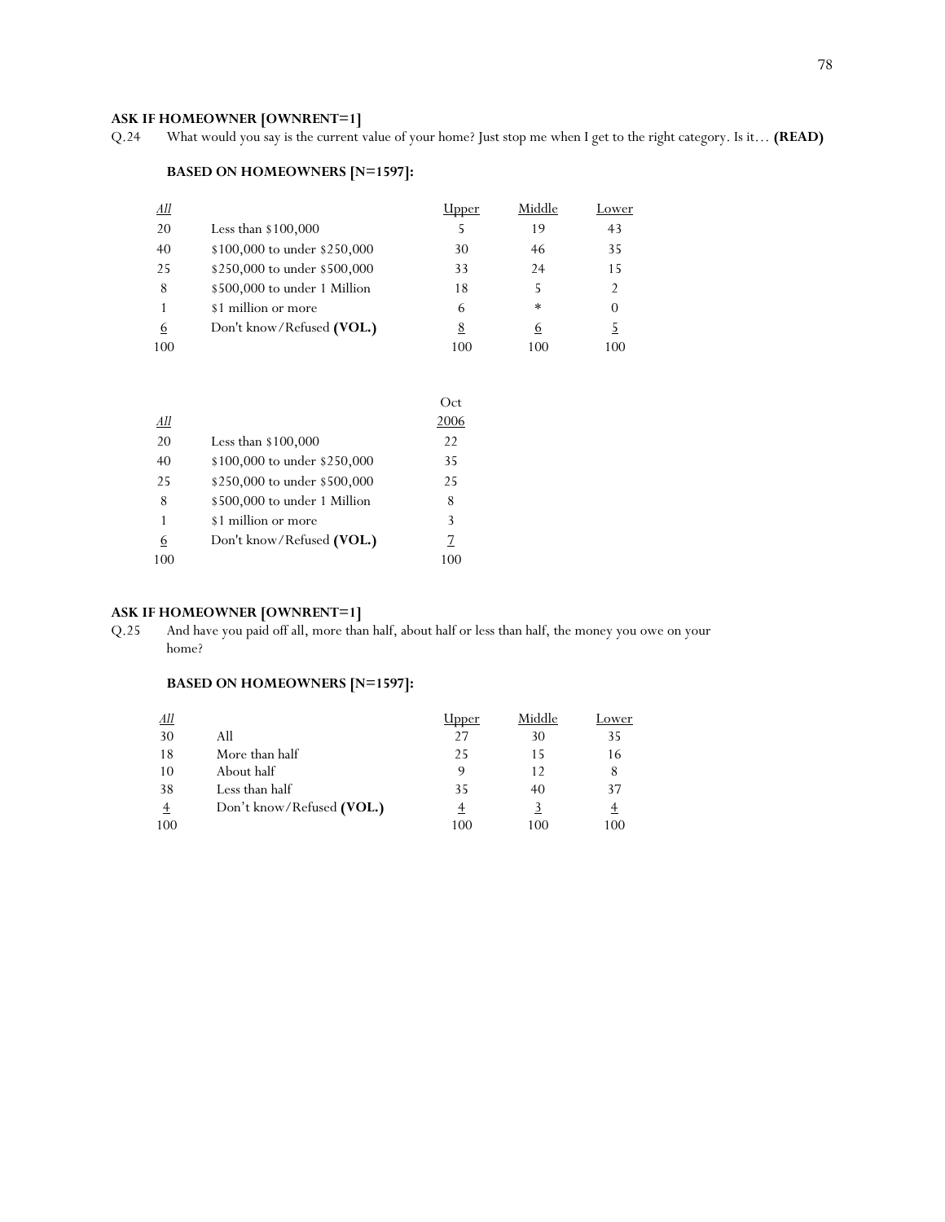**ASK IF HOMEOWNER [OWNRENT=1]**

Q.24 What would you say is the current value of your home? Just stop me when I get to the right category. Is it… **(READ)**

**BASED ON HOMEOWNERS [N=1597]:**

| *All* | | Upper | Middle | Lower |
|---|---|---|---|---|
| 20 | Less than $100,000 | 5 | 19 | 43 |
| 40 | $100,000 to under $250,000 | 30 | 46 | 35 |
| 25 | $250,000 to under $500,000 | 33 | 24 | 15 |
| 8 | $500,000 to under 1 Million | 18 | 5 | 2 |
| 1 | $1 million or more | 6 | * | 0 |
| 6 | Don't know/Refused **(VOL.)** | 8 | 6 | 5 |
| 100 | | 100 | 100 | 100 |

| *All* | | Oct 2006 |
|---|---|---|
| 20 | Less than $100,000 | 22 |
| 40 | $100,000 to under $250,000 | 35 |
| 25 | $250,000 to under $500,000 | 25 |
| 8 | $500,000 to under 1 Million | 8 |
| 1 | $1 million or more | 3 |
| 6 | Don't know/Refused **(VOL.)** | 7 |
| 100 | | 100 |

**ASK IF HOMEOWNER [OWNRENT=1]**

Q.25 And have you paid off all, more than half, about half or less than half, the money you owe on your home?

**BASED ON HOMEOWNERS [N=1597]:**

| *All* | | Upper | Middle | Lower |
|---|---|---|---|---|
| 30 | All | 27 | 30 | 35 |
| 18 | More than half | 25 | 15 | 16 |
| 10 | About half | 9 | 12 | 8 |
| 38 | Less than half | 35 | 40 | 37 |
| 4 | Don't know/Refused **(VOL.)** | 4 | 3 | 4 |
| 100 | | 100 | 100 | 100 |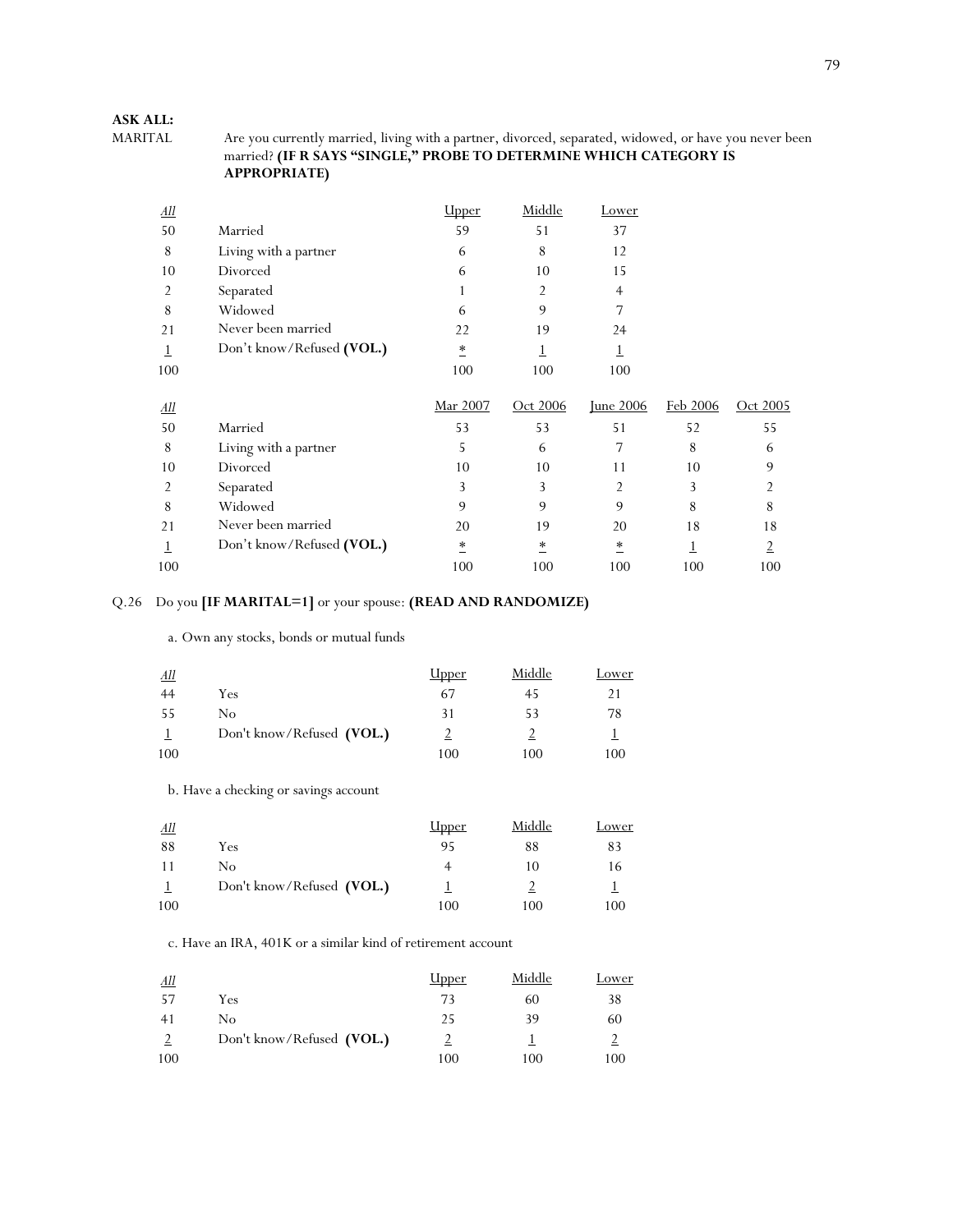**ASK ALL:**

MARITAL Are you currently married, living with a partner, divorced, separated, widowed, or have you never been married? **(IF R SAYS "SINGLE," PROBE TO DETERMINE WHICH CATEGORY IS APPROPRIATE)**

| *All* | | Upper | Middle | Lower |
|---|---|---|---|---|
| 50 | Married | 59 | 51 | 37 |
| 8 | Living with a partner | 6 | 8 | 12 |
| 10 | Divorced | 6 | 10 | 15 |
| 2 | Separated | 1 | 2 | 4 |
| 8 | Widowed | 6 | 9 | 7 |
| 21 | Never been married | 22 | 19 | 24 |
| 1 | Don't know/Refused **(VOL.)** | * | 1 | 1 |
| 100 | | 100 | 100 | 100 |

| *All* | | Mar 2007 | Oct 2006 | June 2006 | Feb 2006 | Oct 2005 |
|---|---|---|---|---|---|---|
| 50 | Married | 53 | 53 | 51 | 52 | 55 |
| 8 | Living with a partner | 5 | 6 | 7 | 8 | 6 |
| 10 | Divorced | 10 | 10 | 11 | 10 | 9 |
| 2 | Separated | 3 | 3 | 2 | 3 | 2 |
| 8 | Widowed | 9 | 9 | 9 | 8 | 8 |
| 21 | Never been married | 20 | 19 | 20 | 18 | 18 |
| 1 | Don't know/Refused **(VOL.)** | * | * | * | 1 | 2 |
| 100 | | 100 | 100 | 100 | 100 | 100 |

Q.26 Do you **[IF MARITAL=1]** or your spouse: **(READ AND RANDOMIZE)**

a. Own any stocks, bonds or mutual funds

| *All* | | Upper | Middle | Lower |
|---|---|---|---|---|
| 44 | Yes | 67 | 45 | 21 |
| 55 | No | 31 | 53 | 78 |
| 1 | Don't know/Refused **(VOL.)** | 2 | 2 | 1 |
| 100 | | 100 | 100 | 100 |

b. Have a checking or savings account

| *All* | | Upper | Middle | Lower |
|---|---|---|---|---|
| 88 | Yes | 95 | 88 | 83 |
| 11 | No | 4 | 10 | 16 |
| 1 | Don't know/Refused **(VOL.)** | 1 | 2 | 1 |
| 100 | | 100 | 100 | 100 |

c. Have an IRA, 401K or a similar kind of retirement account

| *All* | | Upper | Middle | Lower |
|---|---|---|---|---|
| 57 | Yes | 73 | 60 | 38 |
| 41 | No | 25 | 39 | 60 |
| 2 | Don't know/Refused **(VOL.)** | 2 | 1 | 2 |
| 100 | | 100 | 100 | 100 |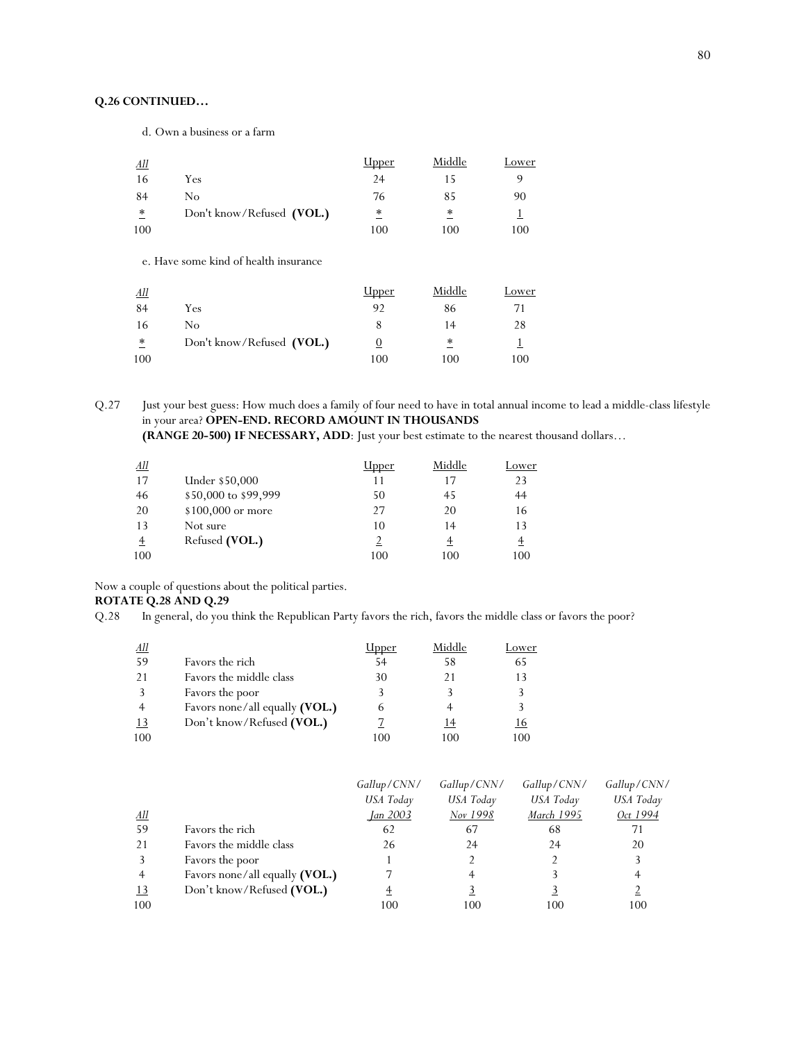**Q.26 CONTINUED…**

d. Own a business or a farm

| All | | Upper | Middle | Lower |
|---|---|---|---|---|
| 16 | Yes | 24 | 15 | 9 |
| 84 | No | 76 | 85 | 90 |
| * | Don't know/Refused **(VOL.)** | * | * | 1 |
| 100 | | 100 | 100 | 100 |

e. Have some kind of health insurance

| All | | Upper | Middle | Lower |
|---|---|---|---|---|
| 84 | Yes | 92 | 86 | 71 |
| 16 | No | 8 | 14 | 28 |
| * | Don't know/Refused **(VOL.)** | 0 | * | 1 |
| 100 | | 100 | 100 | 100 |

Q.27 Just your best guess: How much does a family of four need to have in total annual income to lead a middle-class lifestyle in your area? **OPEN-END. RECORD AMOUNT IN THOUSANDS (RANGE 20-500) IF NECESSARY, ADD**: Just your best estimate to the nearest thousand dollars…

| All | | Upper | Middle | Lower |
|---|---|---|---|---|
| 17 | Under $50,000 | 11 | 17 | 23 |
| 46 | $50,000 to $99,999 | 50 | 45 | 44 |
| 20 | $100,000 or more | 27 | 20 | 16 |
| 13 | Not sure | 10 | 14 | 13 |
| 4 | Refused **(VOL.)** | 2 | 4 | 4 |
| 100 | | 100 | 100 | 100 |

Now a couple of questions about the political parties.

**ROTATE Q.28 AND Q.29**

Q.28 In general, do you think the Republican Party favors the rich, favors the middle class or favors the poor?

| All | | Upper | Middle | Lower |
|---|---|---|---|---|
| 59 | Favors the rich | 54 | 58 | 65 |
| 21 | Favors the middle class | 30 | 21 | 13 |
| 3 | Favors the poor | 3 | 3 | 3 |
| 4 | Favors none/all equally **(VOL.)** | 6 | 4 | 3 |
| 13 | Don't know/Refused **(VOL.)** | 7 | 14 | 16 |
| 100 | | 100 | 100 | 100 |

| All | | *Gallup/CNN/ USA Today Jan 2003* | *Gallup/CNN/ USA Today Nov 1998* | *Gallup/CNN/ USA Today March 1995* | *Gallup/CNN/ USA Today Oct 1994* |
|---|---|---|---|---|---|
| 59 | Favors the rich | 62 | 67 | 68 | 71 |
| 21 | Favors the middle class | 26 | 24 | 24 | 20 |
| 3 | Favors the poor | 1 | 2 | 2 | 3 |
| 4 | Favors none/all equally **(VOL.)** | 7 | 4 | 3 | 4 |
| 13 | Don't know/Refused **(VOL.)** | 4 | 3 | 3 | 2 |
| 100 | | 100 | 100 | 100 | 100 |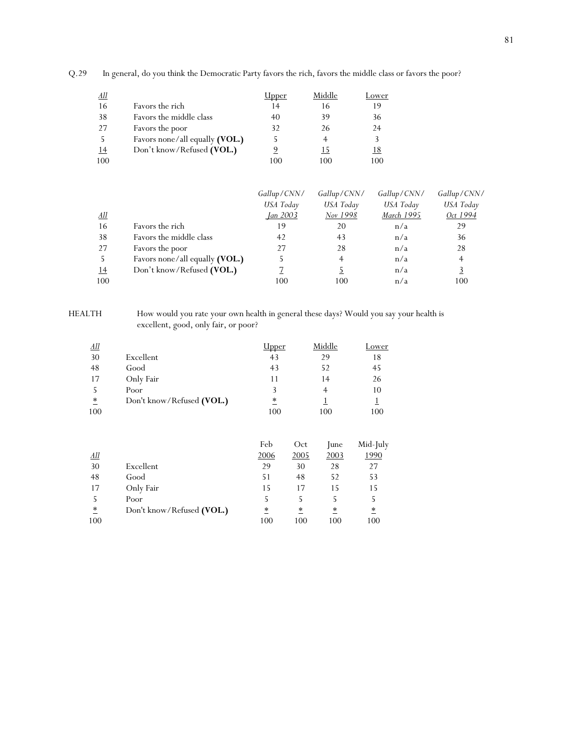Q.29 In general, do you think the Democratic Party favors the rich, favors the middle class or favors the poor?

| All | | Upper | Middle | Lower |
|---|---|---|---|---|
| 16 | Favors the rich | 14 | 16 | 19 |
| 38 | Favors the middle class | 40 | 39 | 36 |
| 27 | Favors the poor | 32 | 26 | 24 |
| 5 | Favors none/all equally **(VOL.)** | 5 | 4 | 3 |
| 14 | Don't know/Refused **(VOL.)** | 9 | 15 | 18 |
| 100 | | 100 | 100 | 100 |

| All | | *Gallup/CNN/ USA Today Jan 2003* | *Gallup/CNN/ USA Today Nov 1998* | *Gallup/CNN/ USA Today March 1995* | *Gallup/CNN/ USA Today Oct 1994* |
|---|---|---|---|---|---|
| 16 | Favors the rich | 19 | 20 | n/a | 29 |
| 38 | Favors the middle class | 42 | 43 | n/a | 36 |
| 27 | Favors the poor | 27 | 28 | n/a | 28 |
| 5 | Favors none/all equally **(VOL.)** | 5 | 4 | n/a | 4 |
| 14 | Don't know/Refused **(VOL.)** | 7 | 5 | n/a | 3 |
| 100 | | 100 | 100 | n/a | 100 |

HEALTH How would you rate your own health in general these days? Would you say your health is excellent, good, only fair, or poor?

| All | | Upper | Middle | Lower |
|---|---|---|---|---|
| 30 | Excellent | 43 | 29 | 18 |
| 48 | Good | 43 | 52 | 45 |
| 17 | Only Fair | 11 | 14 | 26 |
| 5 | Poor | 3 | 4 | 10 |
| * | Don't know/Refused **(VOL.)** | * | 1 | 1 |
| 100 | | 100 | 100 | 100 |

| All | | Feb 2006 | Oct 2005 | June 2003 | Mid-July 1990 |
|---|---|---|---|---|---|
| 30 | Excellent | 29 | 30 | 28 | 27 |
| 48 | Good | 51 | 48 | 52 | 53 |
| 17 | Only Fair | 15 | 17 | 15 | 15 |
| 5 | Poor | 5 | 5 | 5 | 5 |
| * | Don't know/Refused **(VOL.)** | * | * | * | * |
| 100 | | 100 | 100 | 100 | 100 |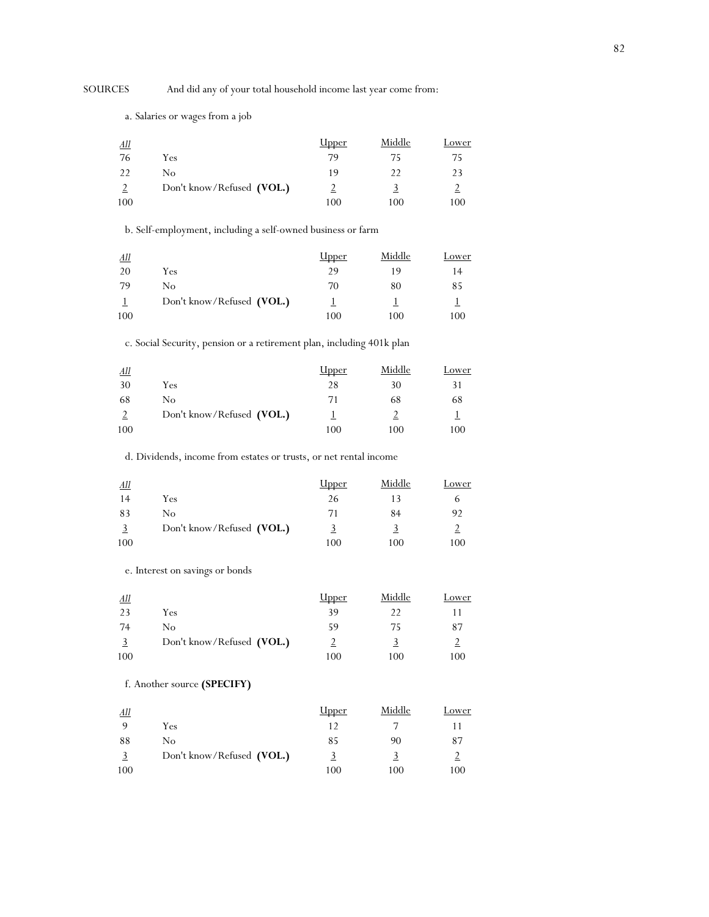SOURCES And did any of your total household income last year come from:

a. Salaries or wages from a job

| *All* | | Upper | Middle | Lower |
|---|---|---|---|---|
| 76 | Yes | 79 | 75 | 75 |
| 22 | No | 19 | 22 | 23 |
| 2 | Don't know/Refused **(VOL.)** | 2 | 3 | 2 |
| 100 | | 100 | 100 | 100 |

b. Self-employment, including a self-owned business or farm

| *All* | | Upper | Middle | Lower |
|---|---|---|---|---|
| 20 | Yes | 29 | 19 | 14 |
| 79 | No | 70 | 80 | 85 |
| 1 | Don't know/Refused **(VOL.)** | 1 | 1 | 1 |
| 100 | | 100 | 100 | 100 |

c. Social Security, pension or a retirement plan, including 401k plan

| *All* | | Upper | Middle | Lower |
|---|---|---|---|---|
| 30 | Yes | 28 | 30 | 31 |
| 68 | No | 71 | 68 | 68 |
| 2 | Don't know/Refused **(VOL.)** | 1 | 2 | 1 |
| 100 | | 100 | 100 | 100 |

d. Dividends, income from estates or trusts, or net rental income

| *All* | | Upper | Middle | Lower |
|---|---|---|---|---|
| 14 | Yes | 26 | 13 | 6 |
| 83 | No | 71 | 84 | 92 |
| 3 | Don't know/Refused **(VOL.)** | 3 | 3 | 2 |
| 100 | | 100 | 100 | 100 |

e. Interest on savings or bonds

| *All* | | Upper | Middle | Lower |
|---|---|---|---|---|
| 23 | Yes | 39 | 22 | 11 |
| 74 | No | 59 | 75 | 87 |
| 3 | Don't know/Refused **(VOL.)** | 2 | 3 | 2 |
| 100 | | 100 | 100 | 100 |

f. Another source **(SPECIFY)**

| *All* | | Upper | Middle | Lower |
|---|---|---|---|---|
| 9 | Yes | 12 | 7 | 11 |
| 88 | No | 85 | 90 | 87 |
| 3 | Don't know/Refused **(VOL.)** | 3 | 3 | 2 |
| 100 | | 100 | 100 | 100 |